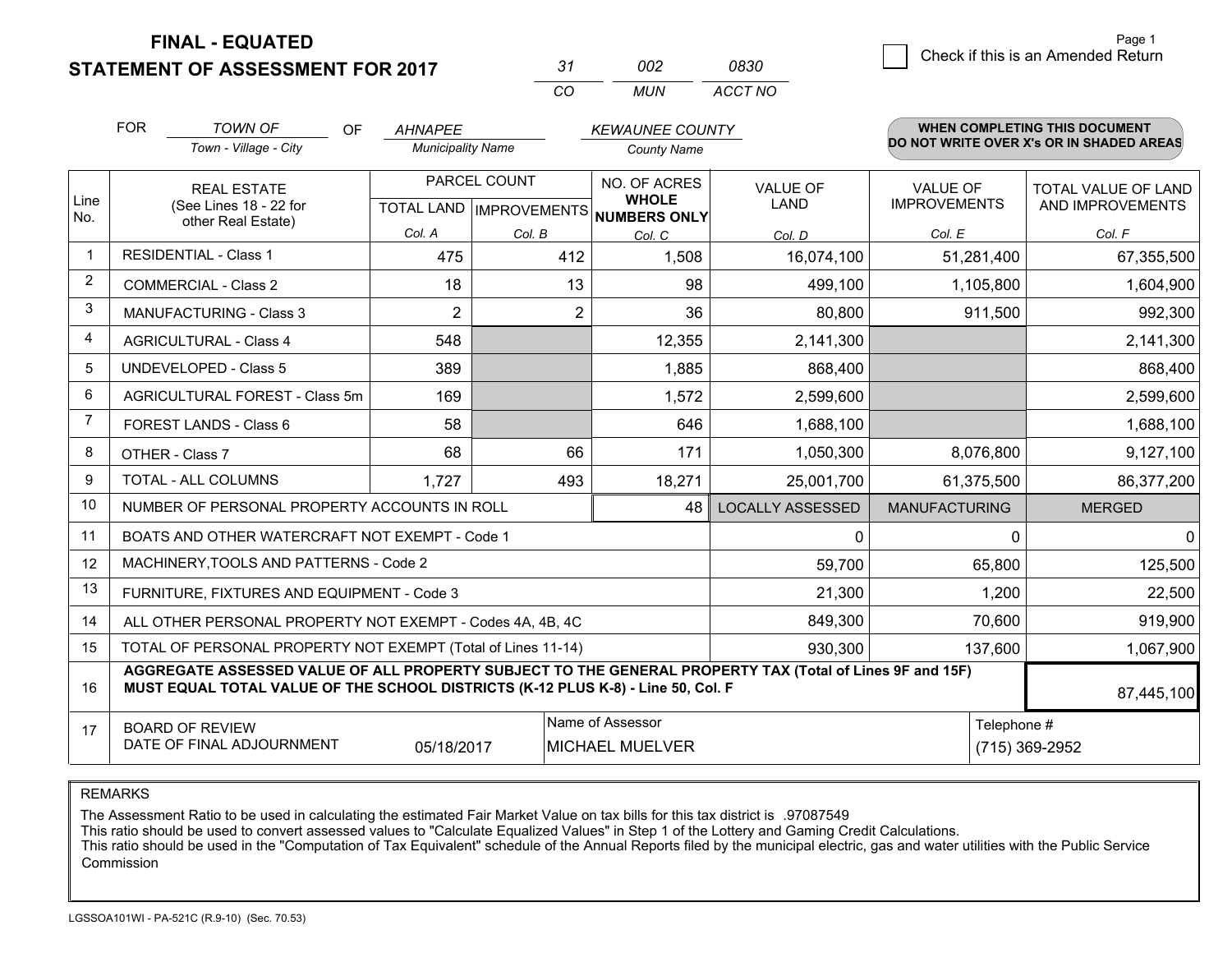# FINAL - EQUATED
## STATEMENT OF ASSESSMENT FOR 2017

| 31 | 002 | 0830 |
|---|---|---|
| CO | MUN | ACCT NO |

Page 1

☐ Check if this is an Amended Return

FOR *TOWN OF* (Town - Village - City) OF *AHNAPEE* (Municipality Name) *KEWAUNEE COUNTY* (County Name)

**WHEN COMPLETING THIS DOCUMENT DO NOT WRITE OVER X's OR IN SHADED AREAS**

| Line No. | REAL ESTATE (See Lines 18 - 22 for other Real Estate) | PARCEL COUNT TOTAL LAND Col. A | PARCEL COUNT IMPROVEMENTS Col. B | NO. OF ACRES WHOLE NUMBERS ONLY Col. C | VALUE OF LAND Col. D | VALUE OF IMPROVEMENTS Col. E | TOTAL VALUE OF LAND AND IMPROVEMENTS Col. F |
|---|---|---|---|---|---|---|---|
| 1 | RESIDENTIAL - Class 1 | 475 | 412 | 1,508 | 16,074,100 | 51,281,400 | 67,355,500 |
| 2 | COMMERCIAL - Class 2 | 18 | 13 | 98 | 499,100 | 1,105,800 | 1,604,900 |
| 3 | MANUFACTURING - Class 3 | 2 | 2 | 36 | 80,800 | 911,500 | 992,300 |
| 4 | AGRICULTURAL - Class 4 | 548 | | 12,355 | 2,141,300 | | 2,141,300 |
| 5 | UNDEVELOPED - Class 5 | 389 | | 1,885 | 868,400 | | 868,400 |
| 6 | AGRICULTURAL FOREST - Class 5m | 169 | | 1,572 | 2,599,600 | | 2,599,600 |
| 7 | FOREST LANDS - Class 6 | 58 | | 646 | 1,688,100 | | 1,688,100 |
| 8 | OTHER - Class 7 | 68 | 66 | 171 | 1,050,300 | 8,076,800 | 9,127,100 |
| 9 | TOTAL - ALL COLUMNS | 1,727 | 493 | 18,271 | 25,001,700 | 61,375,500 | 86,377,200 |
| 10 | NUMBER OF PERSONAL PROPERTY ACCOUNTS IN ROLL | | | 48 | LOCALLY ASSESSED | MANUFACTURING | MERGED |
| 11 | BOATS AND OTHER WATERCRAFT NOT EXEMPT - Code 1 | | | | 0 | 0 | 0 |
| 12 | MACHINERY,TOOLS AND PATTERNS - Code 2 | | | | 59,700 | 65,800 | 125,500 |
| 13 | FURNITURE, FIXTURES AND EQUIPMENT - Code 3 | | | | 21,300 | 1,200 | 22,500 |
| 14 | ALL OTHER PERSONAL PROPERTY NOT EXEMPT - Codes 4A, 4B, 4C | | | | 849,300 | 70,600 | 919,900 |
| 15 | TOTAL OF PERSONAL PROPERTY NOT EXEMPT (Total of Lines 11-14) | | | | 930,300 | 137,600 | 1,067,900 |
| 16 | **AGGREGATE ASSESSED VALUE OF ALL PROPERTY SUBJECT TO THE GENERAL PROPERTY TAX (Total of Lines 9F and 15F) MUST EQUAL TOTAL VALUE OF THE SCHOOL DISTRICTS (K-12 PLUS K-8) - Line 50, Col. F** | | | | | | 87,445,100 |
| 17 | BOARD OF REVIEW DATE OF FINAL ADJOURNMENT | 05/18/2017 | | Name of Assessor: MICHAEL MUELVER | | | Telephone #: (715) 369-2952 |

REMARKS

The Assessment Ratio to be used in calculating the estimated Fair Market Value on tax bills for this tax district is .97087549
This ratio should be used to convert assessed values to "Calculate Equalized Values" in Step 1 of the Lottery and Gaming Credit Calculations.
This ratio should be used in the "Computation of Tax Equivalent" schedule of the Annual Reports filed by the municipal electric, gas and water utilities with the Public Service Commission

LGSSOA101WI - PA-521C (R.9-10) (Sec. 70.53)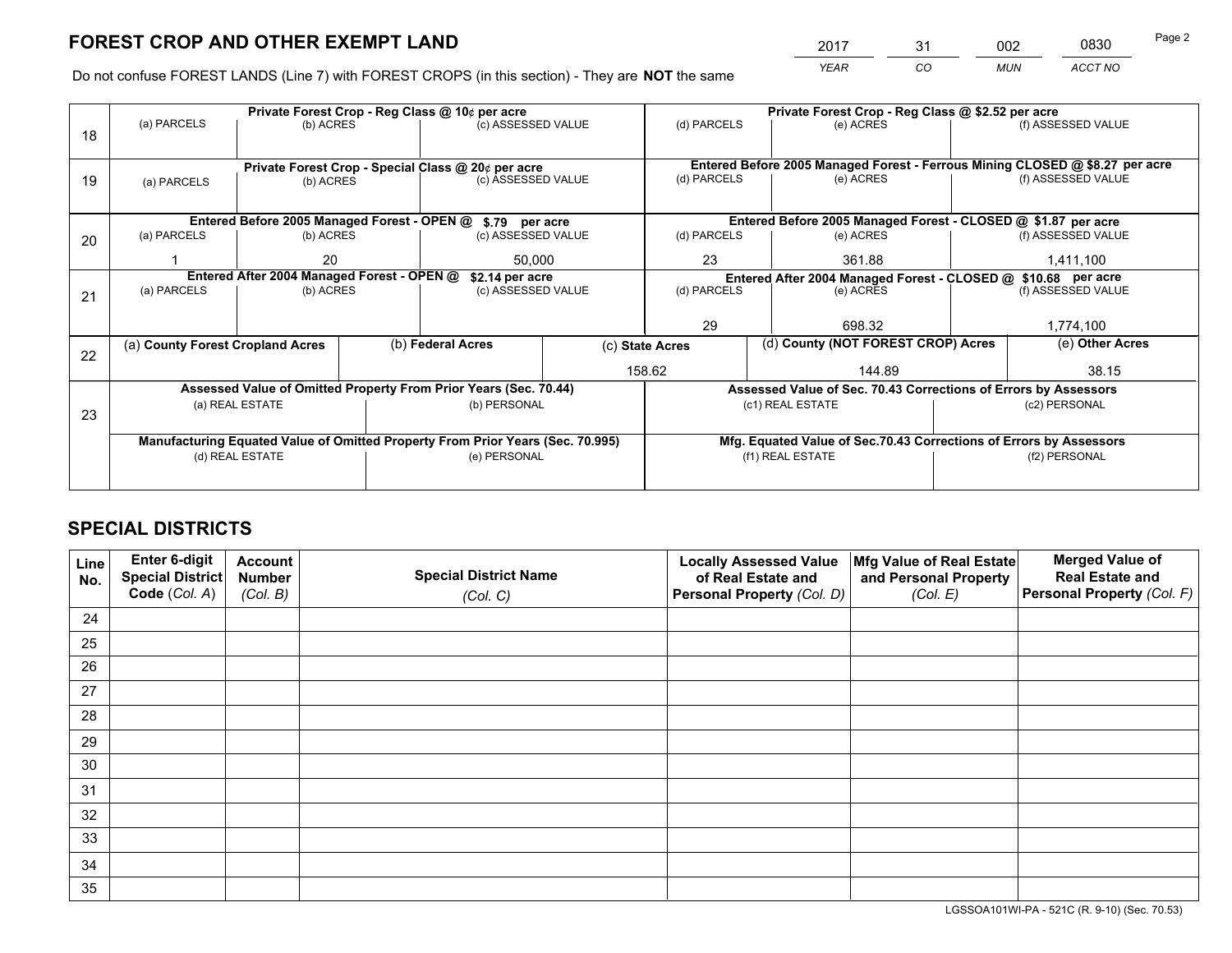# FOREST CROP AND OTHER EXEMPT LAND

| 2017 | 31 | 002 | 0830 |
|---|---|---|---|
| *YEAR* | *CO* | *MUN* | *ACCT NO* |

Do not confuse FOREST LANDS (Line 7) with FOREST CROPS (in this section) - They are **NOT** the same

| Line | Private Forest Crop - Reg Class @ 10¢ per acre | | | Private Forest Crop - Reg Class @ $2.52 per acre | | |
|---|---|---|---|---|---|---|
| 18 | (a) PARCELS | (b) ACRES | (c) ASSESSED VALUE | (d) PARCELS | (e) ACRES | (f) ASSESSED VALUE |
| | | | | | | |
| | **Private Forest Crop - Special Class @ 20¢ per acre** | | | **Entered Before 2005 Managed Forest - Ferrous Mining CLOSED @ $8.27 per acre** | | |
| 19 | (a) PARCELS | (b) ACRES | (c) ASSESSED VALUE | (d) PARCELS | (e) ACRES | (f) ASSESSED VALUE |
| | | | | | | |
| | **Entered Before 2005 Managed Forest - OPEN @ $.79 per acre** | | | **Entered Before 2005 Managed Forest - CLOSED @ $1.87 per acre** | | |
| 20 | (a) PARCELS | (b) ACRES | (c) ASSESSED VALUE | (d) PARCELS | (e) ACRES | (f) ASSESSED VALUE |
| | 1 | 20 | 50,000 | 23 | 361.88 | 1,411,100 |
| | **Entered After 2004 Managed Forest - OPEN @ $2.14 per acre** | | | **Entered After 2004 Managed Forest - CLOSED @ $10.68 per acre** | | |
| 21 | (a) PARCELS | (b) ACRES | (c) ASSESSED VALUE | (d) PARCELS | (e) ACRES | (f) ASSESSED VALUE |
| | | | | 29 | 698.32 | 1,774,100 |

| Line | (a) County Forest Cropland Acres | (b) Federal Acres | (c) State Acres | (d) County (NOT FOREST CROP) Acres | (e) Other Acres |
|---|---|---|---|---|---|
| 22 | | | 158.62 | 144.89 | 38.15 |

| Line | Assessed Value of Omitted Property From Prior Years (Sec. 70.44) | | Assessed Value of Sec. 70.43 Corrections of Errors by Assessors | |
|---|---|---|---|---|
| 23 | (a) REAL ESTATE | (b) PERSONAL | (c1) REAL ESTATE | (c2) PERSONAL |
| | | | | |
| | **Manufacturing Equated Value of Omitted Property From Prior Years (Sec. 70.995)** | | **Mfg. Equated Value of Sec.70.43 Corrections of Errors by Assessors** | |
| | (d) REAL ESTATE | (e) PERSONAL | (f1) REAL ESTATE | (f2) PERSONAL |
| | | | | |

# SPECIAL DISTRICTS

| Line No. | Enter 6-digit Special District Code (*Col. A*) | Account Number (*Col. B*) | Special District Name (*Col. C*) | Locally Assessed Value of Real Estate and Personal Property (*Col. D*) | Mfg Value of Real Estate and Personal Property (*Col. E*) | Merged Value of Real Estate and Personal Property (*Col. F*) |
|---|---|---|---|---|---|---|
| 24 | | | | | | |
| 25 | | | | | | |
| 26 | | | | | | |
| 27 | | | | | | |
| 28 | | | | | | |
| 29 | | | | | | |
| 30 | | | | | | |
| 31 | | | | | | |
| 32 | | | | | | |
| 33 | | | | | | |
| 34 | | | | | | |
| 35 | | | | | | |

LGSSOA101WI-PA - 521C (R. 9-10) (Sec. 70.53)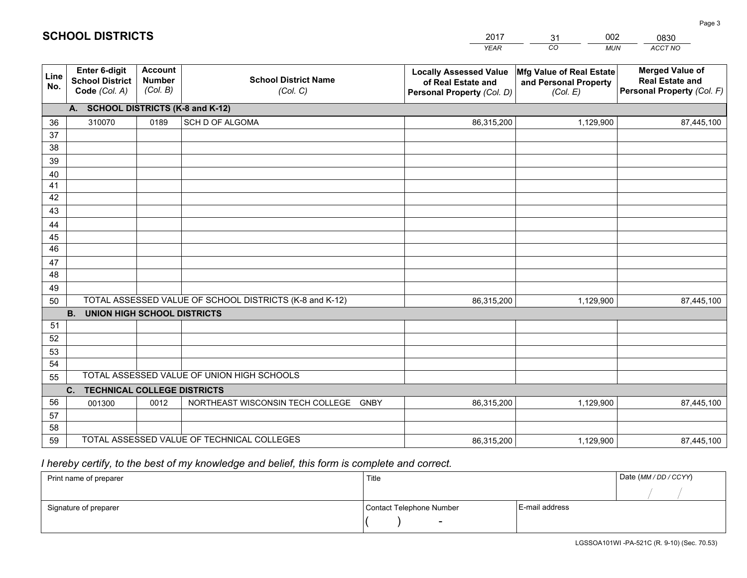## SCHOOL DISTRICTS

| 2017 | 31 | 002 | 0830 |
|---|---|---|---|
| *YEAR* | *CO* | *MUN* | *ACCT NO* |

| Line No. | Enter 6-digit School District Code *(Col. A)* | Account Number *(Col. B)* | School District Name *(Col. C)* | Locally Assessed Value of Real Estate and Personal Property *(Col. D)* | Mfg Value of Real Estate and Personal Property *(Col. E)* | Merged Value of Real Estate and Personal Property *(Col. F)* |
|---|---|---|---|---|---|---|
| | **A. SCHOOL DISTRICTS (K-8 and K-12)** | | | | | |
| 36 | 310070 | 0189 | SCH D OF ALGOMA | 86,315,200 | 1,129,900 | 87,445,100 |
| 37 | | | | | | |
| 38 | | | | | | |
| 39 | | | | | | |
| 40 | | | | | | |
| 41 | | | | | | |
| 42 | | | | | | |
| 43 | | | | | | |
| 44 | | | | | | |
| 45 | | | | | | |
| 46 | | | | | | |
| 47 | | | | | | |
| 48 | | | | | | |
| 49 | | | | | | |
| 50 | TOTAL ASSESSED VALUE OF SCHOOL DISTRICTS (K-8 and K-12) | | | 86,315,200 | 1,129,900 | 87,445,100 |
| | **B. UNION HIGH SCHOOL DISTRICTS** | | | | | |
| 51 | | | | | | |
| 52 | | | | | | |
| 53 | | | | | | |
| 54 | | | | | | |
| 55 | TOTAL ASSESSED VALUE OF UNION HIGH SCHOOLS | | | | | |
| | **C. TECHNICAL COLLEGE DISTRICTS** | | | | | |
| 56 | 001300 | 0012 | NORTHEAST WISCONSIN TECH COLLEGE GNBY | 86,315,200 | 1,129,900 | 87,445,100 |
| 57 | | | | | | |
| 58 | | | | | | |
| 59 | TOTAL ASSESSED VALUE OF TECHNICAL COLLEGES | | | 86,315,200 | 1,129,900 | 87,445,100 |

*I hereby certify, to the best of my knowledge and belief, this form is complete and correct.*

| Print name of preparer | Title | | Date *(MM / DD / CCYY)* |
|---|---|---|---|
| | | | / / |
| Signature of preparer | Contact Telephone Number | E-mail address | |
| | ( ) - | | |

LGSSOA101WI -PA-521C (R. 9-10) (Sec. 70.53)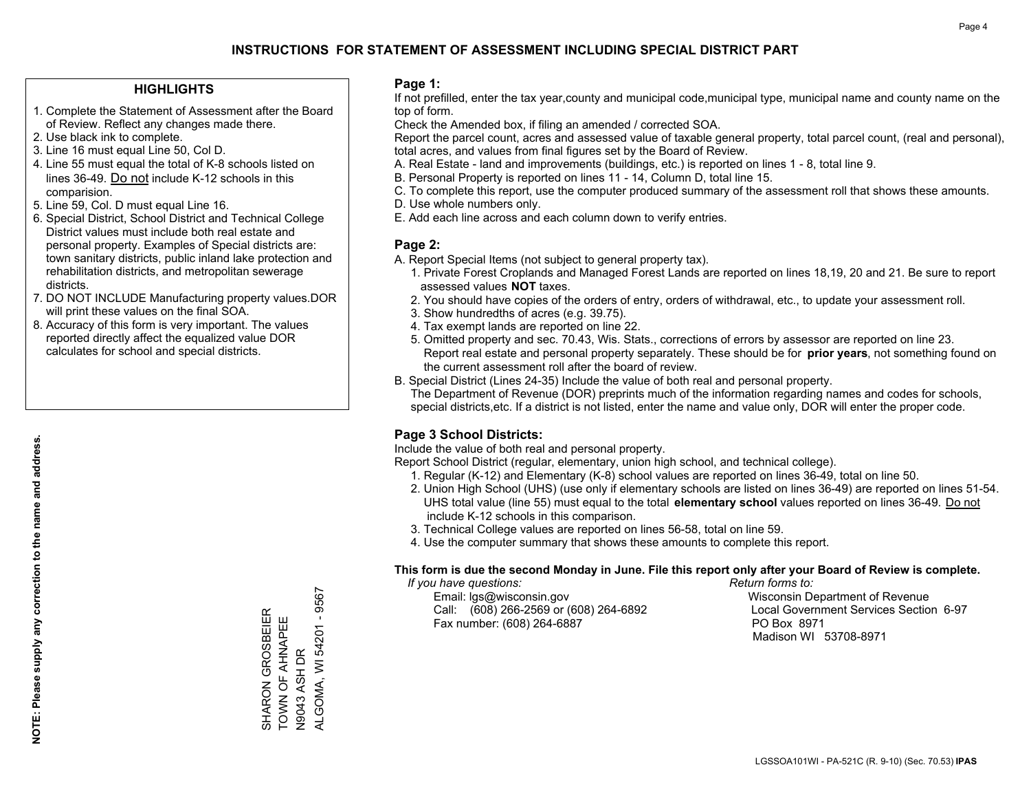# INSTRUCTIONS FOR STATEMENT OF ASSESSMENT INCLUDING SPECIAL DISTRICT PART

## HIGHLIGHTS

1. Complete the Statement of Assessment after the Board of Review. Reflect any changes made there.
2. Use black ink to complete.
3. Line 16 must equal Line 50, Col D.
4. Line 55 must equal the total of K-8 schools listed on lines 36-49. Do not include K-12 schools in this comparision.
5. Line 59, Col. D must equal Line 16.
6. Special District, School District and Technical College District values must include both real estate and personal property. Examples of Special districts are: town sanitary districts, public inland lake protection and rehabilitation districts, and metropolitan sewerage districts.
7. DO NOT INCLUDE Manufacturing property values.DOR will print these values on the final SOA.
8. Accuracy of this form is very important. The values reported directly affect the equalized value DOR calculates for school and special districts.

**NOTE: Please supply any correction to the name and address.**

SHARON GROSBEIER
TOWN OF AHNAPEE
N9043 ASH DR
ALGOMA, WI 54201 - 9567

## Page 1:

If not prefilled, enter the tax year,county and municipal code,municipal type, municipal name and county name on the top of form.

Check the Amended box, if filing an amended / corrected SOA.

Report the parcel count, acres and assessed value of taxable general property, total parcel count, (real and personal), total acres, and values from final figures set by the Board of Review.

A. Real Estate - land and improvements (buildings, etc.) is reported on lines 1 - 8, total line 9.
B. Personal Property is reported on lines 11 - 14, Column D, total line 15.
C. To complete this report, use the computer produced summary of the assessment roll that shows these amounts.
D. Use whole numbers only.
E. Add each line across and each column down to verify entries.

## Page 2:

A. Report Special Items (not subject to general property tax).
   1. Private Forest Croplands and Managed Forest Lands are reported on lines 18,19, 20 and 21. Be sure to report assessed values **NOT** taxes.
   2. You should have copies of the orders of entry, orders of withdrawal, etc., to update your assessment roll.
   3. Show hundredths of acres (e.g. 39.75).
   4. Tax exempt lands are reported on line 22.
   5. Omitted property and sec. 70.43, Wis. Stats., corrections of errors by assessor are reported on line 23. Report real estate and personal property separately. These should be for **prior years**, not something found on the current assessment roll after the board of review.
B. Special District (Lines 24-35) Include the value of both real and personal property.
   The Department of Revenue (DOR) preprints much of the information regarding names and codes for schools, special districts,etc. If a district is not listed, enter the name and value only, DOR will enter the proper code.

## Page 3 School Districts:

Include the value of both real and personal property.

Report School District (regular, elementary, union high school, and technical college).

1. Regular (K-12) and Elementary (K-8) school values are reported on lines 36-49, total on line 50.
2. Union High School (UHS) (use only if elementary schools are listed on lines 36-49) are reported on lines 51-54. UHS total value (line 55) must equal to the total **elementary school** values reported on lines 36-49. Do not include K-12 schools in this comparison.
3. Technical College values are reported on lines 56-58, total on line 59.
4. Use the computer summary that shows these amounts to complete this report.

**This form is due the second Monday in June. File this report only after your Board of Review is complete.**

*If you have questions:*
Email: lgs@wisconsin.gov
Call: (608) 266-2569 or (608) 264-6892
Fax number: (608) 264-6887

*Return forms to:*
Wisconsin Department of Revenue
Local Government Services Section 6-97
PO Box 8971
Madison WI 53708-8971

LGSSOA101WI - PA-521C (R. 9-10) (Sec. 70.53) **IPAS**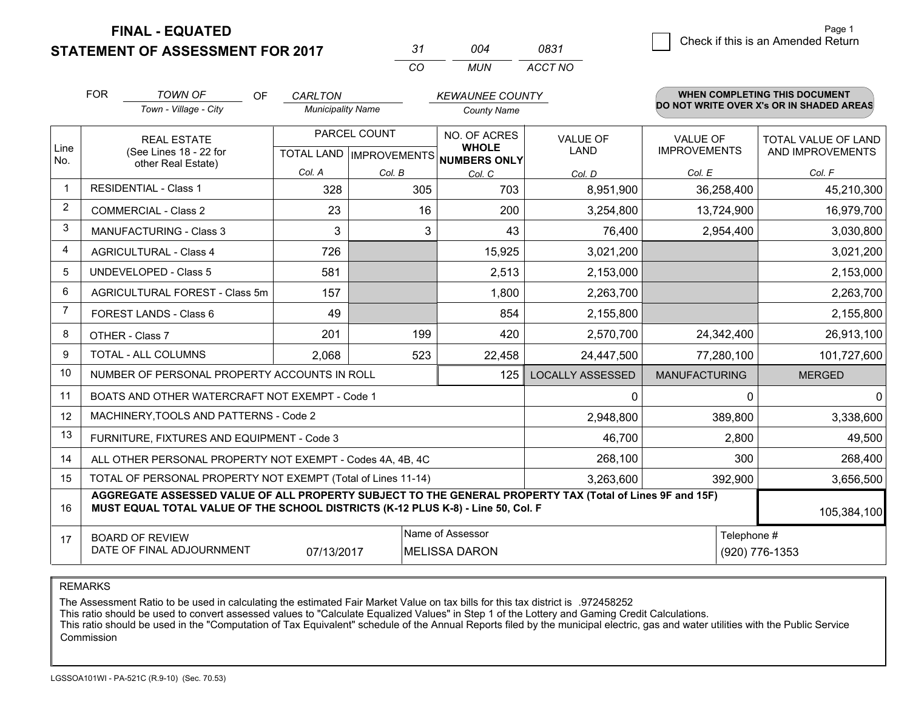**FINAL - EQUATED**
**STATEMENT OF ASSESSMENT FOR 2017**

| 31 | 004 | 0831 |
|---|---|---|
| CO | MUN | ACCT NO |

☐ Check if this is an Amended Return

Page 1

FOR *TOWN OF* (Town - Village - City) OF *CARLTON* (Municipality Name) *KEWAUNEE COUNTY* (County Name)

**WHEN COMPLETING THIS DOCUMENT DO NOT WRITE OVER X's OR IN SHADED AREAS**

| Line No. | REAL ESTATE (See Lines 18 - 22 for other Real Estate) | PARCEL COUNT TOTAL LAND Col. A | PARCEL COUNT IMPROVEMENTS Col. B | NO. OF ACRES WHOLE NUMBERS ONLY Col. C | VALUE OF LAND Col. D | VALUE OF IMPROVEMENTS Col. E | TOTAL VALUE OF LAND AND IMPROVEMENTS Col. F |
|---|---|---|---|---|---|---|---|
| 1 | RESIDENTIAL - Class 1 | 328 | 305 | 703 | 8,951,900 | 36,258,400 | 45,210,300 |
| 2 | COMMERCIAL - Class 2 | 23 | 16 | 200 | 3,254,800 | 13,724,900 | 16,979,700 |
| 3 | MANUFACTURING - Class 3 | 3 | 3 | 43 | 76,400 | 2,954,400 | 3,030,800 |
| 4 | AGRICULTURAL - Class 4 | 726 | | 15,925 | 3,021,200 | | 3,021,200 |
| 5 | UNDEVELOPED - Class 5 | 581 | | 2,513 | 2,153,000 | | 2,153,000 |
| 6 | AGRICULTURAL FOREST - Class 5m | 157 | | 1,800 | 2,263,700 | | 2,263,700 |
| 7 | FOREST LANDS - Class 6 | 49 | | 854 | 2,155,800 | | 2,155,800 |
| 8 | OTHER - Class 7 | 201 | 199 | 420 | 2,570,700 | 24,342,400 | 26,913,100 |
| 9 | TOTAL - ALL COLUMNS | 2,068 | 523 | 22,458 | 24,447,500 | 77,280,100 | 101,727,600 |
| 10 | NUMBER OF PERSONAL PROPERTY ACCOUNTS IN ROLL | | | 125 | LOCALLY ASSESSED | MANUFACTURING | MERGED |
| 11 | BOATS AND OTHER WATERCRAFT NOT EXEMPT - Code 1 | | | | 0 | 0 | 0 |
| 12 | MACHINERY,TOOLS AND PATTERNS - Code 2 | | | | 2,948,800 | 389,800 | 3,338,600 |
| 13 | FURNITURE, FIXTURES AND EQUIPMENT - Code 3 | | | | 46,700 | 2,800 | 49,500 |
| 14 | ALL OTHER PERSONAL PROPERTY NOT EXEMPT - Codes 4A, 4B, 4C | | | | 268,100 | 300 | 268,400 |
| 15 | TOTAL OF PERSONAL PROPERTY NOT EXEMPT (Total of Lines 11-14) | | | | 3,263,600 | 392,900 | 3,656,500 |
| 16 | **AGGREGATE ASSESSED VALUE OF ALL PROPERTY SUBJECT TO THE GENERAL PROPERTY TAX (Total of Lines 9F and 15F) MUST EQUAL TOTAL VALUE OF THE SCHOOL DISTRICTS (K-12 PLUS K-8) - Line 50, Col. F** | | | | | | 105,384,100 |
| 17 | BOARD OF REVIEW DATE OF FINAL ADJOURNMENT | 07/13/2017 | Name of Assessor | MELISSA DARON | | Telephone # | (920) 776-1353 |

REMARKS

The Assessment Ratio to be used in calculating the estimated Fair Market Value on tax bills for this tax district is .972458252
This ratio should be used to convert assessed values to "Calculate Equalized Values" in Step 1 of the Lottery and Gaming Credit Calculations.
This ratio should be used in the "Computation of Tax Equivalent" schedule of the Annual Reports filed by the municipal electric, gas and water utilities with the Public Service Commission

LGSSOA101WI - PA-521C (R.9-10) (Sec. 70.53)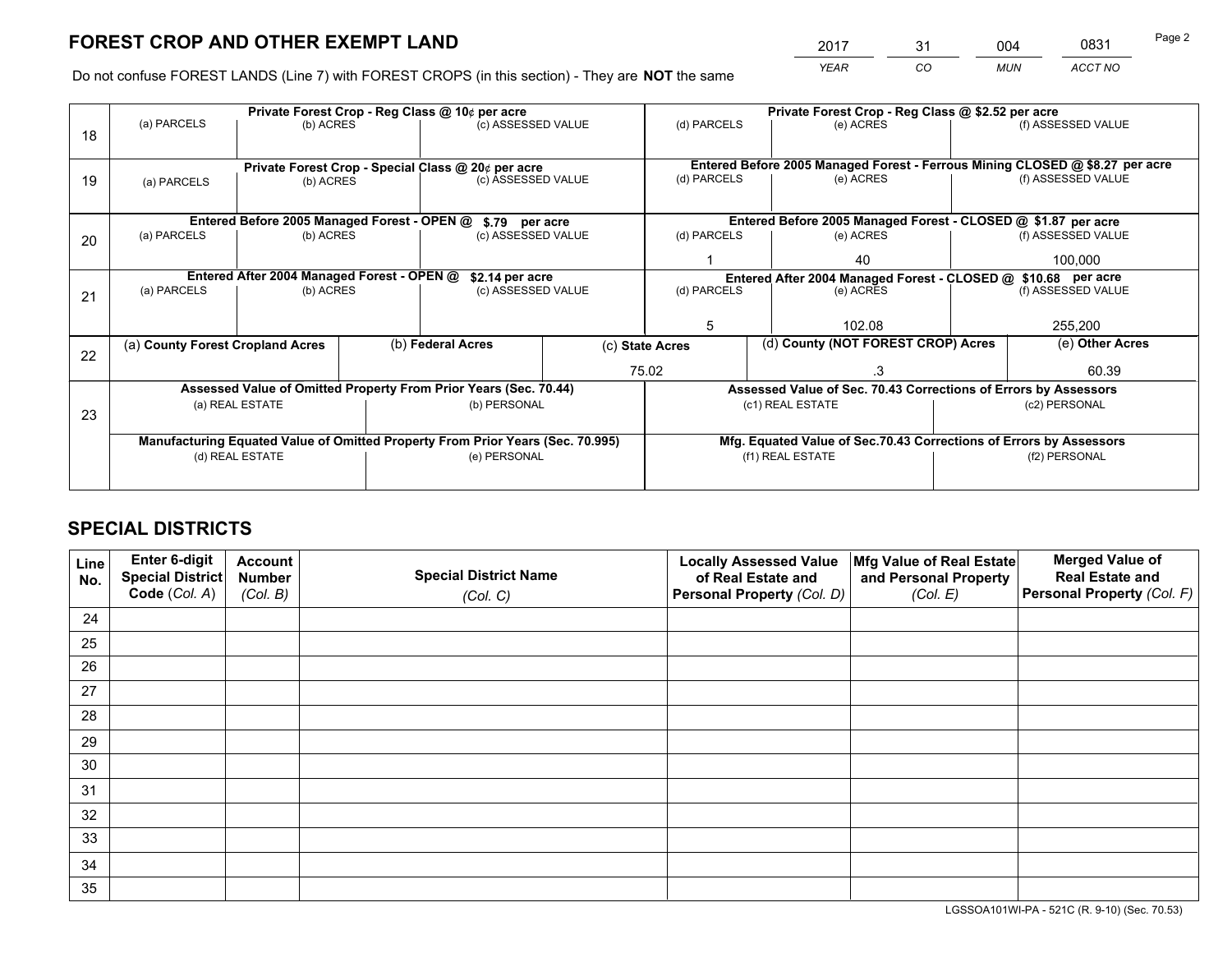# FOREST CROP AND OTHER EXEMPT LAND

| 2017 | 31 | 004 | 0831 |
|---|---|---|---|
| *YEAR* | *CO* | *MUN* | *ACCT NO* |

Do not confuse FOREST LANDS (Line 7) with FOREST CROPS (in this section) - They are **NOT** the same

| Line | Private Forest Crop - Reg Class @ 10¢ per acre | | | Private Forest Crop - Reg Class @ $2.52 per acre | | |
|---|---|---|---|---|---|---|
| 18 | (a) PARCELS | (b) ACRES | (c) ASSESSED VALUE | (d) PARCELS | (e) ACRES | (f) ASSESSED VALUE |
| | | | | | | |
| | **Private Forest Crop - Special Class @ 20¢ per acre** | | | **Entered Before 2005 Managed Forest - Ferrous Mining CLOSED @ $8.27 per acre** | | |
| 19 | (a) PARCELS | (b) ACRES | (c) ASSESSED VALUE | (d) PARCELS | (e) ACRES | (f) ASSESSED VALUE |
| | | | | | | |
| | **Entered Before 2005 Managed Forest - OPEN @ $.79 per acre** | | | **Entered Before 2005 Managed Forest - CLOSED @ $1.87 per acre** | | |
| 20 | (a) PARCELS | (b) ACRES | (c) ASSESSED VALUE | (d) PARCELS | (e) ACRES | (f) ASSESSED VALUE |
| | | | | 1 | 40 | 100,000 |
| | **Entered After 2004 Managed Forest - OPEN @ $2.14 per acre** | | | **Entered After 2004 Managed Forest - CLOSED @ $10.68 per acre** | | |
| 21 | (a) PARCELS | (b) ACRES | (c) ASSESSED VALUE | (d) PARCELS | (e) ACRES | (f) ASSESSED VALUE |
| | | | | 5 | 102.08 | 255,200 |

| Line | (a) County Forest Cropland Acres | (b) Federal Acres | (c) State Acres | (d) County (NOT FOREST CROP) Acres | (e) Other Acres |
|---|---|---|---|---|---|
| 22 | | | 75.02 | .3 | 60.39 |

| Line | Assessed Value of Omitted Property From Prior Years (Sec. 70.44) | | Assessed Value of Sec. 70.43 Corrections of Errors by Assessors | |
|---|---|---|---|---|
| 23 | (a) REAL ESTATE | (b) PERSONAL | (c1) REAL ESTATE | (c2) PERSONAL |
| | | | | |
| | **Manufacturing Equated Value of Omitted Property From Prior Years (Sec. 70.995)** | | **Mfg. Equated Value of Sec.70.43 Corrections of Errors by Assessors** | |
| | (d) REAL ESTATE | (e) PERSONAL | (f1) REAL ESTATE | (f2) PERSONAL |
| | | | | |

# SPECIAL DISTRICTS

| Line No. | Enter 6-digit Special District Code (*Col. A*) | Account Number (*Col. B*) | Special District Name (*Col. C*) | Locally Assessed Value of Real Estate and Personal Property (*Col. D*) | Mfg Value of Real Estate and Personal Property (*Col. E*) | Merged Value of Real Estate and Personal Property (*Col. F*) |
|---|---|---|---|---|---|---|
| 24 | | | | | | |
| 25 | | | | | | |
| 26 | | | | | | |
| 27 | | | | | | |
| 28 | | | | | | |
| 29 | | | | | | |
| 30 | | | | | | |
| 31 | | | | | | |
| 32 | | | | | | |
| 33 | | | | | | |
| 34 | | | | | | |
| 35 | | | | | | |

LGSSOA101WI-PA - 521C (R. 9-10) (Sec. 70.53)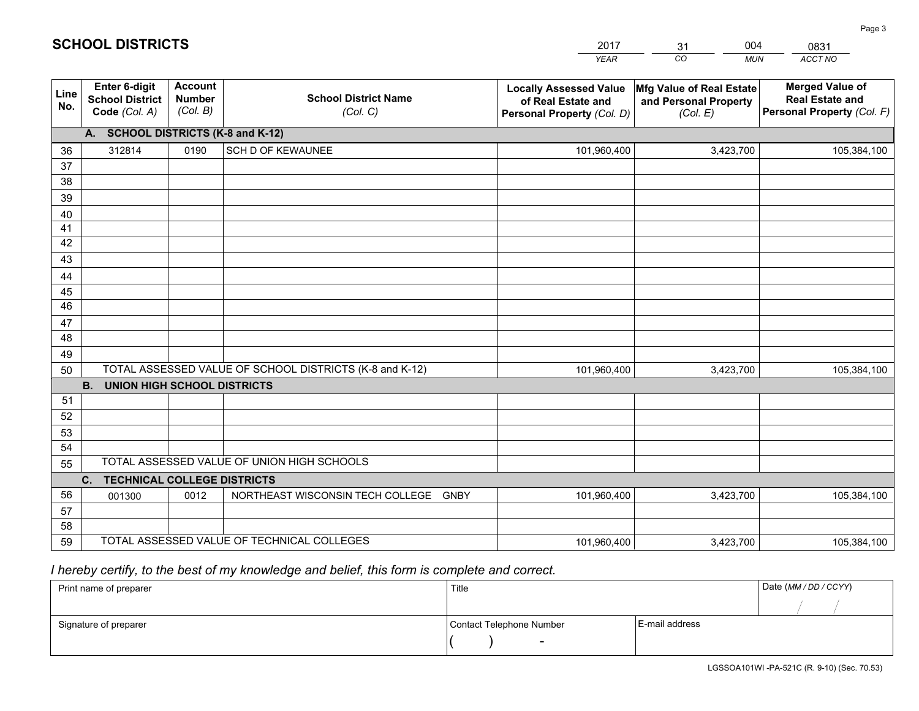## SCHOOL DISTRICTS

| 2017 | 31 | 004 | 0831 |
|---|---|---|---|
| *YEAR* | *CO* | *MUN* | *ACCT NO* |

| Line No. | Enter 6-digit School District Code *(Col. A)* | Account Number *(Col. B)* | School District Name *(Col. C)* | Locally Assessed Value of Real Estate and Personal Property *(Col. D)* | Mfg Value of Real Estate and Personal Property *(Col. E)* | Merged Value of Real Estate and Personal Property *(Col. F)* |
|---|---|---|---|---|---|---|
| **A. SCHOOL DISTRICTS (K-8 and K-12)** | | | | | | |
| 36 | 312814 | 0190 | SCH D OF KEWAUNEE | 101,960,400 | 3,423,700 | 105,384,100 |
| 37 | | | | | | |
| 38 | | | | | | |
| 39 | | | | | | |
| 40 | | | | | | |
| 41 | | | | | | |
| 42 | | | | | | |
| 43 | | | | | | |
| 44 | | | | | | |
| 45 | | | | | | |
| 46 | | | | | | |
| 47 | | | | | | |
| 48 | | | | | | |
| 49 | | | | | | |
| 50 | TOTAL ASSESSED VALUE OF SCHOOL DISTRICTS (K-8 and K-12) | | | 101,960,400 | 3,423,700 | 105,384,100 |
| **B. UNION HIGH SCHOOL DISTRICTS** | | | | | | |
| 51 | | | | | | |
| 52 | | | | | | |
| 53 | | | | | | |
| 54 | | | | | | |
| 55 | TOTAL ASSESSED VALUE OF UNION HIGH SCHOOLS | | | | | |
| **C. TECHNICAL COLLEGE DISTRICTS** | | | | | | |
| 56 | 001300 | 0012 | NORTHEAST WISCONSIN TECH COLLEGE GNBY | 101,960,400 | 3,423,700 | 105,384,100 |
| 57 | | | | | | |
| 58 | | | | | | |
| 59 | TOTAL ASSESSED VALUE OF TECHNICAL COLLEGES | | | 101,960,400 | 3,423,700 | 105,384,100 |

*I hereby certify, to the best of my knowledge and belief, this form is complete and correct.*

| Print name of preparer | Title | | Date *(MM / DD / CCYY)* |
|---|---|---|---|
| | | | / / |
| Signature of preparer | Contact Telephone Number | E-mail address | |
| | ( ) - | | |

LGSSOA101WI -PA-521C (R. 9-10) (Sec. 70.53)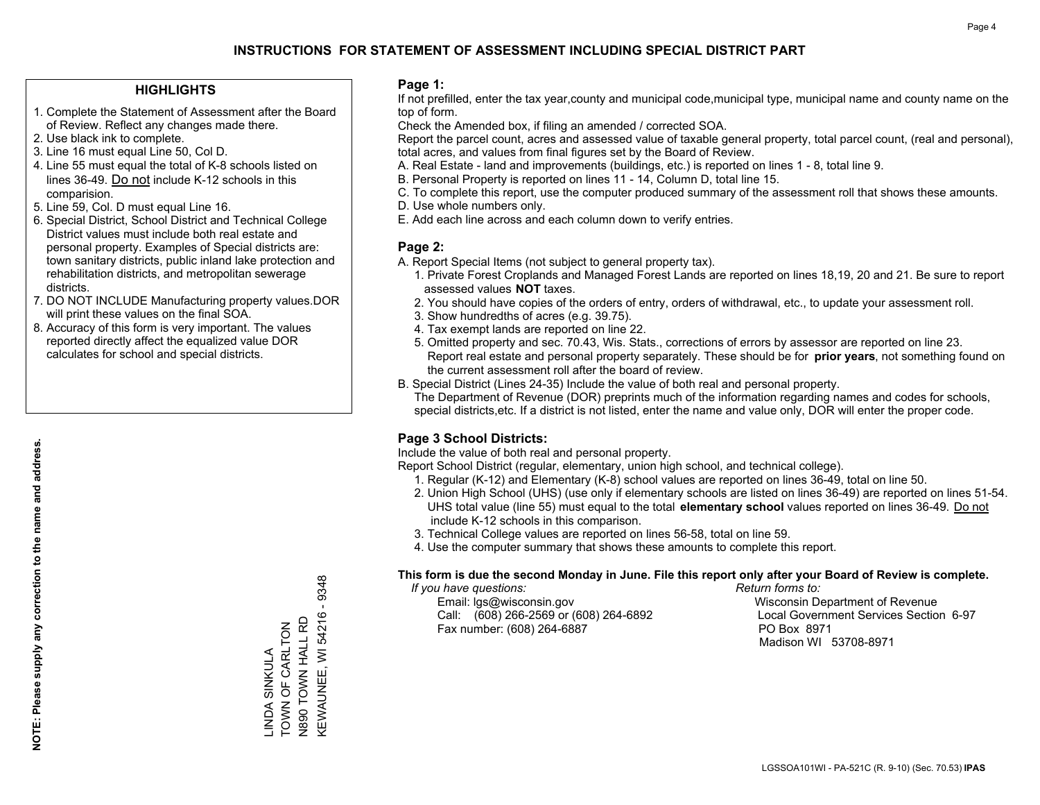# INSTRUCTIONS FOR STATEMENT OF ASSESSMENT INCLUDING SPECIAL DISTRICT PART

## HIGHLIGHTS

1. Complete the Statement of Assessment after the Board of Review. Reflect any changes made there.
2. Use black ink to complete.
3. Line 16 must equal Line 50, Col D.
4. Line 55 must equal the total of K-8 schools listed on lines 36-49. Do not include K-12 schools in this comparision.
5. Line 59, Col. D must equal Line 16.
6. Special District, School District and Technical College District values must include both real estate and personal property. Examples of Special districts are: town sanitary districts, public inland lake protection and rehabilitation districts, and metropolitan sewerage districts.
7. DO NOT INCLUDE Manufacturing property values.DOR will print these values on the final SOA.
8. Accuracy of this form is very important. The values reported directly affect the equalized value DOR calculates for school and special districts.

**NOTE: Please supply any correction to the name and address.**

LINDA SINKULA
TOWN OF CARLTON
N890 TOWN HALL RD
KEWAUNEE, WI 54216 - 9348

### Page 1:

If not prefilled, enter the tax year,county and municipal code,municipal type, municipal name and county name on the top of form.

Check the Amended box, if filing an amended / corrected SOA.

Report the parcel count, acres and assessed value of taxable general property, total parcel count, (real and personal), total acres, and values from final figures set by the Board of Review.

A. Real Estate - land and improvements (buildings, etc.) is reported on lines 1 - 8, total line 9.
B. Personal Property is reported on lines 11 - 14, Column D, total line 15.
C. To complete this report, use the computer produced summary of the assessment roll that shows these amounts.
D. Use whole numbers only.
E. Add each line across and each column down to verify entries.

### Page 2:

A. Report Special Items (not subject to general property tax).
   1. Private Forest Croplands and Managed Forest Lands are reported on lines 18,19, 20 and 21. Be sure to report assessed values **NOT** taxes.
   2. You should have copies of the orders of entry, orders of withdrawal, etc., to update your assessment roll.
   3. Show hundredths of acres (e.g. 39.75).
   4. Tax exempt lands are reported on line 22.
   5. Omitted property and sec. 70.43, Wis. Stats., corrections of errors by assessor are reported on line 23. Report real estate and personal property separately. These should be for **prior years**, not something found on the current assessment roll after the board of review.
B. Special District (Lines 24-35) Include the value of both real and personal property.
   The Department of Revenue (DOR) preprints much of the information regarding names and codes for schools, special districts,etc. If a district is not listed, enter the name and value only, DOR will enter the proper code.

### Page 3 School Districts:

Include the value of both real and personal property.

Report School District (regular, elementary, union high school, and technical college).

1. Regular (K-12) and Elementary (K-8) school values are reported on lines 36-49, total on line 50.
2. Union High School (UHS) (use only if elementary schools are listed on lines 36-49) are reported on lines 51-54. UHS total value (line 55) must equal to the total **elementary school** values reported on lines 36-49. Do not include K-12 schools in this comparison.
3. Technical College values are reported on lines 56-58, total on line 59.
4. Use the computer summary that shows these amounts to complete this report.

**This form is due the second Monday in June. File this report only after your Board of Review is complete.**

*If you have questions:*
Email: lgs@wisconsin.gov
Call: (608) 266-2569 or (608) 264-6892
Fax number: (608) 264-6887

*Return forms to:*
Wisconsin Department of Revenue
Local Government Services Section 6-97
PO Box 8971
Madison WI 53708-8971

LGSSOA101WI - PA-521C (R. 9-10) (Sec. 70.53) **IPAS**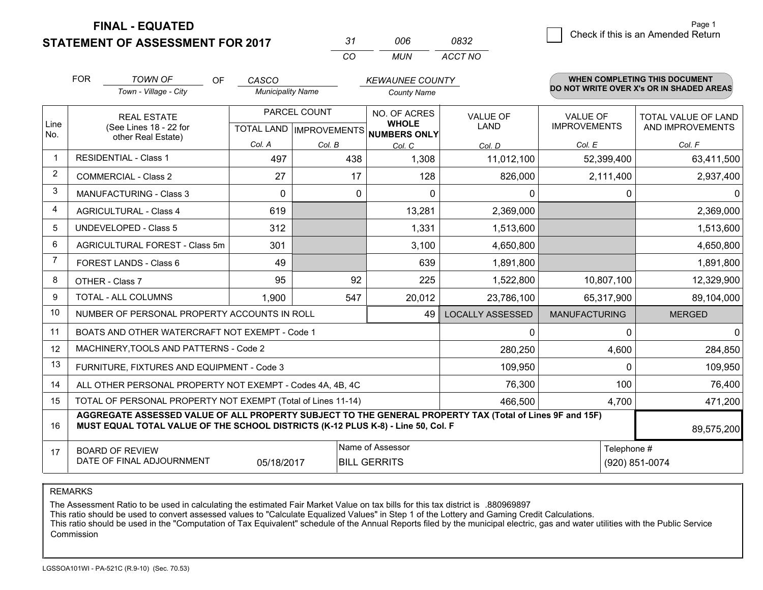**FINAL - EQUATED**
**STATEMENT OF ASSESSMENT FOR 2017**

| 31 | 006 | 0832 |
|---|---|---|
| CO | MUN | ACCT NO |

Page 1

☐ Check if this is an Amended Return

FOR *TOWN OF* (Town - Village - City) OF *CASCO* (Municipality Name) *KEWAUNEE COUNTY* (County Name)

**WHEN COMPLETING THIS DOCUMENT DO NOT WRITE OVER X's OR IN SHADED AREAS**

| Line No. | REAL ESTATE (See Lines 18 - 22 for other Real Estate) | PARCEL COUNT TOTAL LAND Col. A | PARCEL COUNT IMPROVEMENTS Col. B | NO. OF ACRES WHOLE NUMBERS ONLY Col. C | VALUE OF LAND Col. D | VALUE OF IMPROVEMENTS Col. E | TOTAL VALUE OF LAND AND IMPROVEMENTS Col. F |
|---|---|---|---|---|---|---|---|
| 1 | RESIDENTIAL - Class 1 | 497 | 438 | 1,308 | 11,012,100 | 52,399,400 | 63,411,500 |
| 2 | COMMERCIAL - Class 2 | 27 | 17 | 128 | 826,000 | 2,111,400 | 2,937,400 |
| 3 | MANUFACTURING - Class 3 | 0 | 0 | 0 | 0 | 0 | 0 |
| 4 | AGRICULTURAL - Class 4 | 619 | | 13,281 | 2,369,000 | | 2,369,000 |
| 5 | UNDEVELOPED - Class 5 | 312 | | 1,331 | 1,513,600 | | 1,513,600 |
| 6 | AGRICULTURAL FOREST - Class 5m | 301 | | 3,100 | 4,650,800 | | 4,650,800 |
| 7 | FOREST LANDS - Class 6 | 49 | | 639 | 1,891,800 | | 1,891,800 |
| 8 | OTHER - Class 7 | 95 | 92 | 225 | 1,522,800 | 10,807,100 | 12,329,900 |
| 9 | TOTAL - ALL COLUMNS | 1,900 | 547 | 20,012 | 23,786,100 | 65,317,900 | 89,104,000 |
| 10 | NUMBER OF PERSONAL PROPERTY ACCOUNTS IN ROLL | | | 49 | LOCALLY ASSESSED | MANUFACTURING | MERGED |
| 11 | BOATS AND OTHER WATERCRAFT NOT EXEMPT - Code 1 | | | | 0 | 0 | 0 |
| 12 | MACHINERY,TOOLS AND PATTERNS - Code 2 | | | | 280,250 | 4,600 | 284,850 |
| 13 | FURNITURE, FIXTURES AND EQUIPMENT - Code 3 | | | | 109,950 | 0 | 109,950 |
| 14 | ALL OTHER PERSONAL PROPERTY NOT EXEMPT - Codes 4A, 4B, 4C | | | | 76,300 | 100 | 76,400 |
| 15 | TOTAL OF PERSONAL PROPERTY NOT EXEMPT (Total of Lines 11-14) | | | | 466,500 | 4,700 | 471,200 |
| 16 | **AGGREGATE ASSESSED VALUE OF ALL PROPERTY SUBJECT TO THE GENERAL PROPERTY TAX (Total of Lines 9F and 15F) MUST EQUAL TOTAL VALUE OF THE SCHOOL DISTRICTS (K-12 PLUS K-8) - Line 50, Col. F** | | | | | | 89,575,200 |
| 17 | BOARD OF REVIEW DATE OF FINAL ADJOURNMENT | 05/18/2017 | Name of Assessor: BILL GERRITS | | | Telephone #: (920) 851-0074 | |

REMARKS

The Assessment Ratio to be used in calculating the estimated Fair Market Value on tax bills for this tax district is .880969897
This ratio should be used to convert assessed values to "Calculate Equalized Values" in Step 1 of the Lottery and Gaming Credit Calculations.
This ratio should be used in the "Computation of Tax Equivalent" schedule of the Annual Reports filed by the municipal electric, gas and water utilities with the Public Service Commission

LGSSOA101WI - PA-521C (R.9-10) (Sec. 70.53)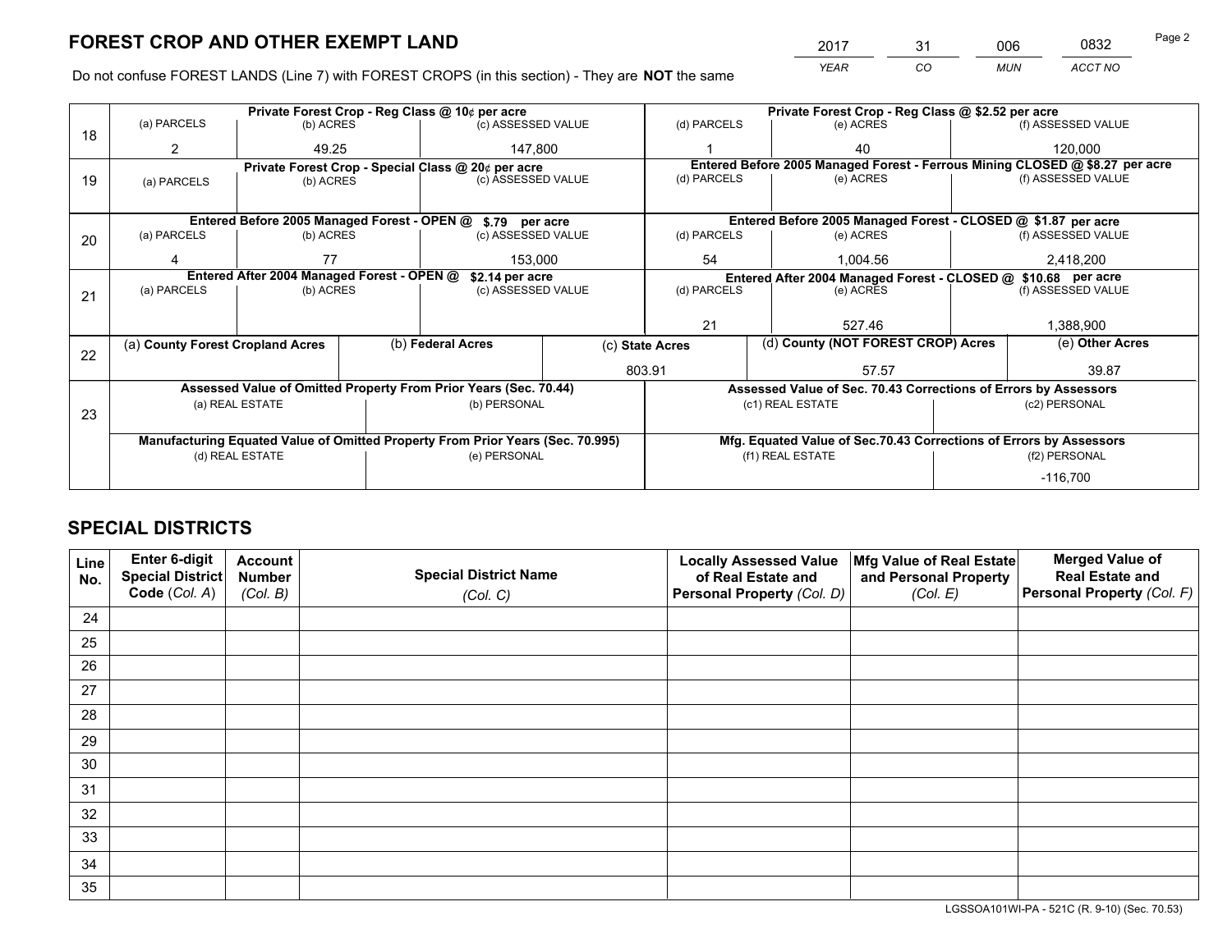# FOREST CROP AND OTHER EXEMPT LAND

| YEAR | CO | MUN | ACCT NO |
|---|---|---|---|
| 2017 | 31 | 006 | 0832 |

Do not confuse FOREST LANDS (Line 7) with FOREST CROPS (in this section) - They are **NOT** the same

| Line | | | | | | |
|---|---|---|---|---|---|---|
| 18 | Private Forest Crop - Reg Class @ 10¢ per acre | | | Private Forest Crop - Reg Class @ $2.52 per acre | | |
| | (a) PARCELS | (b) ACRES | (c) ASSESSED VALUE | (d) PARCELS | (e) ACRES | (f) ASSESSED VALUE |
| | 2 | 49.25 | 147,800 | 1 | 40 | 120,000 |
| 19 | Private Forest Crop - Special Class @ 20¢ per acre | | | Entered Before 2005 Managed Forest - Ferrous Mining CLOSED @ $8.27 per acre | | |
| | (a) PARCELS | (b) ACRES | (c) ASSESSED VALUE | (d) PARCELS | (e) ACRES | (f) ASSESSED VALUE |
| | | | | | | |
| 20 | Entered Before 2005 Managed Forest - OPEN @ $.79 per acre | | | Entered Before 2005 Managed Forest - CLOSED @ $1.87 per acre | | |
| | (a) PARCELS | (b) ACRES | (c) ASSESSED VALUE | (d) PARCELS | (e) ACRES | (f) ASSESSED VALUE |
| | 4 | 77 | 153,000 | 54 | 1,004.56 | 2,418,200 |
| 21 | Entered After 2004 Managed Forest - OPEN @ $2.14 per acre | | | Entered After 2004 Managed Forest - CLOSED @ $10.68 per acre | | |
| | (a) PARCELS | (b) ACRES | (c) ASSESSED VALUE | (d) PARCELS | (e) ACRES | (f) ASSESSED VALUE |
| | | | | 21 | 527.46 | 1,388,900 |

| Line | (a) County Forest Cropland Acres | (b) Federal Acres | (c) State Acres | (d) County (NOT FOREST CROP) Acres | (e) Other Acres |
|---|---|---|---|---|---|
| 22 | | | 803.91 | 57.57 | 39.87 |

| Line | | | | |
|---|---|---|---|---|
| 23 | Assessed Value of Omitted Property From Prior Years (Sec. 70.44) | | Assessed Value of Sec. 70.43 Corrections of Errors by Assessors | |
| | (a) REAL ESTATE | (b) PERSONAL | (c1) REAL ESTATE | (c2) PERSONAL |
| | | | | |
| | Manufacturing Equated Value of Omitted Property From Prior Years (Sec. 70.995) | | Mfg. Equated Value of Sec.70.43 Corrections of Errors by Assessors | |
| | (d) REAL ESTATE | (e) PERSONAL | (f1) REAL ESTATE | (f2) PERSONAL |
| | | | | -116,700 |

# SPECIAL DISTRICTS

| Line No. | Enter 6-digit Special District Code (Col. A) | Account Number (Col. B) | Special District Name (Col. C) | Locally Assessed Value of Real Estate and Personal Property (Col. D) | Mfg Value of Real Estate and Personal Property (Col. E) | Merged Value of Real Estate and Personal Property (Col. F) |
|---|---|---|---|---|---|---|
| 24 | | | | | | |
| 25 | | | | | | |
| 26 | | | | | | |
| 27 | | | | | | |
| 28 | | | | | | |
| 29 | | | | | | |
| 30 | | | | | | |
| 31 | | | | | | |
| 32 | | | | | | |
| 33 | | | | | | |
| 34 | | | | | | |
| 35 | | | | | | |

LGSSOA101WI-PA - 521C (R. 9-10) (Sec. 70.53)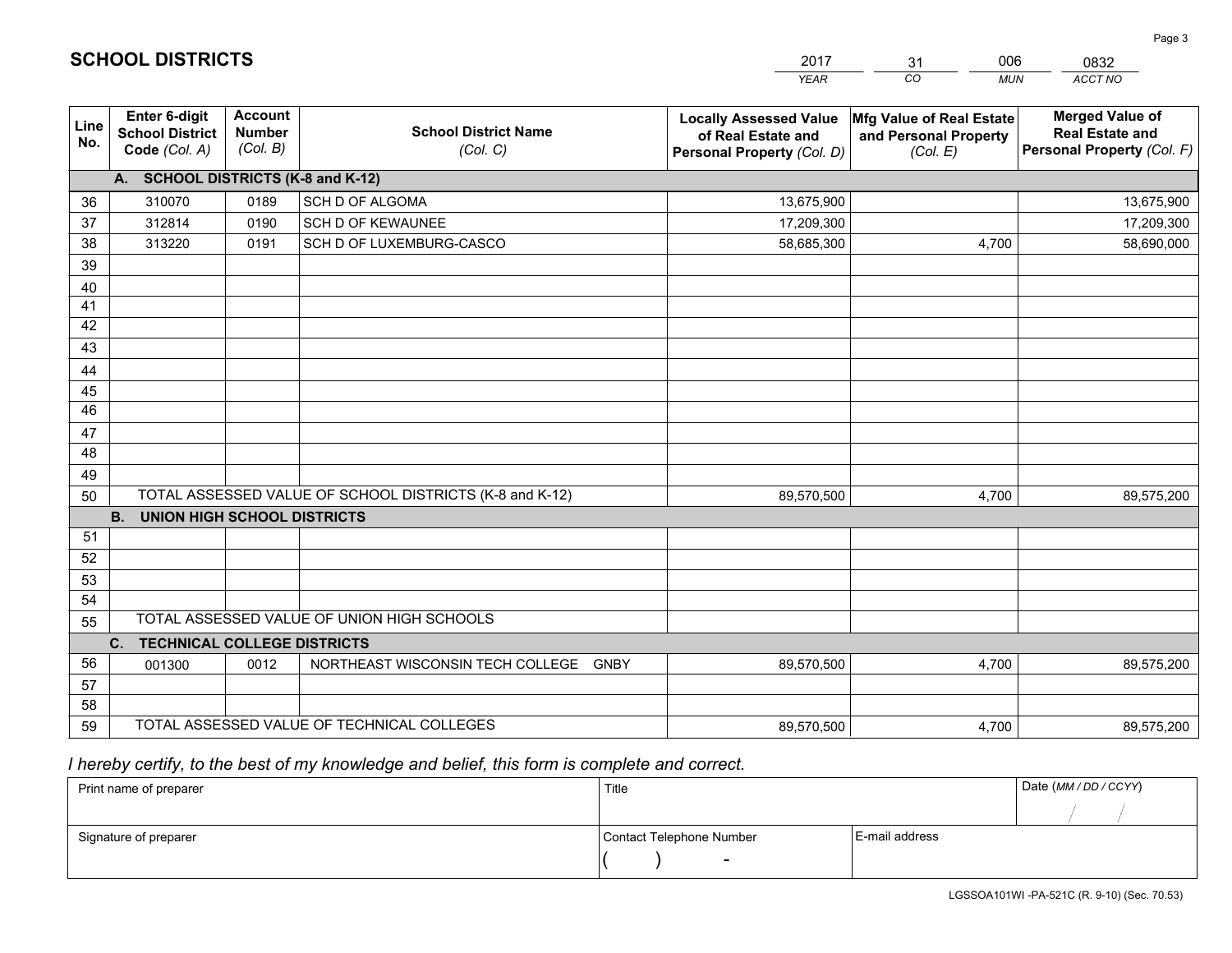# SCHOOL DISTRICTS

| 2017 | 31 | 006 | 0832 |
|---|---|---|---|
| *YEAR* | *CO* | *MUN* | *ACCT NO* |

| Line No. | Enter 6-digit School District Code *(Col. A)* | Account Number *(Col. B)* | School District Name *(Col. C)* | Locally Assessed Value of Real Estate and Personal Property *(Col. D)* | Mfg Value of Real Estate and Personal Property *(Col. E)* | Merged Value of Real Estate and Personal Property *(Col. F)* |
|---|---|---|---|---|---|---|
| | **A. SCHOOL DISTRICTS (K-8 and K-12)** | | | | | |
| 36 | 310070 | 0189 | SCH D OF ALGOMA | 13,675,900 | | 13,675,900 |
| 37 | 312814 | 0190 | SCH D OF KEWAUNEE | 17,209,300 | | 17,209,300 |
| 38 | 313220 | 0191 | SCH D OF LUXEMBURG-CASCO | 58,685,300 | 4,700 | 58,690,000 |
| 39 | | | | | | |
| 40 | | | | | | |
| 41 | | | | | | |
| 42 | | | | | | |
| 43 | | | | | | |
| 44 | | | | | | |
| 45 | | | | | | |
| 46 | | | | | | |
| 47 | | | | | | |
| 48 | | | | | | |
| 49 | | | | | | |
| 50 | TOTAL ASSESSED VALUE OF SCHOOL DISTRICTS (K-8 and K-12) | | | 89,570,500 | 4,700 | 89,575,200 |
| | **B. UNION HIGH SCHOOL DISTRICTS** | | | | | |
| 51 | | | | | | |
| 52 | | | | | | |
| 53 | | | | | | |
| 54 | | | | | | |
| 55 | TOTAL ASSESSED VALUE OF UNION HIGH SCHOOLS | | | | | |
| | **C. TECHNICAL COLLEGE DISTRICTS** | | | | | |
| 56 | 001300 | 0012 | NORTHEAST WISCONSIN TECH COLLEGE GNBY | 89,570,500 | 4,700 | 89,575,200 |
| 57 | | | | | | |
| 58 | | | | | | |
| 59 | TOTAL ASSESSED VALUE OF TECHNICAL COLLEGES | | | 89,570,500 | 4,700 | 89,575,200 |

*I hereby certify, to the best of my knowledge and belief, this form is complete and correct.*

| Print name of preparer | Title | | Date *(MM / DD / CCYY)* |
|---|---|---|---|
| | | | / / |
| Signature of preparer | Contact Telephone Number | E-mail address | |
| | ( ) - | | |

LGSSOA101WI -PA-521C (R. 9-10) (Sec. 70.53)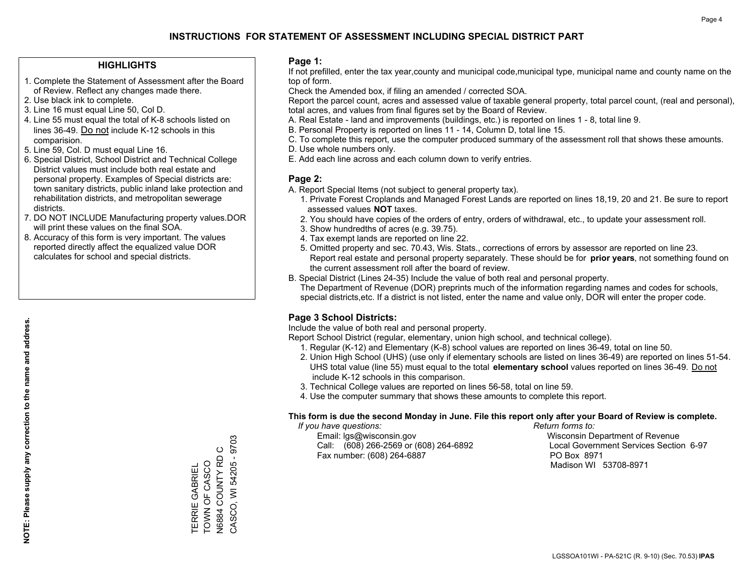# INSTRUCTIONS FOR STATEMENT OF ASSESSMENT INCLUDING SPECIAL DISTRICT PART

## HIGHLIGHTS

1. Complete the Statement of Assessment after the Board of Review. Reflect any changes made there.
2. Use black ink to complete.
3. Line 16 must equal Line 50, Col D.
4. Line 55 must equal the total of K-8 schools listed on lines 36-49. Do not include K-12 schools in this comparision.
5. Line 59, Col. D must equal Line 16.
6. Special District, School District and Technical College District values must include both real estate and personal property. Examples of Special districts are: town sanitary districts, public inland lake protection and rehabilitation districts, and metropolitan sewerage districts.
7. DO NOT INCLUDE Manufacturing property values.DOR will print these values on the final SOA.
8. Accuracy of this form is very important. The values reported directly affect the equalized value DOR calculates for school and special districts.

**NOTE: Please supply any correction to the name and address.**

TERRIE GABRIEL
TOWN OF CASCO
N6884 COUNTY RD C
CASCO, WI 54205 - 9703

## Page 1:

If not prefilled, enter the tax year,county and municipal code,municipal type, municipal name and county name on the top of form.

Check the Amended box, if filing an amended / corrected SOA.

Report the parcel count, acres and assessed value of taxable general property, total parcel count, (real and personal), total acres, and values from final figures set by the Board of Review.

A. Real Estate - land and improvements (buildings, etc.) is reported on lines 1 - 8, total line 9.
B. Personal Property is reported on lines 11 - 14, Column D, total line 15.
C. To complete this report, use the computer produced summary of the assessment roll that shows these amounts.
D. Use whole numbers only.
E. Add each line across and each column down to verify entries.

## Page 2:

A. Report Special Items (not subject to general property tax).
   1. Private Forest Croplands and Managed Forest Lands are reported on lines 18,19, 20 and 21. Be sure to report assessed values **NOT** taxes.
   2. You should have copies of the orders of entry, orders of withdrawal, etc., to update your assessment roll.
   3. Show hundredths of acres (e.g. 39.75).
   4. Tax exempt lands are reported on line 22.
   5. Omitted property and sec. 70.43, Wis. Stats., corrections of errors by assessor are reported on line 23. Report real estate and personal property separately. These should be for **prior years**, not something found on the current assessment roll after the board of review.
B. Special District (Lines 24-35) Include the value of both real and personal property.
   The Department of Revenue (DOR) preprints much of the information regarding names and codes for schools, special districts,etc. If a district is not listed, enter the name and value only, DOR will enter the proper code.

## Page 3 School Districts:

Include the value of both real and personal property.

Report School District (regular, elementary, union high school, and technical college).

1. Regular (K-12) and Elementary (K-8) school values are reported on lines 36-49, total on line 50.
2. Union High School (UHS) (use only if elementary schools are listed on lines 36-49) are reported on lines 51-54. UHS total value (line 55) must equal to the total **elementary school** values reported on lines 36-49. Do not include K-12 schools in this comparison.
3. Technical College values are reported on lines 56-58, total on line 59.
4. Use the computer summary that shows these amounts to complete this report.

**This form is due the second Monday in June. File this report only after your Board of Review is complete.**

*If you have questions:*
Email: lgs@wisconsin.gov
Call: (608) 266-2569 or (608) 264-6892
Fax number: (608) 264-6887

*Return forms to:*
Wisconsin Department of Revenue
Local Government Services Section 6-97
PO Box 8971
Madison WI 53708-8971

LGSSOA101WI - PA-521C (R. 9-10) (Sec. 70.53) **IPAS**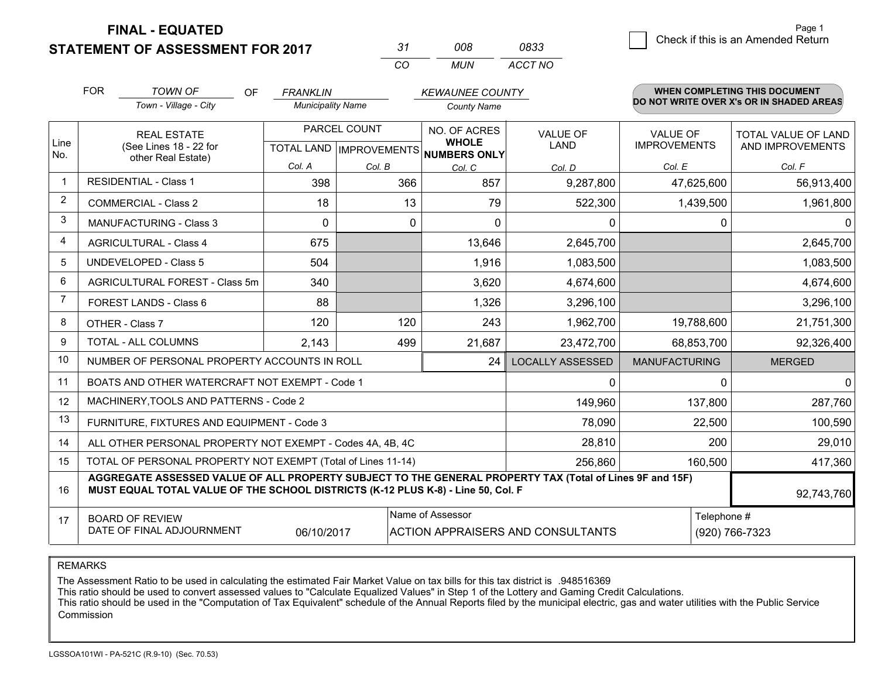**FINAL - EQUATED**
**STATEMENT OF ASSESSMENT FOR 2017**

| 31 | 008 | 0833 |
|---|---|---|
| CO | MUN | ACCT NO |

☐ Check if this is an Amended Return

Page 1

FOR *TOWN OF* (Town - Village - City) OF *FRANKLIN* (Municipality Name) *KEWAUNEE COUNTY* (County Name)

**WHEN COMPLETING THIS DOCUMENT DO NOT WRITE OVER X's OR IN SHADED AREAS**

| Line No. | REAL ESTATE (See Lines 18 - 22 for other Real Estate) | PARCEL COUNT TOTAL LAND Col. A | PARCEL COUNT IMPROVEMENTS Col. B | NO. OF ACRES WHOLE NUMBERS ONLY Col. C | VALUE OF LAND Col. D | VALUE OF IMPROVEMENTS Col. E | TOTAL VALUE OF LAND AND IMPROVEMENTS Col. F |
|---|---|---|---|---|---|---|---|
| 1 | RESIDENTIAL - Class 1 | 398 | 366 | 857 | 9,287,800 | 47,625,600 | 56,913,400 |
| 2 | COMMERCIAL - Class 2 | 18 | 13 | 79 | 522,300 | 1,439,500 | 1,961,800 |
| 3 | MANUFACTURING - Class 3 | 0 | 0 | 0 | 0 | 0 | 0 |
| 4 | AGRICULTURAL - Class 4 | 675 | | 13,646 | 2,645,700 | | 2,645,700 |
| 5 | UNDEVELOPED - Class 5 | 504 | | 1,916 | 1,083,500 | | 1,083,500 |
| 6 | AGRICULTURAL FOREST - Class 5m | 340 | | 3,620 | 4,674,600 | | 4,674,600 |
| 7 | FOREST LANDS - Class 6 | 88 | | 1,326 | 3,296,100 | | 3,296,100 |
| 8 | OTHER - Class 7 | 120 | 120 | 243 | 1,962,700 | 19,788,600 | 21,751,300 |
| 9 | TOTAL - ALL COLUMNS | 2,143 | 499 | 21,687 | 23,472,700 | 68,853,700 | 92,326,400 |
| 10 | NUMBER OF PERSONAL PROPERTY ACCOUNTS IN ROLL | | | 24 | LOCALLY ASSESSED | MANUFACTURING | MERGED |
| 11 | BOATS AND OTHER WATERCRAFT NOT EXEMPT - Code 1 | | | | 0 | 0 | 0 |
| 12 | MACHINERY,TOOLS AND PATTERNS - Code 2 | | | | 149,960 | 137,800 | 287,760 |
| 13 | FURNITURE, FIXTURES AND EQUIPMENT - Code 3 | | | | 78,090 | 22,500 | 100,590 |
| 14 | ALL OTHER PERSONAL PROPERTY NOT EXEMPT - Codes 4A, 4B, 4C | | | | 28,810 | 200 | 29,010 |
| 15 | TOTAL OF PERSONAL PROPERTY NOT EXEMPT (Total of Lines 11-14) | | | | 256,860 | 160,500 | 417,360 |
| 16 | **AGGREGATE ASSESSED VALUE OF ALL PROPERTY SUBJECT TO THE GENERAL PROPERTY TAX (Total of Lines 9F and 15F) MUST EQUAL TOTAL VALUE OF THE SCHOOL DISTRICTS (K-12 PLUS K-8) - Line 50, Col. F** | | | | | | 92,743,760 |
| 17 | BOARD OF REVIEW DATE OF FINAL ADJOURNMENT | 06/10/2017 | Name of Assessor: ACTION APPRAISERS AND CONSULTANTS | | | Telephone #: (920) 766-7323 | |

REMARKS

The Assessment Ratio to be used in calculating the estimated Fair Market Value on tax bills for this tax district is .948516369
This ratio should be used to convert assessed values to "Calculate Equalized Values" in Step 1 of the Lottery and Gaming Credit Calculations.
This ratio should be used in the "Computation of Tax Equivalent" schedule of the Annual Reports filed by the municipal electric, gas and water utilities with the Public Service Commission

LGSSOA101WI - PA-521C (R.9-10) (Sec. 70.53)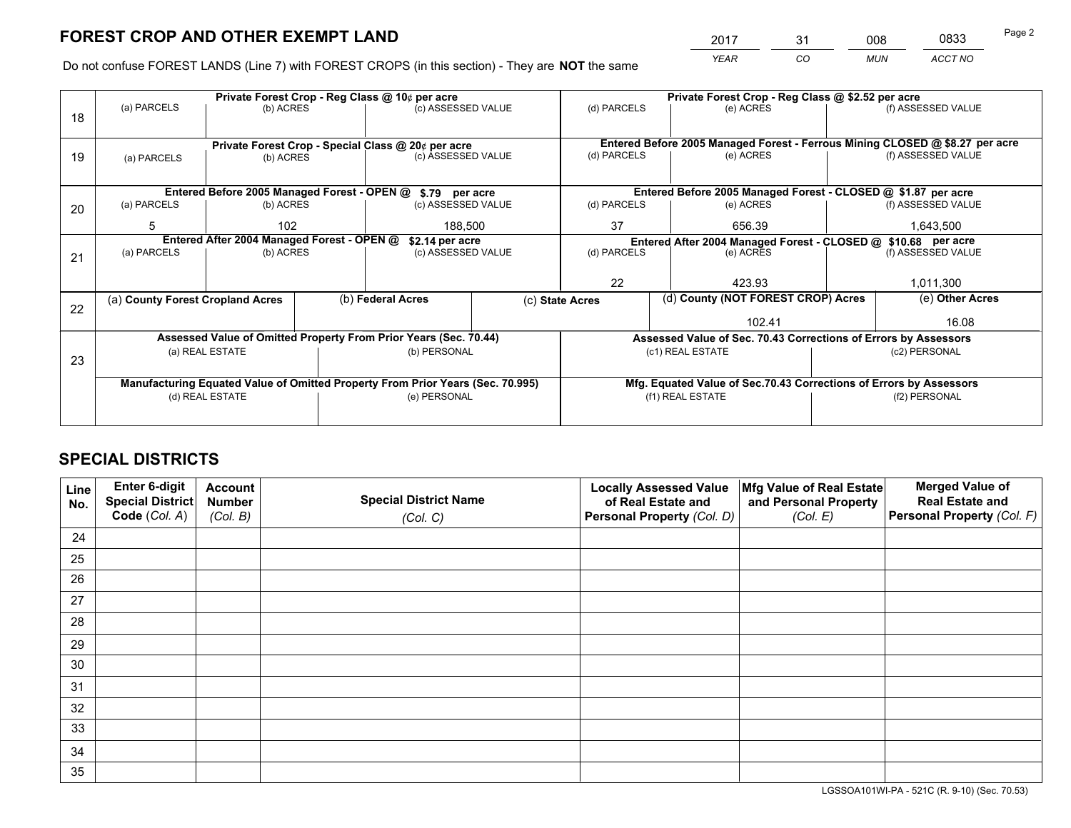# FOREST CROP AND OTHER EXEMPT LAND

| 2017 | 31 | 008 | 0833 |
|---|---|---|---|
| *YEAR* | *CO* | *MUN* | *ACCT NO* |

Do not confuse FOREST LANDS (Line 7) with FOREST CROPS (in this section) - They are **NOT** the same

| Line | Private Forest Crop - Reg Class @ 10¢ per acre | | | Private Forest Crop - Reg Class @ $2.52 per acre | | |
|---|---|---|---|---|---|---|
| | (a) PARCELS | (b) ACRES | (c) ASSESSED VALUE | (d) PARCELS | (e) ACRES | (f) ASSESSED VALUE |
| 18 | | | | | | |
| | **Private Forest Crop - Special Class @ 20¢ per acre** | | | **Entered Before 2005 Managed Forest - Ferrous Mining CLOSED @ $8.27 per acre** | | |
| 19 | (a) PARCELS | (b) ACRES | (c) ASSESSED VALUE | (d) PARCELS | (e) ACRES | (f) ASSESSED VALUE |
| | | | | | | |
| | **Entered Before 2005 Managed Forest - OPEN @ $.79 per acre** | | | **Entered Before 2005 Managed Forest - CLOSED @ $1.87 per acre** | | |
| 20 | (a) PARCELS | (b) ACRES | (c) ASSESSED VALUE | (d) PARCELS | (e) ACRES | (f) ASSESSED VALUE |
| | 5 | 102 | 188,500 | 37 | 656.39 | 1,643,500 |
| | **Entered After 2004 Managed Forest - OPEN @ $2.14 per acre** | | | **Entered After 2004 Managed Forest - CLOSED @ $10.68 per acre** | | |
| 21 | (a) PARCELS | (b) ACRES | (c) ASSESSED VALUE | (d) PARCELS | (e) ACRES | (f) ASSESSED VALUE |
| | | | | 22 | 423.93 | 1,011,300 |

| Line | (a) County Forest Cropland Acres | (b) Federal Acres | (c) State Acres | (d) County (NOT FOREST CROP) Acres | (e) Other Acres |
|---|---|---|---|---|---|
| 22 | | | | 102.41 | 16.08 |

| Line | Assessed Value of Omitted Property From Prior Years (Sec. 70.44) | | Assessed Value of Sec. 70.43 Corrections of Errors by Assessors | |
|---|---|---|---|---|
| 23 | (a) REAL ESTATE | (b) PERSONAL | (c1) REAL ESTATE | (c2) PERSONAL |
| | | | | |
| | **Manufacturing Equated Value of Omitted Property From Prior Years (Sec. 70.995)** | | **Mfg. Equated Value of Sec.70.43 Corrections of Errors by Assessors** | |
| | (d) REAL ESTATE | (e) PERSONAL | (f1) REAL ESTATE | (f2) PERSONAL |
| | | | | |

## SPECIAL DISTRICTS

| Line No. | Enter 6-digit Special District Code (Col. A) | Account Number (Col. B) | Special District Name (Col. C) | Locally Assessed Value of Real Estate and Personal Property (Col. D) | Mfg Value of Real Estate and Personal Property (Col. E) | Merged Value of Real Estate and Personal Property (Col. F) |
|---|---|---|---|---|---|---|
| 24 | | | | | | |
| 25 | | | | | | |
| 26 | | | | | | |
| 27 | | | | | | |
| 28 | | | | | | |
| 29 | | | | | | |
| 30 | | | | | | |
| 31 | | | | | | |
| 32 | | | | | | |
| 33 | | | | | | |
| 34 | | | | | | |
| 35 | | | | | | |

LGSSOA101WI-PA - 521C (R. 9-10) (Sec. 70.53)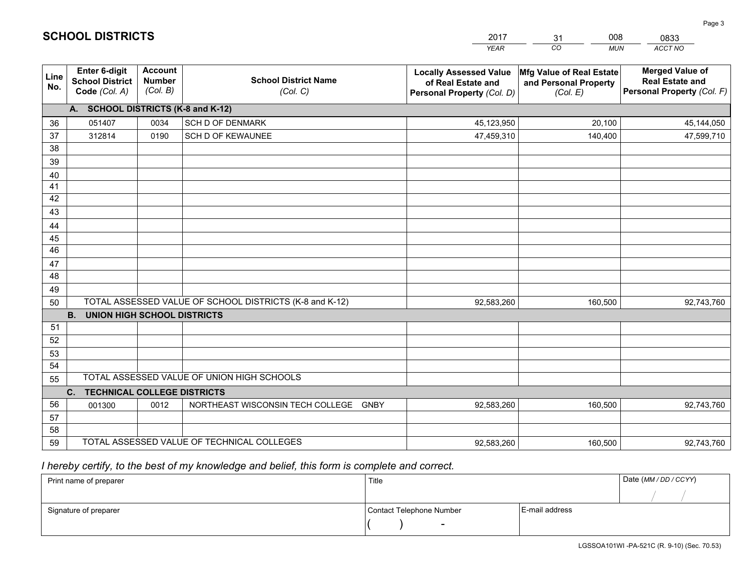# SCHOOL DISTRICTS

| 2017 | 31 | 008 | 0833 |
|---|---|---|---|
| *YEAR* | *CO* | *MUN* | *ACCT NO* |

| Line No. | Enter 6-digit School District Code *(Col. A)* | Account Number *(Col. B)* | School District Name *(Col. C)* | Locally Assessed Value of Real Estate and Personal Property *(Col. D)* | Mfg Value of Real Estate and Personal Property *(Col. E)* | Merged Value of Real Estate and Personal Property *(Col. F)* |
|---|---|---|---|---|---|---|
| | **A. SCHOOL DISTRICTS (K-8 and K-12)** | | | | | |
| 36 | 051407 | 0034 | SCH D OF DENMARK | 45,123,950 | 20,100 | 45,144,050 |
| 37 | 312814 | 0190 | SCH D OF KEWAUNEE | 47,459,310 | 140,400 | 47,599,710 |
| 38 | | | | | | |
| 39 | | | | | | |
| 40 | | | | | | |
| 41 | | | | | | |
| 42 | | | | | | |
| 43 | | | | | | |
| 44 | | | | | | |
| 45 | | | | | | |
| 46 | | | | | | |
| 47 | | | | | | |
| 48 | | | | | | |
| 49 | | | | | | |
| 50 | TOTAL ASSESSED VALUE OF SCHOOL DISTRICTS (K-8 and K-12) | | | 92,583,260 | 160,500 | 92,743,760 |
| | **B. UNION HIGH SCHOOL DISTRICTS** | | | | | |
| 51 | | | | | | |
| 52 | | | | | | |
| 53 | | | | | | |
| 54 | | | | | | |
| 55 | TOTAL ASSESSED VALUE OF UNION HIGH SCHOOLS | | | | | |
| | **C. TECHNICAL COLLEGE DISTRICTS** | | | | | |
| 56 | 001300 | 0012 | NORTHEAST WISCONSIN TECH COLLEGE GNBY | 92,583,260 | 160,500 | 92,743,760 |
| 57 | | | | | | |
| 58 | | | | | | |
| 59 | TOTAL ASSESSED VALUE OF TECHNICAL COLLEGES | | | 92,583,260 | 160,500 | 92,743,760 |

*I hereby certify, to the best of my knowledge and belief, this form is complete and correct.*

| Print name of preparer | Title | | Date *(MM / DD / CCYY)* |
|---|---|---|---|
| | | | / / |
| Signature of preparer | Contact Telephone Number | E-mail address | |
| | ( ) - | | |

LGSSOA101WI -PA-521C (R. 9-10) (Sec. 70.53)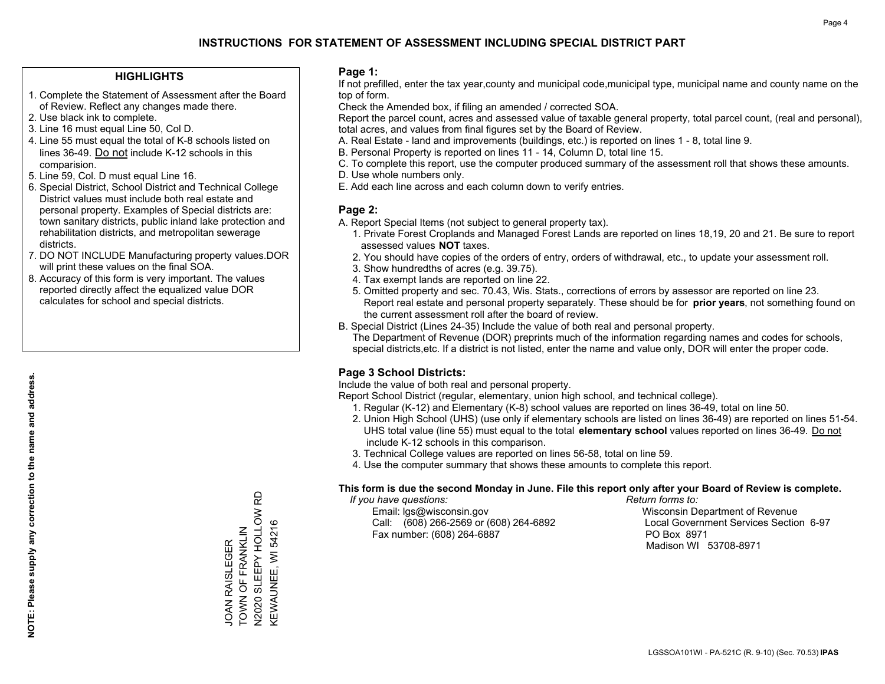# INSTRUCTIONS FOR STATEMENT OF ASSESSMENT INCLUDING SPECIAL DISTRICT PART

## HIGHLIGHTS

1. Complete the Statement of Assessment after the Board of Review. Reflect any changes made there.
2. Use black ink to complete.
3. Line 16 must equal Line 50, Col D.
4. Line 55 must equal the total of K-8 schools listed on lines 36-49. Do not include K-12 schools in this comparision.
5. Line 59, Col. D must equal Line 16.
6. Special District, School District and Technical College District values must include both real estate and personal property. Examples of Special districts are: town sanitary districts, public inland lake protection and rehabilitation districts, and metropolitan sewerage districts.
7. DO NOT INCLUDE Manufacturing property values.DOR will print these values on the final SOA.
8. Accuracy of this form is very important. The values reported directly affect the equalized value DOR calculates for school and special districts.

**NOTE: Please supply any correction to the name and address.**

JOAN RAISLEGER
TOWN OF FRANKLIN
N2020 SLEEPY HOLLOW RD
KEWAUNEE, WI 54216

### Page 1:

If not prefilled, enter the tax year,county and municipal code,municipal type, municipal name and county name on the top of form.

Check the Amended box, if filing an amended / corrected SOA.

Report the parcel count, acres and assessed value of taxable general property, total parcel count, (real and personal), total acres, and values from final figures set by the Board of Review.

A. Real Estate - land and improvements (buildings, etc.) is reported on lines 1 - 8, total line 9.
B. Personal Property is reported on lines 11 - 14, Column D, total line 15.
C. To complete this report, use the computer produced summary of the assessment roll that shows these amounts.
D. Use whole numbers only.
E. Add each line across and each column down to verify entries.

### Page 2:

A. Report Special Items (not subject to general property tax).
   1. Private Forest Croplands and Managed Forest Lands are reported on lines 18,19, 20 and 21. Be sure to report assessed values **NOT** taxes.
   2. You should have copies of the orders of entry, orders of withdrawal, etc., to update your assessment roll.
   3. Show hundredths of acres (e.g. 39.75).
   4. Tax exempt lands are reported on line 22.
   5. Omitted property and sec. 70.43, Wis. Stats., corrections of errors by assessor are reported on line 23. Report real estate and personal property separately. These should be for **prior years**, not something found on the current assessment roll after the board of review.
B. Special District (Lines 24-35) Include the value of both real and personal property.
   The Department of Revenue (DOR) preprints much of the information regarding names and codes for schools, special districts,etc. If a district is not listed, enter the name and value only, DOR will enter the proper code.

### Page 3 School Districts:

Include the value of both real and personal property.

Report School District (regular, elementary, union high school, and technical college).

1. Regular (K-12) and Elementary (K-8) school values are reported on lines 36-49, total on line 50.
2. Union High School (UHS) (use only if elementary schools are listed on lines 36-49) are reported on lines 51-54. UHS total value (line 55) must equal to the total **elementary school** values reported on lines 36-49. Do not include K-12 schools in this comparison.
3. Technical College values are reported on lines 56-58, total on line 59.
4. Use the computer summary that shows these amounts to complete this report.

**This form is due the second Monday in June. File this report only after your Board of Review is complete.**

*If you have questions:*
Email: lgs@wisconsin.gov
Call: (608) 266-2569 or (608) 264-6892
Fax number: (608) 264-6887

*Return forms to:*
Wisconsin Department of Revenue
Local Government Services Section 6-97
PO Box 8971
Madison WI 53708-8971

LGSSOA101WI - PA-521C (R. 9-10) (Sec. 70.53) **IPAS**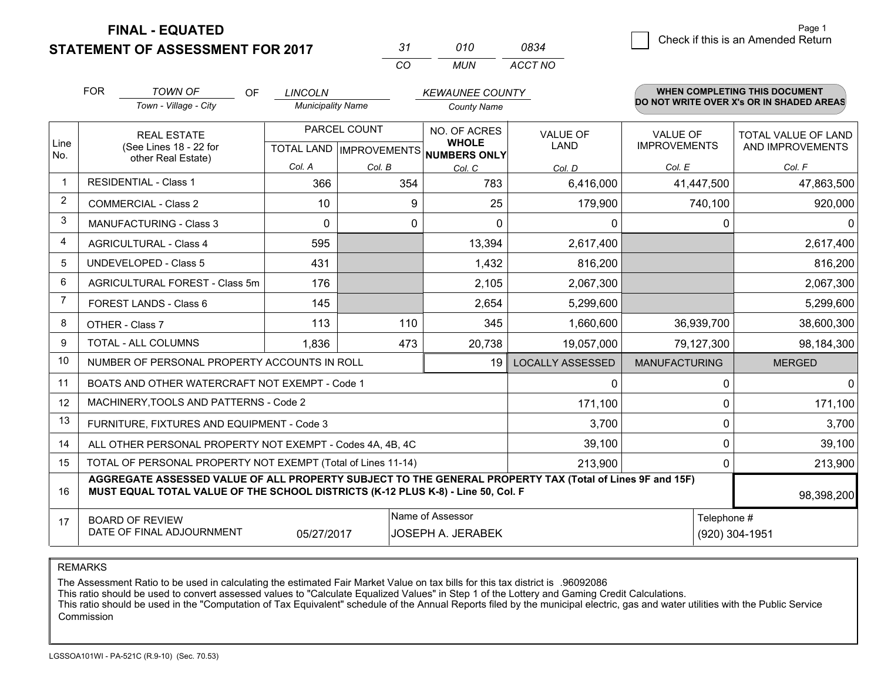**FINAL - EQUATED**
**STATEMENT OF ASSESSMENT FOR 2017**

| 31 | 010 | 0834 |
|---|---|---|
| CO | MUN | ACCT NO |

☐ Check if this is an Amended Return

FOR *TOWN OF* (Town - Village - City) OF *LINCOLN* (Municipality Name) *KEWAUNEE COUNTY* (County Name)

**WHEN COMPLETING THIS DOCUMENT DO NOT WRITE OVER X's OR IN SHADED AREAS**

| Line No. | REAL ESTATE (See Lines 18 - 22 for other Real Estate) | PARCEL COUNT TOTAL LAND Col. A | PARCEL COUNT IMPROVEMENTS Col. B | NO. OF ACRES WHOLE NUMBERS ONLY Col. C | VALUE OF LAND Col. D | VALUE OF IMPROVEMENTS Col. E | TOTAL VALUE OF LAND AND IMPROVEMENTS Col. F |
|---|---|---|---|---|---|---|---|
| 1 | RESIDENTIAL - Class 1 | 366 | 354 | 783 | 6,416,000 | 41,447,500 | 47,863,500 |
| 2 | COMMERCIAL - Class 2 | 10 | 9 | 25 | 179,900 | 740,100 | 920,000 |
| 3 | MANUFACTURING - Class 3 | 0 | 0 | 0 | 0 | 0 | 0 |
| 4 | AGRICULTURAL - Class 4 | 595 | | 13,394 | 2,617,400 | | 2,617,400 |
| 5 | UNDEVELOPED - Class 5 | 431 | | 1,432 | 816,200 | | 816,200 |
| 6 | AGRICULTURAL FOREST - Class 5m | 176 | | 2,105 | 2,067,300 | | 2,067,300 |
| 7 | FOREST LANDS - Class 6 | 145 | | 2,654 | 5,299,600 | | 5,299,600 |
| 8 | OTHER - Class 7 | 113 | 110 | 345 | 1,660,600 | 36,939,700 | 38,600,300 |
| 9 | TOTAL - ALL COLUMNS | 1,836 | 473 | 20,738 | 19,057,000 | 79,127,300 | 98,184,300 |
| 10 | NUMBER OF PERSONAL PROPERTY ACCOUNTS IN ROLL | | | 19 | LOCALLY ASSESSED | MANUFACTURING | MERGED |
| 11 | BOATS AND OTHER WATERCRAFT NOT EXEMPT - Code 1 | | | | 0 | 0 | 0 |
| 12 | MACHINERY,TOOLS AND PATTERNS - Code 2 | | | | 171,100 | 0 | 171,100 |
| 13 | FURNITURE, FIXTURES AND EQUIPMENT - Code 3 | | | | 3,700 | 0 | 3,700 |
| 14 | ALL OTHER PERSONAL PROPERTY NOT EXEMPT - Codes 4A, 4B, 4C | | | | 39,100 | 0 | 39,100 |
| 15 | TOTAL OF PERSONAL PROPERTY NOT EXEMPT (Total of Lines 11-14) | | | | 213,900 | 0 | 213,900 |
| 16 | **AGGREGATE ASSESSED VALUE OF ALL PROPERTY SUBJECT TO THE GENERAL PROPERTY TAX (Total of Lines 9F and 15F) MUST EQUAL TOTAL VALUE OF THE SCHOOL DISTRICTS (K-12 PLUS K-8) - Line 50, Col. F** | | | | | | 98,398,200 |
| 17 | BOARD OF REVIEW DATE OF FINAL ADJOURNMENT | 05/27/2017 | | Name of Assessor: JOSEPH A. JERABEK | | Telephone #: (920) 304-1951 | |

REMARKS

The Assessment Ratio to be used in calculating the estimated Fair Market Value on tax bills for this tax district is .96092086
This ratio should be used to convert assessed values to "Calculate Equalized Values" in Step 1 of the Lottery and Gaming Credit Calculations.
This ratio should be used in the "Computation of Tax Equivalent" schedule of the Annual Reports filed by the municipal electric, gas and water utilities with the Public Service Commission

LGSSOA101WI - PA-521C (R.9-10) (Sec. 70.53)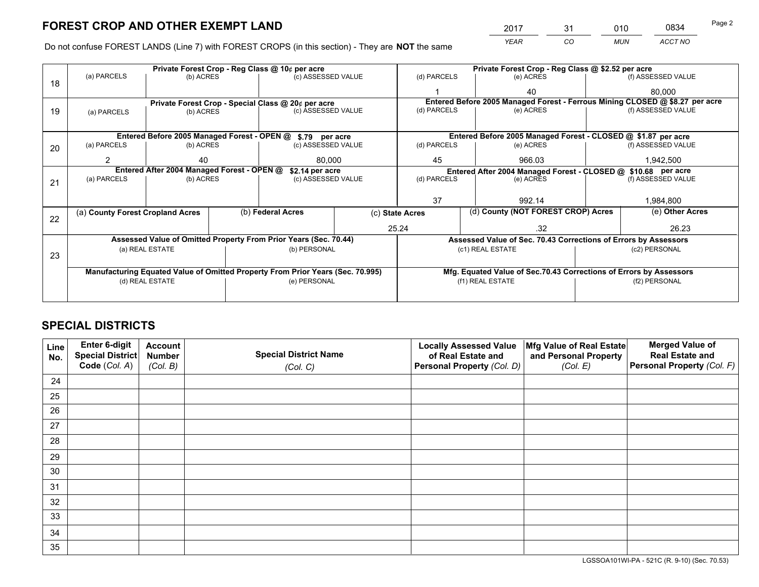# FOREST CROP AND OTHER EXEMPT LAND

| 2017 | 31 | 010 | 0834 |
|---|---|---|---|
| *YEAR* | *CO* | *MUN* | *ACCT NO* |

Do not confuse FOREST LANDS (Line 7) with FOREST CROPS (in this section) - They are **NOT** the same

| Line | Private Forest Crop - Reg Class @ 10¢ per acre | | | Private Forest Crop - Reg Class @ $2.52 per acre | | |
|---|---|---|---|---|---|---|
| | (a) PARCELS | (b) ACRES | (c) ASSESSED VALUE | (d) PARCELS | (e) ACRES | (f) ASSESSED VALUE |
| 18 | | | | 1 | 40 | 80,000 |
| | **Private Forest Crop - Special Class @ 20¢ per acre** | | | **Entered Before 2005 Managed Forest - Ferrous Mining CLOSED @ $8.27 per acre** | | |
| 19 | (a) PARCELS | (b) ACRES | (c) ASSESSED VALUE | (d) PARCELS | (e) ACRES | (f) ASSESSED VALUE |
| | | | | | | |
| | **Entered Before 2005 Managed Forest - OPEN @ $.79 per acre** | | | **Entered Before 2005 Managed Forest - CLOSED @ $1.87 per acre** | | |
| 20 | (a) PARCELS | (b) ACRES | (c) ASSESSED VALUE | (d) PARCELS | (e) ACRES | (f) ASSESSED VALUE |
| | 2 | 40 | 80,000 | 45 | 966.03 | 1,942,500 |
| | **Entered After 2004 Managed Forest - OPEN @ $2.14 per acre** | | | **Entered After 2004 Managed Forest - CLOSED @ $10.68 per acre** | | |
| 21 | (a) PARCELS | (b) ACRES | (c) ASSESSED VALUE | (d) PARCELS | (e) ACRES | (f) ASSESSED VALUE |
| | | | | 37 | 992.14 | 1,984,800 |

| Line | (a) County Forest Cropland Acres | (b) Federal Acres | (c) State Acres | (d) County (NOT FOREST CROP) Acres | (e) Other Acres |
|---|---|---|---|---|---|
| 22 | | | 25.24 | .32 | 26.23 |

| Line | Assessed Value of Omitted Property From Prior Years (Sec. 70.44) | | Assessed Value of Sec. 70.43 Corrections of Errors by Assessors | |
|---|---|---|---|---|
| 23 | (a) REAL ESTATE | (b) PERSONAL | (c1) REAL ESTATE | (c2) PERSONAL |
| | | | | |
| | **Manufacturing Equated Value of Omitted Property From Prior Years (Sec. 70.995)** | | **Mfg. Equated Value of Sec.70.43 Corrections of Errors by Assessors** | |
| | (d) REAL ESTATE | (e) PERSONAL | (f1) REAL ESTATE | (f2) PERSONAL |
| | | | | |

# SPECIAL DISTRICTS

| Line No. | Enter 6-digit Special District Code (Col. A) | Account Number (Col. B) | Special District Name (Col. C) | Locally Assessed Value of Real Estate and Personal Property (Col. D) | Mfg Value of Real Estate and Personal Property (Col. E) | Merged Value of Real Estate and Personal Property (Col. F) |
|---|---|---|---|---|---|---|
| 24 | | | | | | |
| 25 | | | | | | |
| 26 | | | | | | |
| 27 | | | | | | |
| 28 | | | | | | |
| 29 | | | | | | |
| 30 | | | | | | |
| 31 | | | | | | |
| 32 | | | | | | |
| 33 | | | | | | |
| 34 | | | | | | |
| 35 | | | | | | |

LGSSOA101WI-PA - 521C (R. 9-10) (Sec. 70.53)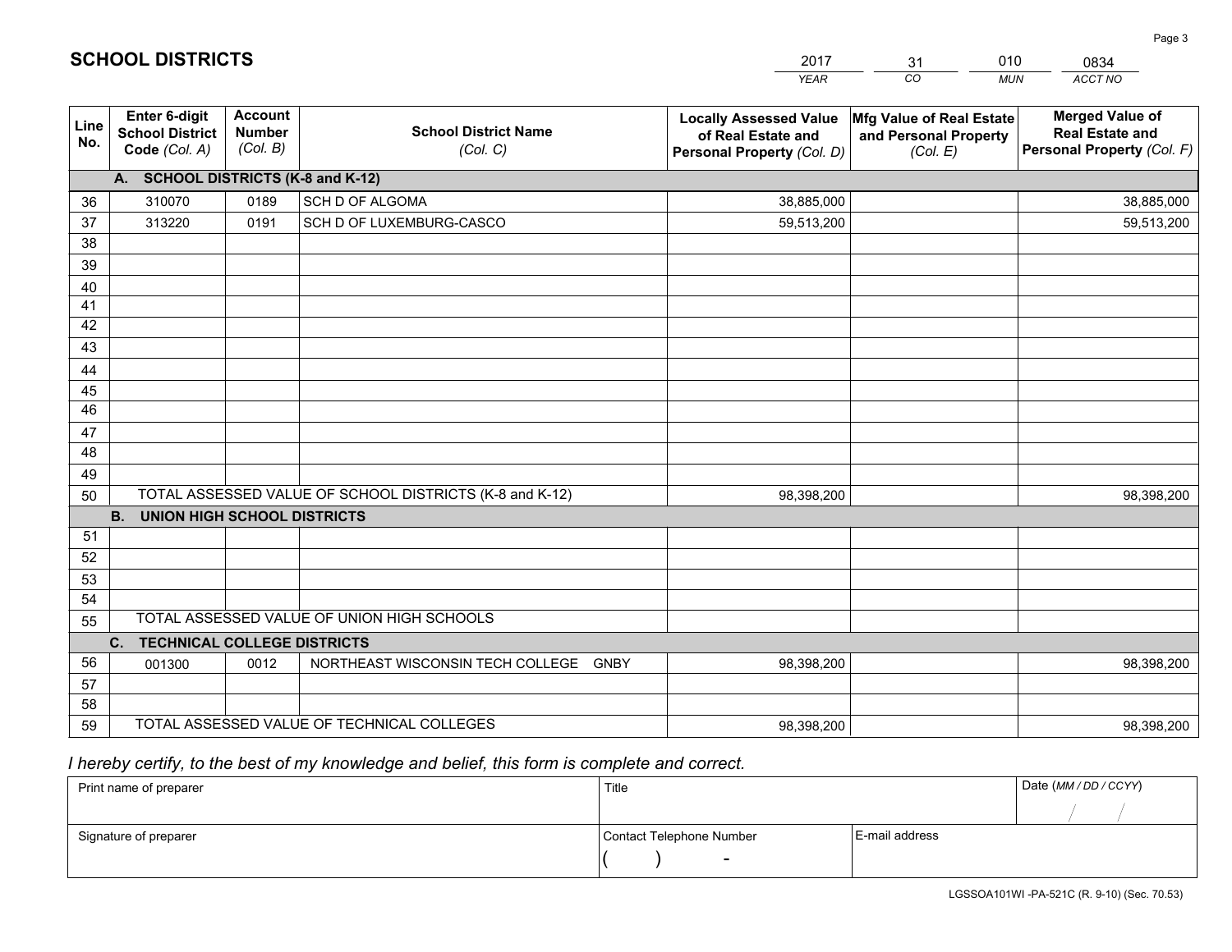# SCHOOL DISTRICTS

| 2017 | 31 | 010 | 0834 |
|---|---|---|---|
| *YEAR* | *CO* | *MUN* | *ACCT NO* |

| Line No. | Enter 6-digit School District Code *(Col. A)* | Account Number *(Col. B)* | School District Name *(Col. C)* | Locally Assessed Value of Real Estate and Personal Property *(Col. D)* | Mfg Value of Real Estate and Personal Property *(Col. E)* | Merged Value of Real Estate and Personal Property *(Col. F)* |
|---|---|---|---|---|---|---|
| **A. SCHOOL DISTRICTS (K-8 and K-12)** | | | | | | |
| 36 | 310070 | 0189 | SCH D OF ALGOMA | 38,885,000 | | 38,885,000 |
| 37 | 313220 | 0191 | SCH D OF LUXEMBURG-CASCO | 59,513,200 | | 59,513,200 |
| 38 | | | | | | |
| 39 | | | | | | |
| 40 | | | | | | |
| 41 | | | | | | |
| 42 | | | | | | |
| 43 | | | | | | |
| 44 | | | | | | |
| 45 | | | | | | |
| 46 | | | | | | |
| 47 | | | | | | |
| 48 | | | | | | |
| 49 | | | | | | |
| 50 | TOTAL ASSESSED VALUE OF SCHOOL DISTRICTS (K-8 and K-12) | | | 98,398,200 | | 98,398,200 |
| **B. UNION HIGH SCHOOL DISTRICTS** | | | | | | |
| 51 | | | | | | |
| 52 | | | | | | |
| 53 | | | | | | |
| 54 | | | | | | |
| 55 | TOTAL ASSESSED VALUE OF UNION HIGH SCHOOLS | | | | | |
| **C. TECHNICAL COLLEGE DISTRICTS** | | | | | | |
| 56 | 001300 | 0012 | NORTHEAST WISCONSIN TECH COLLEGE GNBY | 98,398,200 | | 98,398,200 |
| 57 | | | | | | |
| 58 | | | | | | |
| 59 | TOTAL ASSESSED VALUE OF TECHNICAL COLLEGES | | | 98,398,200 | | 98,398,200 |

*I hereby certify, to the best of my knowledge and belief, this form is complete and correct.*

| Print name of preparer | Title | | Date *(MM / DD / CCYY)* |
|---|---|---|---|
| | | | / / |
| Signature of preparer | Contact Telephone Number | E-mail address | |
| | ( ) - | | |

LGSSOA101WI -PA-521C (R. 9-10) (Sec. 70.53)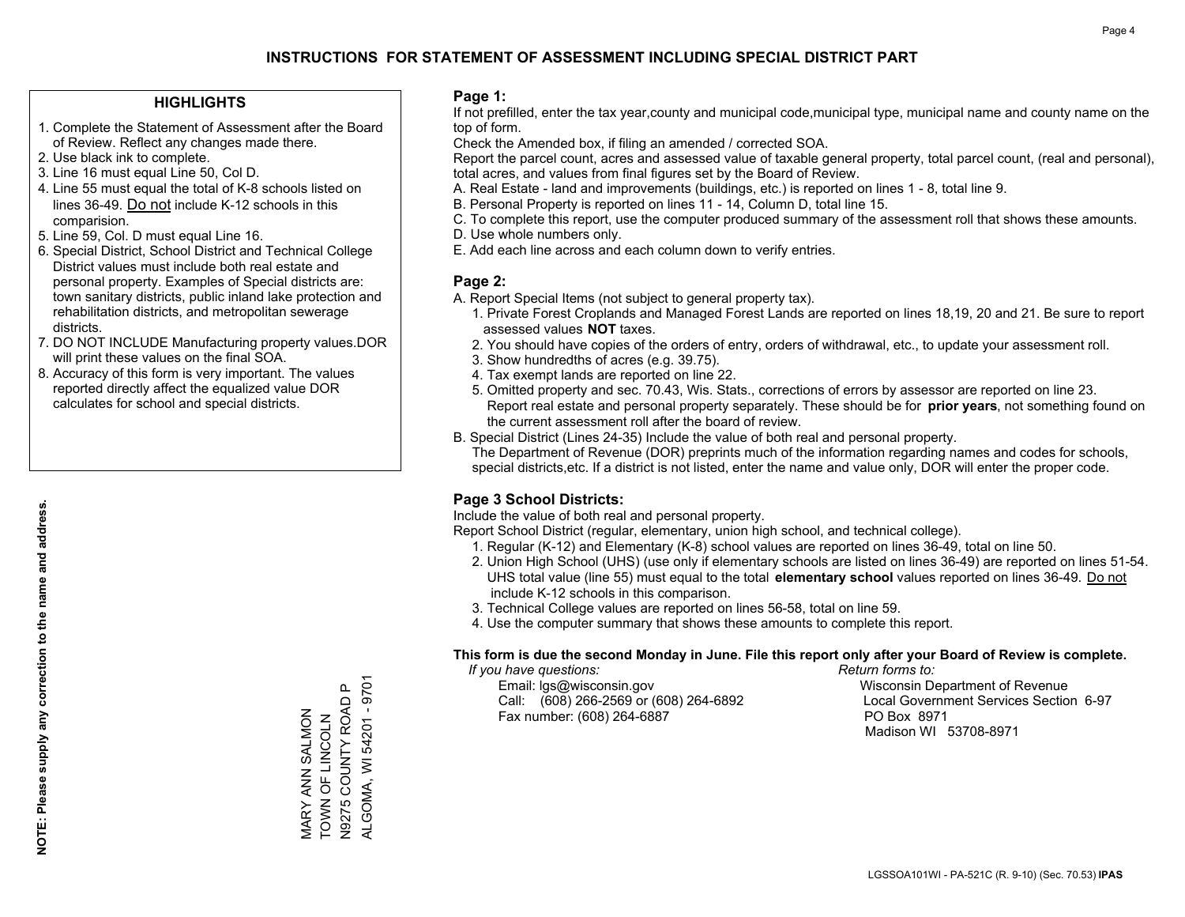# INSTRUCTIONS FOR STATEMENT OF ASSESSMENT INCLUDING SPECIAL DISTRICT PART

## HIGHLIGHTS

1. Complete the Statement of Assessment after the Board of Review. Reflect any changes made there.
2. Use black ink to complete.
3. Line 16 must equal Line 50, Col D.
4. Line 55 must equal the total of K-8 schools listed on lines 36-49. Do not include K-12 schools in this comparision.
5. Line 59, Col. D must equal Line 16.
6. Special District, School District and Technical College District values must include both real estate and personal property. Examples of Special districts are: town sanitary districts, public inland lake protection and rehabilitation districts, and metropolitan sewerage districts.
7. DO NOT INCLUDE Manufacturing property values.DOR will print these values on the final SOA.
8. Accuracy of this form is very important. The values reported directly affect the equalized value DOR calculates for school and special districts.

**NOTE: Please supply any correction to the name and address.**

MARY ANN SALMON
TOWN OF LINCOLN
N9275 COUNTY ROAD P
ALGOMA, WI 54201 - 9701

## Page 1:

If not prefilled, enter the tax year,county and municipal code,municipal type, municipal name and county name on the top of form.

Check the Amended box, if filing an amended / corrected SOA.

Report the parcel count, acres and assessed value of taxable general property, total parcel count, (real and personal), total acres, and values from final figures set by the Board of Review.

A. Real Estate - land and improvements (buildings, etc.) is reported on lines 1 - 8, total line 9.
B. Personal Property is reported on lines 11 - 14, Column D, total line 15.
C. To complete this report, use the computer produced summary of the assessment roll that shows these amounts.
D. Use whole numbers only.
E. Add each line across and each column down to verify entries.

## Page 2:

A. Report Special Items (not subject to general property tax).
   1. Private Forest Croplands and Managed Forest Lands are reported on lines 18,19, 20 and 21. Be sure to report assessed values **NOT** taxes.
   2. You should have copies of the orders of entry, orders of withdrawal, etc., to update your assessment roll.
   3. Show hundredths of acres (e.g. 39.75).
   4. Tax exempt lands are reported on line 22.
   5. Omitted property and sec. 70.43, Wis. Stats., corrections of errors by assessor are reported on line 23. Report real estate and personal property separately. These should be for **prior years**, not something found on the current assessment roll after the board of review.
B. Special District (Lines 24-35) Include the value of both real and personal property.
   The Department of Revenue (DOR) preprints much of the information regarding names and codes for schools, special districts,etc. If a district is not listed, enter the name and value only, DOR will enter the proper code.

## Page 3 School Districts:

Include the value of both real and personal property.

Report School District (regular, elementary, union high school, and technical college).

1. Regular (K-12) and Elementary (K-8) school values are reported on lines 36-49, total on line 50.
2. Union High School (UHS) (use only if elementary schools are listed on lines 36-49) are reported on lines 51-54. UHS total value (line 55) must equal to the total **elementary school** values reported on lines 36-49. Do not include K-12 schools in this comparison.
3. Technical College values are reported on lines 56-58, total on line 59.
4. Use the computer summary that shows these amounts to complete this report.

**This form is due the second Monday in June. File this report only after your Board of Review is complete.**

*If you have questions:*
Email: lgs@wisconsin.gov
Call: (608) 266-2569 or (608) 264-6892
Fax number: (608) 264-6887

*Return forms to:*
Wisconsin Department of Revenue
Local Government Services Section 6-97
PO Box 8971
Madison WI 53708-8971

LGSSOA101WI - PA-521C (R. 9-10) (Sec. 70.53) **IPAS**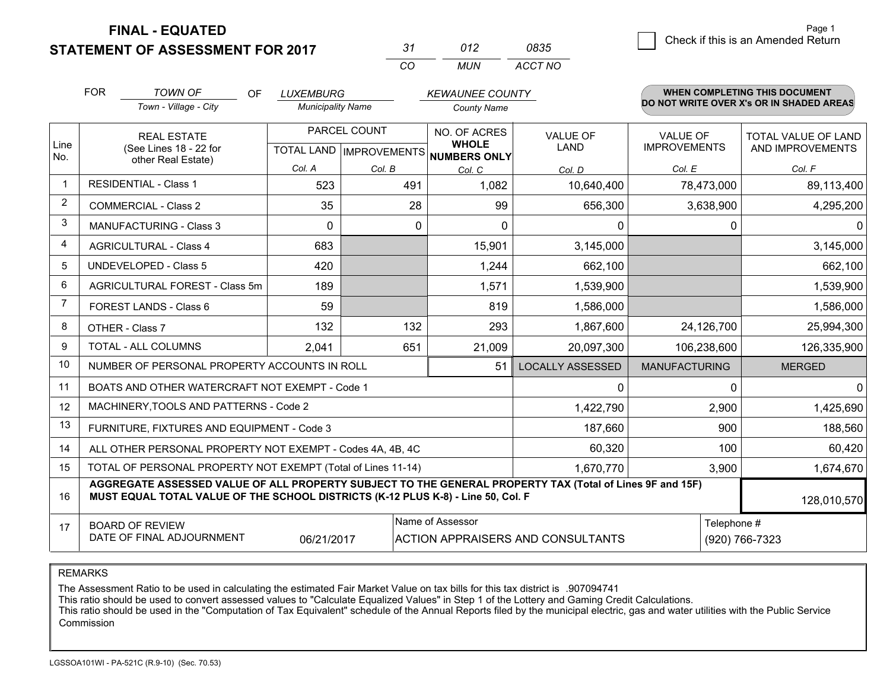**FINAL - EQUATED**
**STATEMENT OF ASSESSMENT FOR 2017**

| 31 | 012 | 0835 |
|---|---|---|
| CO | MUN | ACCT NO |

Page 1

☐ Check if this is an Amended Return

FOR *TOWN OF* (Town - Village - City) OF *LUXEMBURG* (Municipality Name) *KEWAUNEE COUNTY* (County Name)

**WHEN COMPLETING THIS DOCUMENT DO NOT WRITE OVER X's OR IN SHADED AREAS**

| Line No. | REAL ESTATE (See Lines 18 - 22 for other Real Estate) | PARCEL COUNT TOTAL LAND Col. A | PARCEL COUNT IMPROVEMENTS Col. B | NO. OF ACRES WHOLE NUMBERS ONLY Col. C | VALUE OF LAND Col. D | VALUE OF IMPROVEMENTS Col. E | TOTAL VALUE OF LAND AND IMPROVEMENTS Col. F |
|---|---|---|---|---|---|---|---|
| 1 | RESIDENTIAL - Class 1 | 523 | 491 | 1,082 | 10,640,400 | 78,473,000 | 89,113,400 |
| 2 | COMMERCIAL - Class 2 | 35 | 28 | 99 | 656,300 | 3,638,900 | 4,295,200 |
| 3 | MANUFACTURING - Class 3 | 0 | 0 | 0 | 0 | 0 | 0 |
| 4 | AGRICULTURAL - Class 4 | 683 | | 15,901 | 3,145,000 | | 3,145,000 |
| 5 | UNDEVELOPED - Class 5 | 420 | | 1,244 | 662,100 | | 662,100 |
| 6 | AGRICULTURAL FOREST - Class 5m | 189 | | 1,571 | 1,539,900 | | 1,539,900 |
| 7 | FOREST LANDS - Class 6 | 59 | | 819 | 1,586,000 | | 1,586,000 |
| 8 | OTHER - Class 7 | 132 | 132 | 293 | 1,867,600 | 24,126,700 | 25,994,300 |
| 9 | TOTAL - ALL COLUMNS | 2,041 | 651 | 21,009 | 20,097,300 | 106,238,600 | 126,335,900 |
| 10 | NUMBER OF PERSONAL PROPERTY ACCOUNTS IN ROLL | | | 51 | LOCALLY ASSESSED | MANUFACTURING | MERGED |
| 11 | BOATS AND OTHER WATERCRAFT NOT EXEMPT - Code 1 | | | | 0 | 0 | 0 |
| 12 | MACHINERY,TOOLS AND PATTERNS - Code 2 | | | | 1,422,790 | 2,900 | 1,425,690 |
| 13 | FURNITURE, FIXTURES AND EQUIPMENT - Code 3 | | | | 187,660 | 900 | 188,560 |
| 14 | ALL OTHER PERSONAL PROPERTY NOT EXEMPT - Codes 4A, 4B, 4C | | | | 60,320 | 100 | 60,420 |
| 15 | TOTAL OF PERSONAL PROPERTY NOT EXEMPT (Total of Lines 11-14) | | | | 1,670,770 | 3,900 | 1,674,670 |
| 16 | **AGGREGATE ASSESSED VALUE OF ALL PROPERTY SUBJECT TO THE GENERAL PROPERTY TAX (Total of Lines 9F and 15F) MUST EQUAL TOTAL VALUE OF THE SCHOOL DISTRICTS (K-12 PLUS K-8) - Line 50, Col. F** | | | | | | 128,010,570 |
| 17 | BOARD OF REVIEW DATE OF FINAL ADJOURNMENT | 06/21/2017 | Name of Assessor: ACTION APPRAISERS AND CONSULTANTS | | | | Telephone #: (920) 766-7323 |

REMARKS

The Assessment Ratio to be used in calculating the estimated Fair Market Value on tax bills for this tax district is .907094741
This ratio should be used to convert assessed values to "Calculate Equalized Values" in Step 1 of the Lottery and Gaming Credit Calculations.
This ratio should be used in the "Computation of Tax Equivalent" schedule of the Annual Reports filed by the municipal electric, gas and water utilities with the Public Service Commission

LGSSOA101WI - PA-521C (R.9-10) (Sec. 70.53)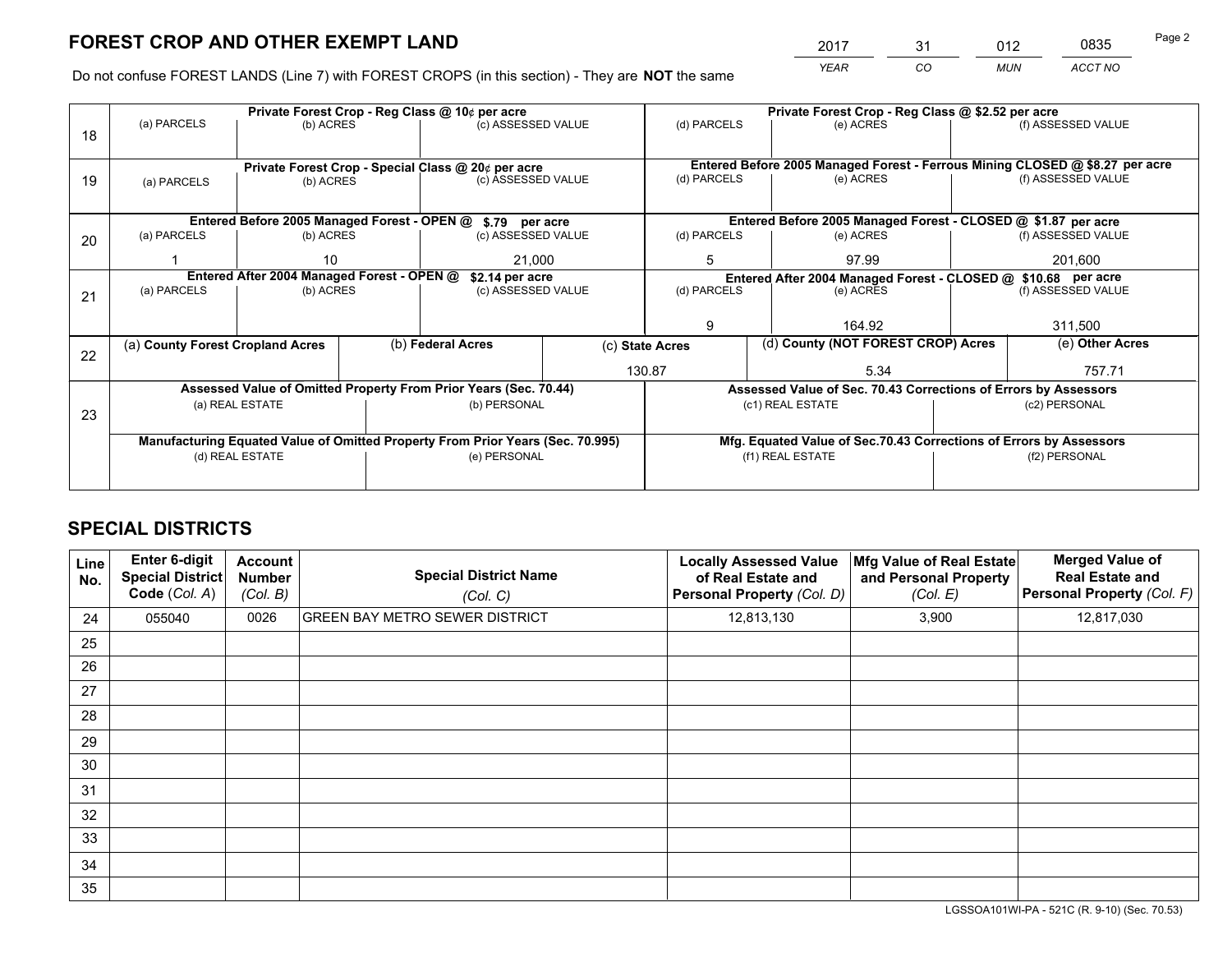# FOREST CROP AND OTHER EXEMPT LAND

| YEAR | CO | MUN | ACCT NO |
|---|---|---|---|
| 2017 | 31 | 012 | 0835 |

Do not confuse FOREST LANDS (Line 7) with FOREST CROPS (in this section) - They are **NOT** the same

| Line | | | | | | |
|---|---|---|---|---|---|---|
| 18 | Private Forest Crop - Reg Class @ 10¢ per acre | | | Private Forest Crop - Reg Class @ $2.52 per acre | | |
| | (a) PARCELS | (b) ACRES | (c) ASSESSED VALUE | (d) PARCELS | (e) ACRES | (f) ASSESSED VALUE |
| | | | | | | |
| 19 | Private Forest Crop - Special Class @ 20¢ per acre | | | Entered Before 2005 Managed Forest - Ferrous Mining CLOSED @ $8.27 per acre | | |
| | (a) PARCELS | (b) ACRES | (c) ASSESSED VALUE | (d) PARCELS | (e) ACRES | (f) ASSESSED VALUE |
| | | | | | | |
| 20 | Entered Before 2005 Managed Forest - OPEN @ $.79 per acre | | | Entered Before 2005 Managed Forest - CLOSED @ $1.87 per acre | | |
| | (a) PARCELS | (b) ACRES | (c) ASSESSED VALUE | (d) PARCELS | (e) ACRES | (f) ASSESSED VALUE |
| | 1 | 10 | 21,000 | 5 | 97.99 | 201,600 |
| 21 | Entered After 2004 Managed Forest - OPEN @ $2.14 per acre | | | Entered After 2004 Managed Forest - CLOSED @ $10.68 per acre | | |
| | (a) PARCELS | (b) ACRES | (c) ASSESSED VALUE | (d) PARCELS | (e) ACRES | (f) ASSESSED VALUE |
| | | | | 9 | 164.92 | 311,500 |

| Line | (a) County Forest Cropland Acres | (b) Federal Acres | (c) State Acres | (d) County (NOT FOREST CROP) Acres | (e) Other Acres |
|---|---|---|---|---|---|
| 22 | | | 130.87 | 5.34 | 757.71 |

| Line | | | | |
|---|---|---|---|---|
| 23 | Assessed Value of Omitted Property From Prior Years (Sec. 70.44) | | Assessed Value of Sec. 70.43 Corrections of Errors by Assessors | |
| | (a) REAL ESTATE | (b) PERSONAL | (c1) REAL ESTATE | (c2) PERSONAL |
| | | | | |
| | Manufacturing Equated Value of Omitted Property From Prior Years (Sec. 70.995) | | Mfg. Equated Value of Sec.70.43 Corrections of Errors by Assessors | |
| | (d) REAL ESTATE | (e) PERSONAL | (f1) REAL ESTATE | (f2) PERSONAL |
| | | | | |

# SPECIAL DISTRICTS

| Line No. | Enter 6-digit Special District Code (Col. A) | Account Number (Col. B) | Special District Name (Col. C) | Locally Assessed Value of Real Estate and Personal Property (Col. D) | Mfg Value of Real Estate and Personal Property (Col. E) | Merged Value of Real Estate and Personal Property (Col. F) |
|---|---|---|---|---|---|---|
| 24 | 055040 | 0026 | GREEN BAY METRO SEWER DISTRICT | 12,813,130 | 3,900 | 12,817,030 |
| 25 | | | | | | |
| 26 | | | | | | |
| 27 | | | | | | |
| 28 | | | | | | |
| 29 | | | | | | |
| 30 | | | | | | |
| 31 | | | | | | |
| 32 | | | | | | |
| 33 | | | | | | |
| 34 | | | | | | |
| 35 | | | | | | |

LGSSOA101WI-PA - 521C (R. 9-10) (Sec. 70.53)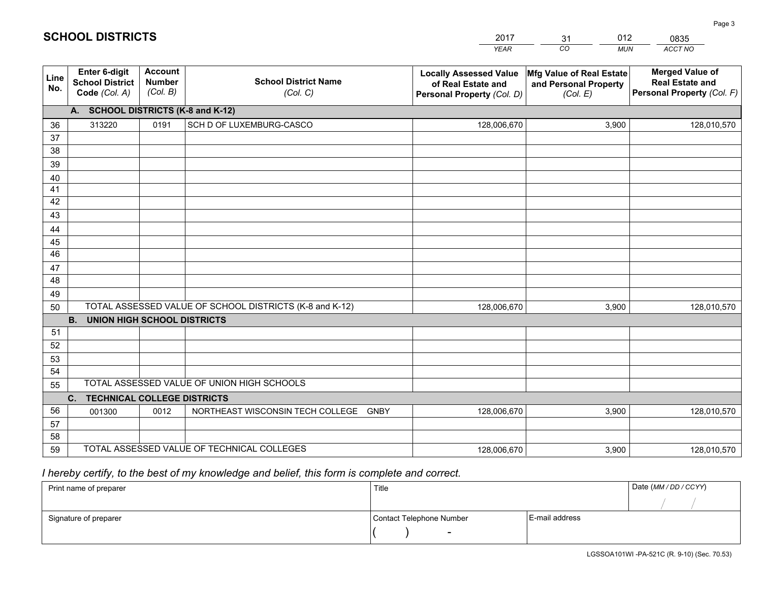# SCHOOL DISTRICTS

| 2017 | 31 | 012 | 0835 |
|---|---|---|---|
| *YEAR* | *CO* | *MUN* | *ACCT NO* |

| Line No. | Enter 6-digit School District Code *(Col. A)* | Account Number *(Col. B)* | School District Name *(Col. C)* | Locally Assessed Value of Real Estate and Personal Property *(Col. D)* | Mfg Value of Real Estate and Personal Property *(Col. E)* | Merged Value of Real Estate and Personal Property *(Col. F)* |
|---|---|---|---|---|---|---|
| | **A. SCHOOL DISTRICTS (K-8 and K-12)** | | | | | |
| 36 | 313220 | 0191 | SCH D OF LUXEMBURG-CASCO | 128,006,670 | 3,900 | 128,010,570 |
| 37 | | | | | | |
| 38 | | | | | | |
| 39 | | | | | | |
| 40 | | | | | | |
| 41 | | | | | | |
| 42 | | | | | | |
| 43 | | | | | | |
| 44 | | | | | | |
| 45 | | | | | | |
| 46 | | | | | | |
| 47 | | | | | | |
| 48 | | | | | | |
| 49 | | | | | | |
| 50 | TOTAL ASSESSED VALUE OF SCHOOL DISTRICTS (K-8 and K-12) | | | 128,006,670 | 3,900 | 128,010,570 |
| | **B. UNION HIGH SCHOOL DISTRICTS** | | | | | |
| 51 | | | | | | |
| 52 | | | | | | |
| 53 | | | | | | |
| 54 | | | | | | |
| 55 | TOTAL ASSESSED VALUE OF UNION HIGH SCHOOLS | | | | | |
| | **C. TECHNICAL COLLEGE DISTRICTS** | | | | | |
| 56 | 001300 | 0012 | NORTHEAST WISCONSIN TECH COLLEGE GNBY | 128,006,670 | 3,900 | 128,010,570 |
| 57 | | | | | | |
| 58 | | | | | | |
| 59 | TOTAL ASSESSED VALUE OF TECHNICAL COLLEGES | | | 128,006,670 | 3,900 | 128,010,570 |

*I hereby certify, to the best of my knowledge and belief, this form is complete and correct.*

| Print name of preparer | Title | | Date *(MM / DD / CCYY)* |
|---|---|---|---|
| | | | / / |
| Signature of preparer | Contact Telephone Number | E-mail address | |
| | ( ) - | | |

LGSSOA101WI -PA-521C (R. 9-10) (Sec. 70.53)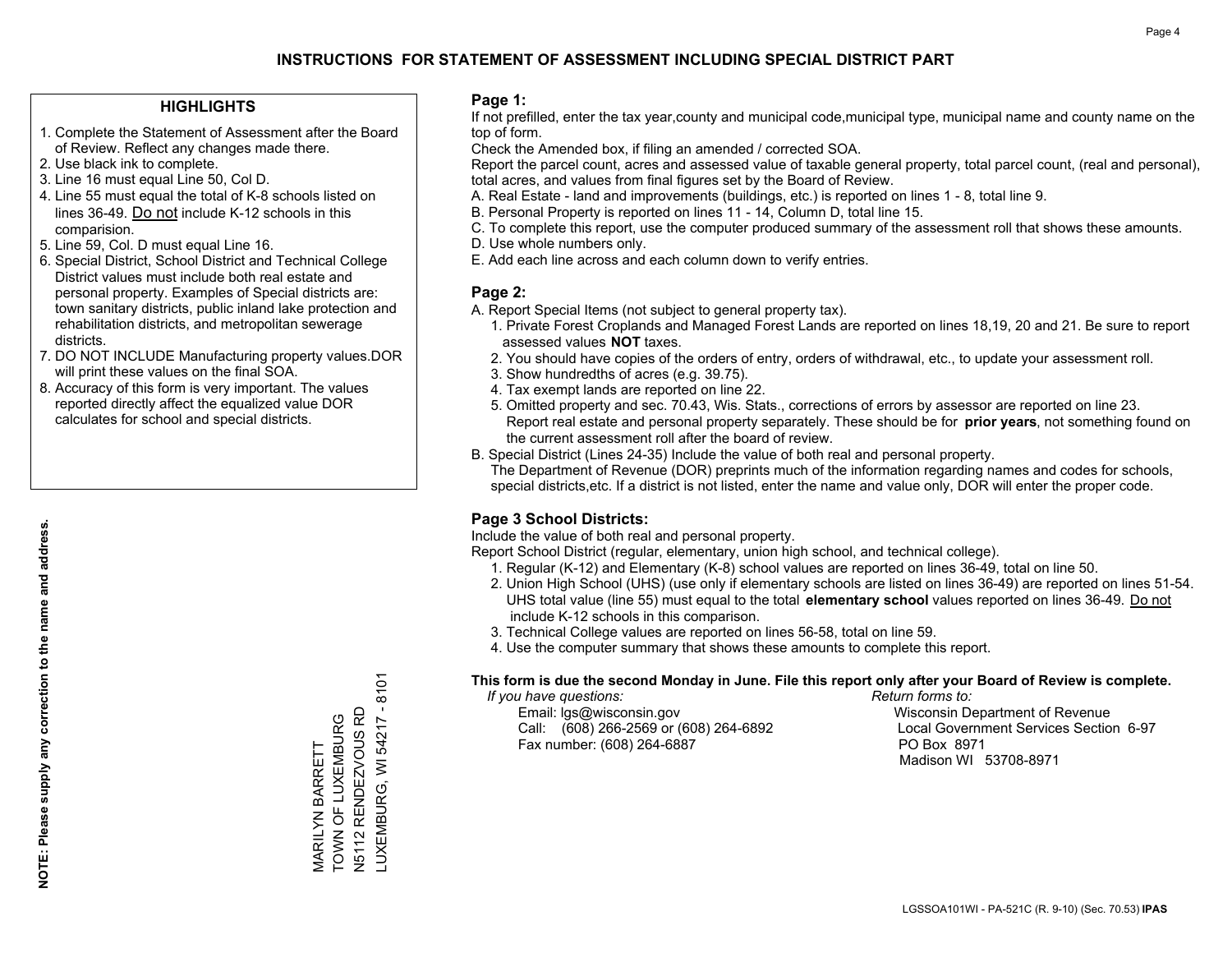## INSTRUCTIONS FOR STATEMENT OF ASSESSMENT INCLUDING SPECIAL DISTRICT PART

### HIGHLIGHTS

1. Complete the Statement of Assessment after the Board of Review. Reflect any changes made there.
2. Use black ink to complete.
3. Line 16 must equal Line 50, Col D.
4. Line 55 must equal the total of K-8 schools listed on lines 36-49. Do not include K-12 schools in this comparision.
5. Line 59, Col. D must equal Line 16.
6. Special District, School District and Technical College District values must include both real estate and personal property. Examples of Special districts are: town sanitary districts, public inland lake protection and rehabilitation districts, and metropolitan sewerage districts.
7. DO NOT INCLUDE Manufacturing property values.DOR will print these values on the final SOA.
8. Accuracy of this form is very important. The values reported directly affect the equalized value DOR calculates for school and special districts.

**NOTE: Please supply any correction to the name and address.**

MARILYN BARRETT
TOWN OF LUXEMBURG
N5112 RENDEZVOUS RD
LUXEMBURG, WI 54217 - 8101

### Page 1:

If not prefilled, enter the tax year,county and municipal code,municipal type, municipal name and county name on the top of form.

Check the Amended box, if filing an amended / corrected SOA.

Report the parcel count, acres and assessed value of taxable general property, total parcel count, (real and personal), total acres, and values from final figures set by the Board of Review.

A. Real Estate - land and improvements (buildings, etc.) is reported on lines 1 - 8, total line 9.
B. Personal Property is reported on lines 11 - 14, Column D, total line 15.
C. To complete this report, use the computer produced summary of the assessment roll that shows these amounts.
D. Use whole numbers only.
E. Add each line across and each column down to verify entries.

### Page 2:

A. Report Special Items (not subject to general property tax).
   1. Private Forest Croplands and Managed Forest Lands are reported on lines 18,19, 20 and 21. Be sure to report assessed values **NOT** taxes.
   2. You should have copies of the orders of entry, orders of withdrawal, etc., to update your assessment roll.
   3. Show hundredths of acres (e.g. 39.75).
   4. Tax exempt lands are reported on line 22.
   5. Omitted property and sec. 70.43, Wis. Stats., corrections of errors by assessor are reported on line 23. Report real estate and personal property separately. These should be for **prior years**, not something found on the current assessment roll after the board of review.
B. Special District (Lines 24-35) Include the value of both real and personal property.
   The Department of Revenue (DOR) preprints much of the information regarding names and codes for schools, special districts,etc. If a district is not listed, enter the name and value only, DOR will enter the proper code.

### Page 3 School Districts:

Include the value of both real and personal property.

Report School District (regular, elementary, union high school, and technical college).

1. Regular (K-12) and Elementary (K-8) school values are reported on lines 36-49, total on line 50.
2. Union High School (UHS) (use only if elementary schools are listed on lines 36-49) are reported on lines 51-54. UHS total value (line 55) must equal to the total **elementary school** values reported on lines 36-49. Do not include K-12 schools in this comparison.
3. Technical College values are reported on lines 56-58, total on line 59.
4. Use the computer summary that shows these amounts to complete this report.

**This form is due the second Monday in June. File this report only after your Board of Review is complete.**

*If you have questions:*
Email: lgs@wisconsin.gov
Call: (608) 266-2569 or (608) 264-6892
Fax number: (608) 264-6887

*Return forms to:*
Wisconsin Department of Revenue
Local Government Services Section 6-97
PO Box 8971
Madison WI 53708-8971

LGSSOA101WI - PA-521C (R. 9-10) (Sec. 70.53) **IPAS**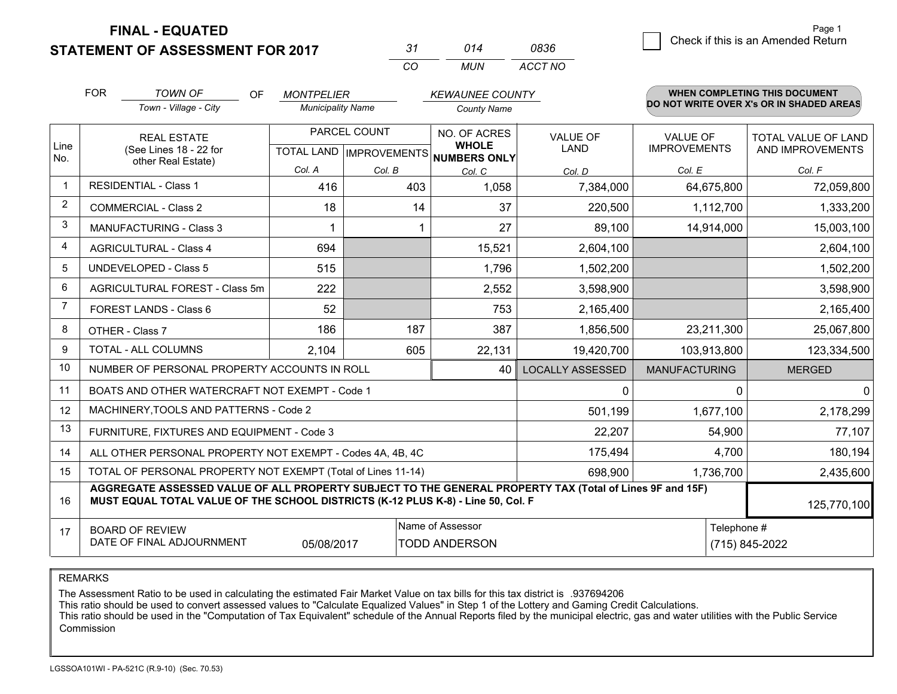# FINAL - EQUATED
# STATEMENT OF ASSESSMENT FOR 2017

| 31 | 014 | 0836 |
|---|---|---|
| CO | MUN | ACCT NO |

Check if this is an Amended Return

FOR *TOWN OF* (Town - Village - City) OF *MONTPELIER* (Municipality Name) *KEWAUNEE COUNTY* (County Name)

**WHEN COMPLETING THIS DOCUMENT DO NOT WRITE OVER X's OR IN SHADED AREAS**

| Line No. | REAL ESTATE (See Lines 18 - 22 for other Real Estate) | PARCEL COUNT TOTAL LAND Col. A | PARCEL COUNT IMPROVEMENTS Col. B | NO. OF ACRES WHOLE NUMBERS ONLY Col. C | VALUE OF LAND Col. D | VALUE OF IMPROVEMENTS Col. E | TOTAL VALUE OF LAND AND IMPROVEMENTS Col. F |
|---|---|---|---|---|---|---|---|
| 1 | RESIDENTIAL - Class 1 | 416 | 403 | 1,058 | 7,384,000 | 64,675,800 | 72,059,800 |
| 2 | COMMERCIAL - Class 2 | 18 | 14 | 37 | 220,500 | 1,112,700 | 1,333,200 |
| 3 | MANUFACTURING - Class 3 | 1 | 1 | 27 | 89,100 | 14,914,000 | 15,003,100 |
| 4 | AGRICULTURAL - Class 4 | 694 | | 15,521 | 2,604,100 | | 2,604,100 |
| 5 | UNDEVELOPED - Class 5 | 515 | | 1,796 | 1,502,200 | | 1,502,200 |
| 6 | AGRICULTURAL FOREST - Class 5m | 222 | | 2,552 | 3,598,900 | | 3,598,900 |
| 7 | FOREST LANDS - Class 6 | 52 | | 753 | 2,165,400 | | 2,165,400 |
| 8 | OTHER - Class 7 | 186 | 187 | 387 | 1,856,500 | 23,211,300 | 25,067,800 |
| 9 | TOTAL - ALL COLUMNS | 2,104 | 605 | 22,131 | 19,420,700 | 103,913,800 | 123,334,500 |
| 10 | NUMBER OF PERSONAL PROPERTY ACCOUNTS IN ROLL | | | 40 | LOCALLY ASSESSED | MANUFACTURING | MERGED |
| 11 | BOATS AND OTHER WATERCRAFT NOT EXEMPT - Code 1 | | | | 0 | 0 | 0 |
| 12 | MACHINERY,TOOLS AND PATTERNS - Code 2 | | | | 501,199 | 1,677,100 | 2,178,299 |
| 13 | FURNITURE, FIXTURES AND EQUIPMENT - Code 3 | | | | 22,207 | 54,900 | 77,107 |
| 14 | ALL OTHER PERSONAL PROPERTY NOT EXEMPT - Codes 4A, 4B, 4C | | | | 175,494 | 4,700 | 180,194 |
| 15 | TOTAL OF PERSONAL PROPERTY NOT EXEMPT (Total of Lines 11-14) | | | | 698,900 | 1,736,700 | 2,435,600 |
| 16 | AGGREGATE ASSESSED VALUE OF ALL PROPERTY SUBJECT TO THE GENERAL PROPERTY TAX (Total of Lines 9F and 15F) MUST EQUAL TOTAL VALUE OF THE SCHOOL DISTRICTS (K-12 PLUS K-8) - Line 50, Col. F | | | | | | 125,770,100 |
| 17 | BOARD OF REVIEW DATE OF FINAL ADJOURNMENT | 05/08/2017 | Name of Assessor: TODD ANDERSON | | | Telephone #: (715) 845-2022 | |

REMARKS

The Assessment Ratio to be used in calculating the estimated Fair Market Value on tax bills for this tax district is .937694206
This ratio should be used to convert assessed values to "Calculate Equalized Values" in Step 1 of the Lottery and Gaming Credit Calculations.
This ratio should be used in the "Computation of Tax Equivalent" schedule of the Annual Reports filed by the municipal electric, gas and water utilities with the Public Service Commission

LGSSOA101WI - PA-521C (R.9-10) (Sec. 70.53)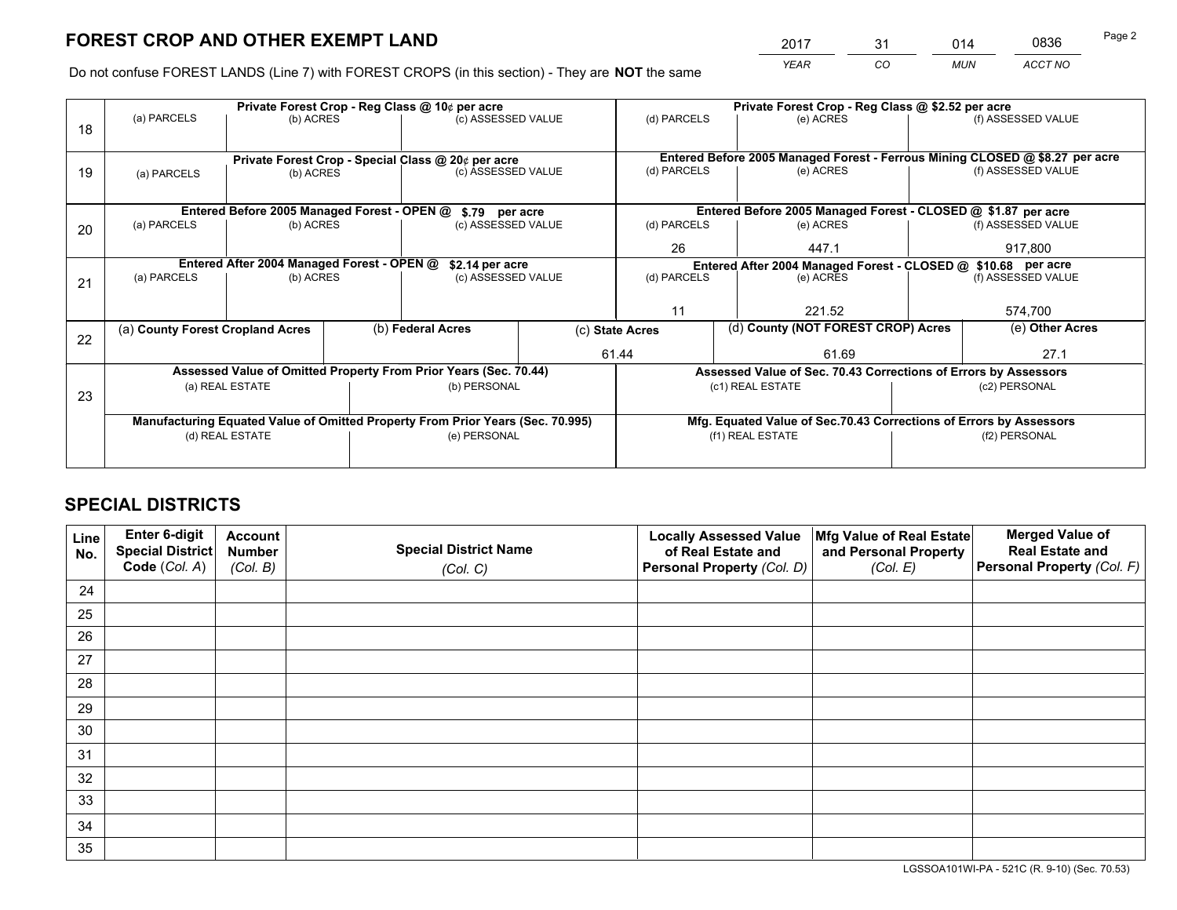## FOREST CROP AND OTHER EXEMPT LAND

| 2017 | 31 | 014 | 0836 |
|---|---|---|---|
| *YEAR* | *CO* | *MUN* | *ACCT NO* |

Do not confuse FOREST LANDS (Line 7) with FOREST CROPS (in this section) - They are **NOT** the same

| Line | Private Forest Crop - Reg Class @ 10¢ per acre | | | Private Forest Crop - Reg Class @ $2.52 per acre | | |
|---|---|---|---|---|---|---|
| 18 | (a) PARCELS | (b) ACRES | (c) ASSESSED VALUE | (d) PARCELS | (e) ACRES | (f) ASSESSED VALUE |
| | | | | | | |
| | **Private Forest Crop - Special Class @ 20¢ per acre** | | | **Entered Before 2005 Managed Forest - Ferrous Mining CLOSED @ $8.27 per acre** | | |
| 19 | (a) PARCELS | (b) ACRES | (c) ASSESSED VALUE | (d) PARCELS | (e) ACRES | (f) ASSESSED VALUE |
| | | | | | | |
| | **Entered Before 2005 Managed Forest - OPEN @ $.79 per acre** | | | **Entered Before 2005 Managed Forest - CLOSED @ $1.87 per acre** | | |
| 20 | (a) PARCELS | (b) ACRES | (c) ASSESSED VALUE | (d) PARCELS | (e) ACRES | (f) ASSESSED VALUE |
| | | | | 26 | 447.1 | 917,800 |
| | **Entered After 2004 Managed Forest - OPEN @ $2.14 per acre** | | | **Entered After 2004 Managed Forest - CLOSED @ $10.68 per acre** | | |
| 21 | (a) PARCELS | (b) ACRES | (c) ASSESSED VALUE | (d) PARCELS | (e) ACRES | (f) ASSESSED VALUE |
| | | | | 11 | 221.52 | 574,700 |

| Line | (a) County Forest Cropland Acres | (b) Federal Acres | (c) State Acres | (d) County (NOT FOREST CROP) Acres | (e) Other Acres |
|---|---|---|---|---|---|
| 22 | | | 61.44 | 61.69 | 27.1 |

| Line | Assessed Value of Omitted Property From Prior Years (Sec. 70.44) | | Assessed Value of Sec. 70.43 Corrections of Errors by Assessors | |
|---|---|---|---|---|
| 23 | (a) REAL ESTATE | (b) PERSONAL | (c1) REAL ESTATE | (c2) PERSONAL |
| | | | | |
| | **Manufacturing Equated Value of Omitted Property From Prior Years (Sec. 70.995)** | | **Mfg. Equated Value of Sec.70.43 Corrections of Errors by Assessors** | |
| | (d) REAL ESTATE | (e) PERSONAL | (f1) REAL ESTATE | (f2) PERSONAL |
| | | | | |

## SPECIAL DISTRICTS

| Line No. | Enter 6-digit Special District Code (*Col. A*) | Account Number (*Col. B*) | Special District Name (*Col. C*) | Locally Assessed Value of Real Estate and Personal Property (*Col. D*) | Mfg Value of Real Estate and Personal Property (*Col. E*) | Merged Value of Real Estate and Personal Property (*Col. F*) |
|---|---|---|---|---|---|---|
| 24 | | | | | | |
| 25 | | | | | | |
| 26 | | | | | | |
| 27 | | | | | | |
| 28 | | | | | | |
| 29 | | | | | | |
| 30 | | | | | | |
| 31 | | | | | | |
| 32 | | | | | | |
| 33 | | | | | | |
| 34 | | | | | | |
| 35 | | | | | | |

LGSSOA101WI-PA - 521C (R. 9-10) (Sec. 70.53)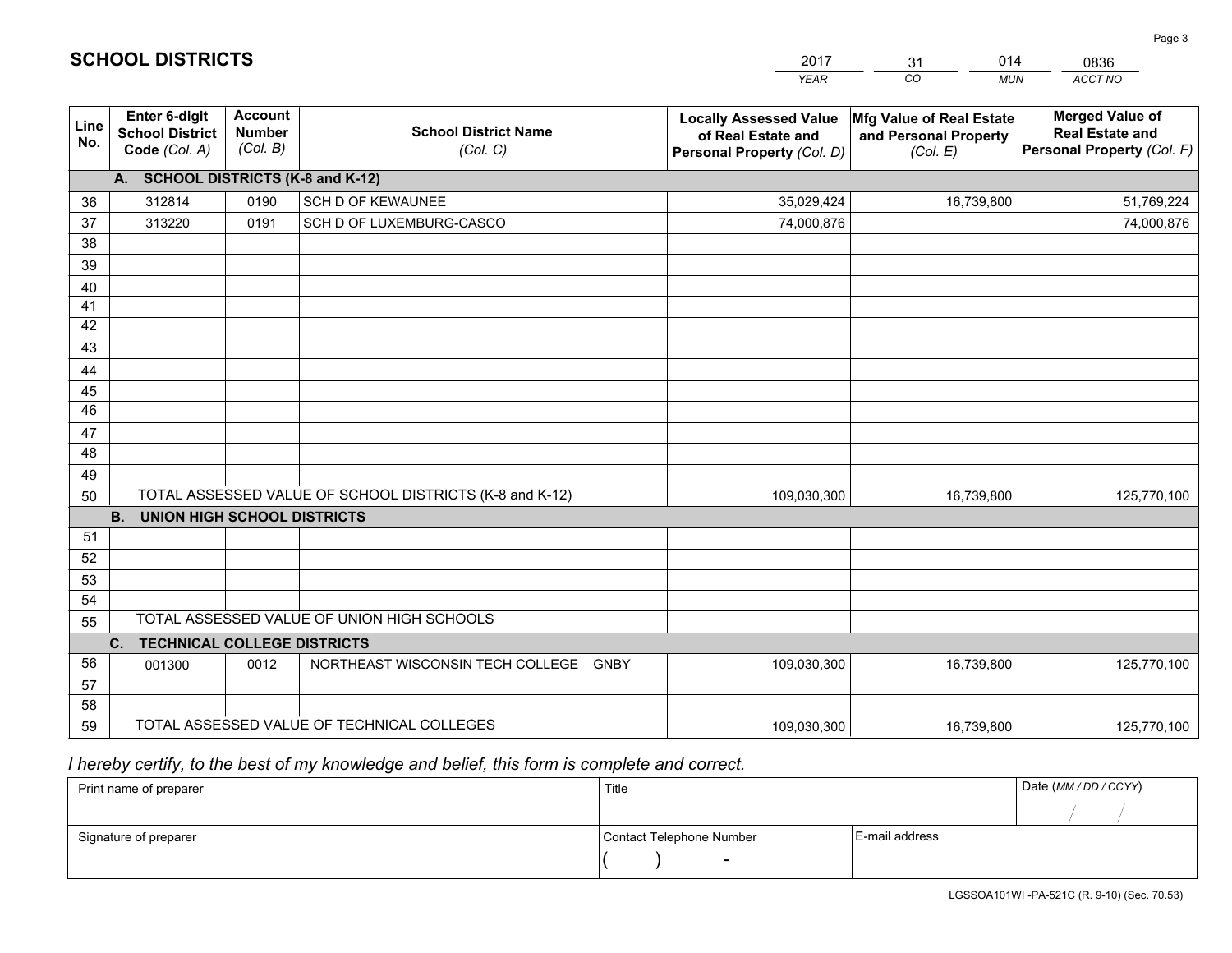# SCHOOL DISTRICTS

| 2017 | 31 | 014 | 0836 |
|---|---|---|---|
| *YEAR* | *CO* | *MUN* | *ACCT NO* |

| Line No. | Enter 6-digit School District Code *(Col. A)* | Account Number *(Col. B)* | School District Name *(Col. C)* | Locally Assessed Value of Real Estate and Personal Property *(Col. D)* | Mfg Value of Real Estate and Personal Property *(Col. E)* | Merged Value of Real Estate and Personal Property *(Col. F)* |
|---|---|---|---|---|---|---|
| | **A. SCHOOL DISTRICTS (K-8 and K-12)** | | | | | |
| 36 | 312814 | 0190 | SCH D OF KEWAUNEE | 35,029,424 | 16,739,800 | 51,769,224 |
| 37 | 313220 | 0191 | SCH D OF LUXEMBURG-CASCO | 74,000,876 | | 74,000,876 |
| 38 | | | | | | |
| 39 | | | | | | |
| 40 | | | | | | |
| 41 | | | | | | |
| 42 | | | | | | |
| 43 | | | | | | |
| 44 | | | | | | |
| 45 | | | | | | |
| 46 | | | | | | |
| 47 | | | | | | |
| 48 | | | | | | |
| 49 | | | | | | |
| 50 | TOTAL ASSESSED VALUE OF SCHOOL DISTRICTS (K-8 and K-12) | | | 109,030,300 | 16,739,800 | 125,770,100 |
| | **B. UNION HIGH SCHOOL DISTRICTS** | | | | | |
| 51 | | | | | | |
| 52 | | | | | | |
| 53 | | | | | | |
| 54 | | | | | | |
| 55 | TOTAL ASSESSED VALUE OF UNION HIGH SCHOOLS | | | | | |
| | **C. TECHNICAL COLLEGE DISTRICTS** | | | | | |
| 56 | 001300 | 0012 | NORTHEAST WISCONSIN TECH COLLEGE GNBY | 109,030,300 | 16,739,800 | 125,770,100 |
| 57 | | | | | | |
| 58 | | | | | | |
| 59 | TOTAL ASSESSED VALUE OF TECHNICAL COLLEGES | | | 109,030,300 | 16,739,800 | 125,770,100 |

*I hereby certify, to the best of my knowledge and belief, this form is complete and correct.*

| Print name of preparer | Title | | Date *(MM / DD / CCYY)* |
|---|---|---|---|
| | | | / / |
| Signature of preparer | Contact Telephone Number | E-mail address | |
| | ( ) - | | |

LGSSOA101WI -PA-521C (R. 9-10) (Sec. 70.53)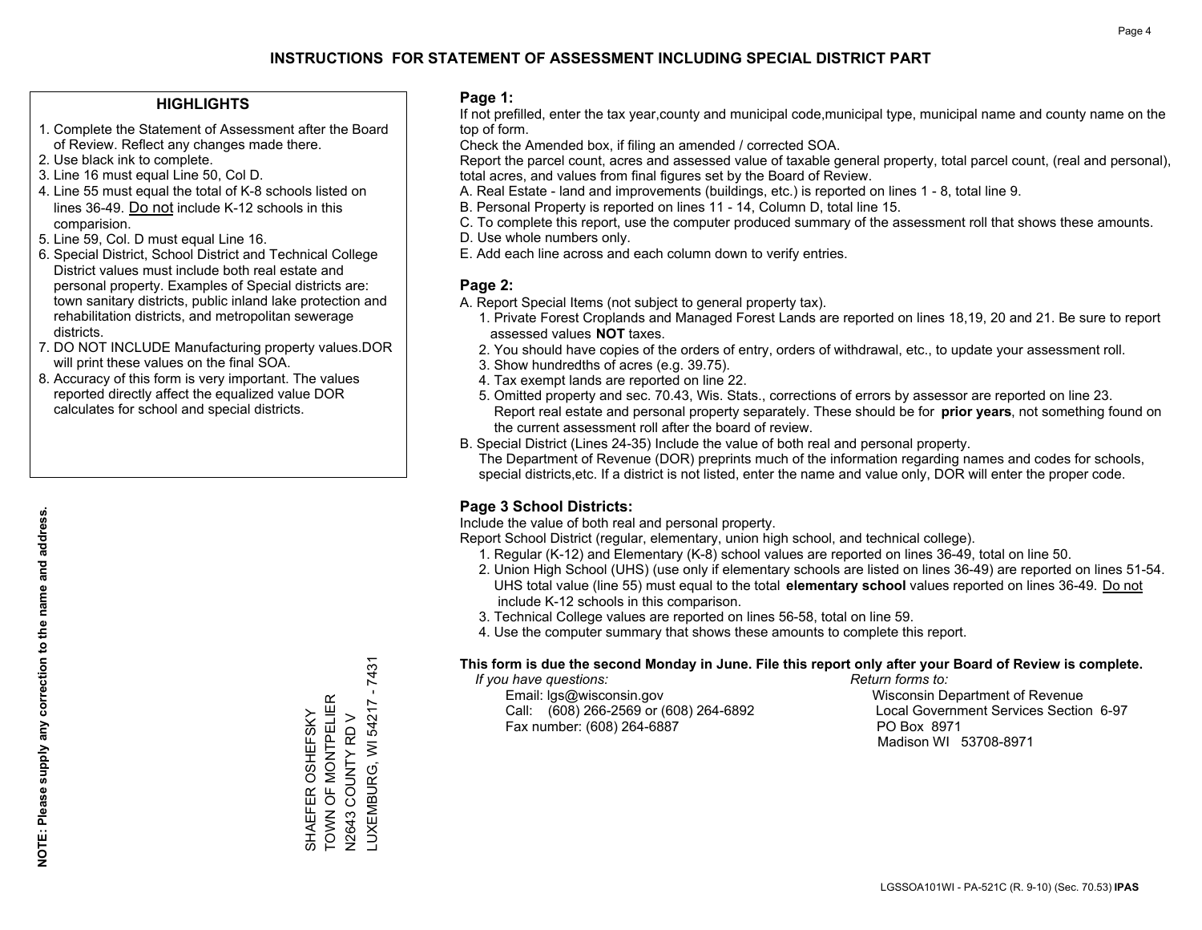# INSTRUCTIONS FOR STATEMENT OF ASSESSMENT INCLUDING SPECIAL DISTRICT PART

## HIGHLIGHTS

1. Complete the Statement of Assessment after the Board of Review. Reflect any changes made there.
2. Use black ink to complete.
3. Line 16 must equal Line 50, Col D.
4. Line 55 must equal the total of K-8 schools listed on lines 36-49. Do not include K-12 schools in this comparision.
5. Line 59, Col. D must equal Line 16.
6. Special District, School District and Technical College District values must include both real estate and personal property. Examples of Special districts are: town sanitary districts, public inland lake protection and rehabilitation districts, and metropolitan sewerage districts.
7. DO NOT INCLUDE Manufacturing property values.DOR will print these values on the final SOA.
8. Accuracy of this form is very important. The values reported directly affect the equalized value DOR calculates for school and special districts.

**NOTE: Please supply any correction to the name and address.**

SHAEFER OSHEFSKY
TOWN OF MONTPELIER
N2643 COUNTY RD V
LUXEMBURG, WI 54217 - 7431

## Page 1:

If not prefilled, enter the tax year,county and municipal code,municipal type, municipal name and county name on the top of form.

Check the Amended box, if filing an amended / corrected SOA.

Report the parcel count, acres and assessed value of taxable general property, total parcel count, (real and personal), total acres, and values from final figures set by the Board of Review.

A. Real Estate - land and improvements (buildings, etc.) is reported on lines 1 - 8, total line 9.
B. Personal Property is reported on lines 11 - 14, Column D, total line 15.
C. To complete this report, use the computer produced summary of the assessment roll that shows these amounts.
D. Use whole numbers only.
E. Add each line across and each column down to verify entries.

## Page 2:

A. Report Special Items (not subject to general property tax).
1. Private Forest Croplands and Managed Forest Lands are reported on lines 18,19, 20 and 21. Be sure to report assessed values **NOT** taxes.
2. You should have copies of the orders of entry, orders of withdrawal, etc., to update your assessment roll.
3. Show hundredths of acres (e.g. 39.75).
4. Tax exempt lands are reported on line 22.
5. Omitted property and sec. 70.43, Wis. Stats., corrections of errors by assessor are reported on line 23. Report real estate and personal property separately. These should be for **prior years**, not something found on the current assessment roll after the board of review.

B. Special District (Lines 24-35) Include the value of both real and personal property.
The Department of Revenue (DOR) preprints much of the information regarding names and codes for schools, special districts,etc. If a district is not listed, enter the name and value only, DOR will enter the proper code.

## Page 3 School Districts:

Include the value of both real and personal property.

Report School District (regular, elementary, union high school, and technical college).

1. Regular (K-12) and Elementary (K-8) school values are reported on lines 36-49, total on line 50.
2. Union High School (UHS) (use only if elementary schools are listed on lines 36-49) are reported on lines 51-54. UHS total value (line 55) must equal to the total **elementary school** values reported on lines 36-49. Do not include K-12 schools in this comparison.
3. Technical College values are reported on lines 56-58, total on line 59.
4. Use the computer summary that shows these amounts to complete this report.

**This form is due the second Monday in June. File this report only after your Board of Review is complete.**

*If you have questions:*
Email: lgs@wisconsin.gov
Call: (608) 266-2569 or (608) 264-6892
Fax number: (608) 264-6887

*Return forms to:*
Wisconsin Department of Revenue
Local Government Services Section 6-97
PO Box 8971
Madison WI 53708-8971

LGSSOA101WI - PA-521C (R. 9-10) (Sec. 70.53) **IPAS**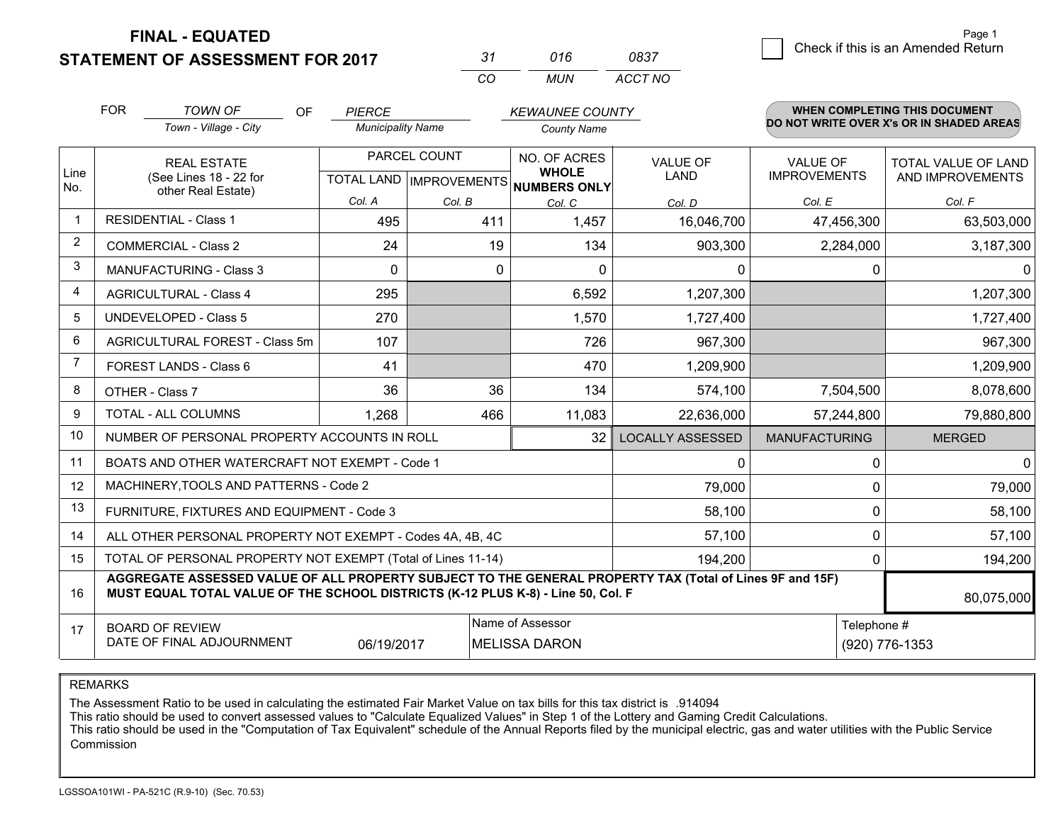# FINAL - EQUATED
# STATEMENT OF ASSESSMENT FOR 2017

| 31 | 016 | 0837 |
|---|---|---|
| CO | MUN | ACCT NO |

Page 1

☐ Check if this is an Amended Return

FOR *TOWN OF* (Town - Village - City) OF *PIERCE* (Municipality Name) *KEWAUNEE COUNTY* (County Name)

**WHEN COMPLETING THIS DOCUMENT DO NOT WRITE OVER X's OR IN SHADED AREAS**

| Line No. | REAL ESTATE (See Lines 18 - 22 for other Real Estate) | PARCEL COUNT | | NO. OF ACRES WHOLE NUMBERS ONLY | VALUE OF LAND | VALUE OF IMPROVEMENTS | TOTAL VALUE OF LAND AND IMPROVEMENTS |
|---|---|---|---|---|---|---|---|
| | | TOTAL LAND | IMPROVEMENTS | | | | |
| | | Col. A | Col. B | Col. C | Col. D | Col. E | Col. F |
| 1 | RESIDENTIAL - Class 1 | 495 | 411 | 1,457 | 16,046,700 | 47,456,300 | 63,503,000 |
| 2 | COMMERCIAL - Class 2 | 24 | 19 | 134 | 903,300 | 2,284,000 | 3,187,300 |
| 3 | MANUFACTURING - Class 3 | 0 | 0 | 0 | 0 | 0 | 0 |
| 4 | AGRICULTURAL - Class 4 | 295 | | 6,592 | 1,207,300 | | 1,207,300 |
| 5 | UNDEVELOPED - Class 5 | 270 | | 1,570 | 1,727,400 | | 1,727,400 |
| 6 | AGRICULTURAL FOREST - Class 5m | 107 | | 726 | 967,300 | | 967,300 |
| 7 | FOREST LANDS - Class 6 | 41 | | 470 | 1,209,900 | | 1,209,900 |
| 8 | OTHER - Class 7 | 36 | 36 | 134 | 574,100 | 7,504,500 | 8,078,600 |
| 9 | TOTAL - ALL COLUMNS | 1,268 | 466 | 11,083 | 22,636,000 | 57,244,800 | 79,880,800 |
| 10 | NUMBER OF PERSONAL PROPERTY ACCOUNTS IN ROLL | | | 32 | LOCALLY ASSESSED | MANUFACTURING | MERGED |
| 11 | BOATS AND OTHER WATERCRAFT NOT EXEMPT - Code 1 | | | | 0 | 0 | 0 |
| 12 | MACHINERY,TOOLS AND PATTERNS - Code 2 | | | | 79,000 | 0 | 79,000 |
| 13 | FURNITURE, FIXTURES AND EQUIPMENT - Code 3 | | | | 58,100 | 0 | 58,100 |
| 14 | ALL OTHER PERSONAL PROPERTY NOT EXEMPT - Codes 4A, 4B, 4C | | | | 57,100 | 0 | 57,100 |
| 15 | TOTAL OF PERSONAL PROPERTY NOT EXEMPT (Total of Lines 11-14) | | | | 194,200 | 0 | 194,200 |
| 16 | AGGREGATE ASSESSED VALUE OF ALL PROPERTY SUBJECT TO THE GENERAL PROPERTY TAX (Total of Lines 9F and 15F) MUST EQUAL TOTAL VALUE OF THE SCHOOL DISTRICTS (K-12 PLUS K-8) - Line 50, Col. F | | | | | | 80,075,000 |
| 17 | BOARD OF REVIEW DATE OF FINAL ADJOURNMENT | 06/19/2017 | | Name of Assessor: MELISSA DARON | | | Telephone #: (920) 776-1353 |

REMARKS

The Assessment Ratio to be used in calculating the estimated Fair Market Value on tax bills for this tax district is .914094
This ratio should be used to convert assessed values to "Calculate Equalized Values" in Step 1 of the Lottery and Gaming Credit Calculations.
This ratio should be used in the "Computation of Tax Equivalent" schedule of the Annual Reports filed by the municipal electric, gas and water utilities with the Public Service Commission

LGSSOA101WI - PA-521C (R.9-10) (Sec. 70.53)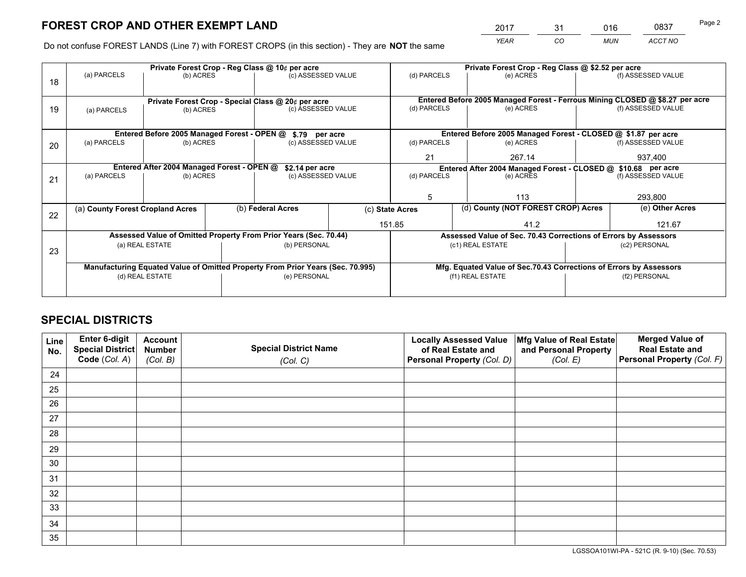# FOREST CROP AND OTHER EXEMPT LAND

| 2017 | 31 | 016 | 0837 |
|---|---|---|---|
| *YEAR* | *CO* | *MUN* | *ACCT NO* |

Do not confuse FOREST LANDS (Line 7) with FOREST CROPS (in this section) - They are **NOT** the same

| Line | Private Forest Crop - Reg Class @ 10¢ per acre | | | Private Forest Crop - Reg Class @ $2.52 per acre | | |
|---|---|---|---|---|---|---|
| 18 | (a) PARCELS | (b) ACRES | (c) ASSESSED VALUE | (d) PARCELS | (e) ACRES | (f) ASSESSED VALUE |
| | | | | | | |
| | **Private Forest Crop - Special Class @ 20¢ per acre** | | | **Entered Before 2005 Managed Forest - Ferrous Mining CLOSED @ $8.27 per acre** | | |
| 19 | (a) PARCELS | (b) ACRES | (c) ASSESSED VALUE | (d) PARCELS | (e) ACRES | (f) ASSESSED VALUE |
| | | | | | | |
| | **Entered Before 2005 Managed Forest - OPEN @ $.79 per acre** | | | **Entered Before 2005 Managed Forest - CLOSED @ $1.87 per acre** | | |
| 20 | (a) PARCELS | (b) ACRES | (c) ASSESSED VALUE | (d) PARCELS | (e) ACRES | (f) ASSESSED VALUE |
| | | | | 21 | 267.14 | 937,400 |
| | **Entered After 2004 Managed Forest - OPEN @ $2.14 per acre** | | | **Entered After 2004 Managed Forest - CLOSED @ $10.68 per acre** | | |
| 21 | (a) PARCELS | (b) ACRES | (c) ASSESSED VALUE | (d) PARCELS | (e) ACRES | (f) ASSESSED VALUE |
| | | | | 5 | 113 | 293,800 |

| Line | (a) County Forest Cropland Acres | (b) Federal Acres | (c) State Acres | (d) County (NOT FOREST CROP) Acres | (e) Other Acres |
|---|---|---|---|---|---|
| 22 | | | 151.85 | 41.2 | 121.67 |

| Line | Assessed Value of Omitted Property From Prior Years (Sec. 70.44) | | Assessed Value of Sec. 70.43 Corrections of Errors by Assessors | |
|---|---|---|---|---|
| 23 | (a) REAL ESTATE | (b) PERSONAL | (c1) REAL ESTATE | (c2) PERSONAL |
| | | | | |
| | **Manufacturing Equated Value of Omitted Property From Prior Years (Sec. 70.995)** | | **Mfg. Equated Value of Sec.70.43 Corrections of Errors by Assessors** | |
| | (d) REAL ESTATE | (e) PERSONAL | (f1) REAL ESTATE | (f2) PERSONAL |
| | | | | |

# SPECIAL DISTRICTS

| Line No. | Enter 6-digit Special District Code (Col. A) | Account Number (Col. B) | Special District Name (Col. C) | Locally Assessed Value of Real Estate and Personal Property (Col. D) | Mfg Value of Real Estate and Personal Property (Col. E) | Merged Value of Real Estate and Personal Property (Col. F) |
|---|---|---|---|---|---|---|
| 24 | | | | | | |
| 25 | | | | | | |
| 26 | | | | | | |
| 27 | | | | | | |
| 28 | | | | | | |
| 29 | | | | | | |
| 30 | | | | | | |
| 31 | | | | | | |
| 32 | | | | | | |
| 33 | | | | | | |
| 34 | | | | | | |
| 35 | | | | | | |

LGSSOA101WI-PA - 521C (R. 9-10) (Sec. 70.53)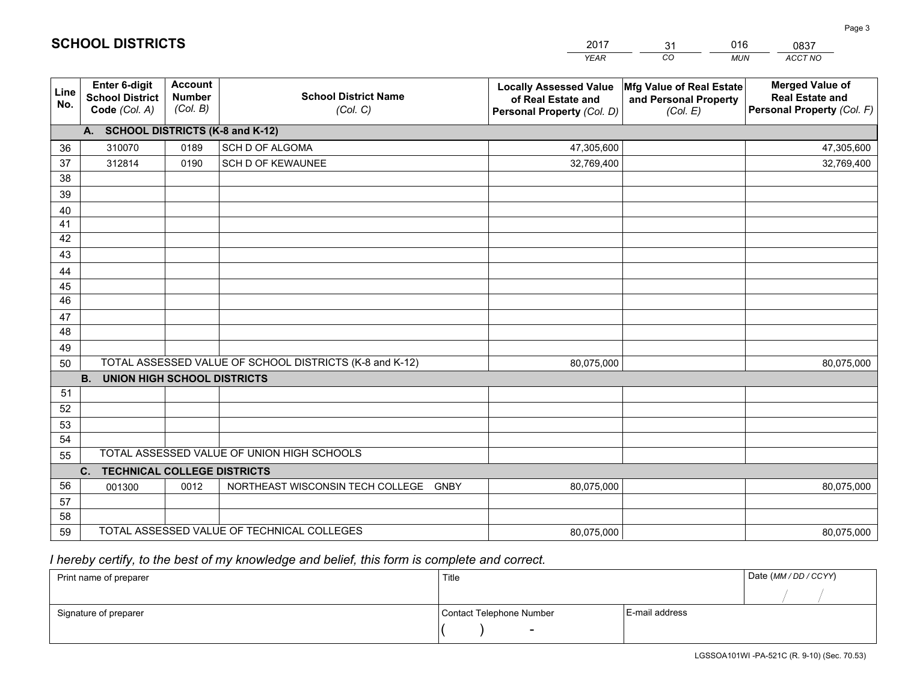## SCHOOL DISTRICTS

| 2017 | 31 | 016 | 0837 |
|---|---|---|---|
| *YEAR* | *CO* | *MUN* | *ACCT NO* |

| Line No. | Enter 6-digit School District Code *(Col. A)* | Account Number *(Col. B)* | School District Name *(Col. C)* | Locally Assessed Value of Real Estate and Personal Property *(Col. D)* | Mfg Value of Real Estate and Personal Property *(Col. E)* | Merged Value of Real Estate and Personal Property *(Col. F)* |
|---|---|---|---|---|---|---|
| | **A. SCHOOL DISTRICTS (K-8 and K-12)** | | | | | |
| 36 | 310070 | 0189 | SCH D OF ALGOMA | 47,305,600 | | 47,305,600 |
| 37 | 312814 | 0190 | SCH D OF KEWAUNEE | 32,769,400 | | 32,769,400 |
| 38 | | | | | | |
| 39 | | | | | | |
| 40 | | | | | | |
| 41 | | | | | | |
| 42 | | | | | | |
| 43 | | | | | | |
| 44 | | | | | | |
| 45 | | | | | | |
| 46 | | | | | | |
| 47 | | | | | | |
| 48 | | | | | | |
| 49 | | | | | | |
| 50 | TOTAL ASSESSED VALUE OF SCHOOL DISTRICTS (K-8 and K-12) | | | 80,075,000 | | 80,075,000 |
| | **B. UNION HIGH SCHOOL DISTRICTS** | | | | | |
| 51 | | | | | | |
| 52 | | | | | | |
| 53 | | | | | | |
| 54 | | | | | | |
| 55 | TOTAL ASSESSED VALUE OF UNION HIGH SCHOOLS | | | | | |
| | **C. TECHNICAL COLLEGE DISTRICTS** | | | | | |
| 56 | 001300 | 0012 | NORTHEAST WISCONSIN TECH COLLEGE GNBY | 80,075,000 | | 80,075,000 |
| 57 | | | | | | |
| 58 | | | | | | |
| 59 | TOTAL ASSESSED VALUE OF TECHNICAL COLLEGES | | | 80,075,000 | | 80,075,000 |

*I hereby certify, to the best of my knowledge and belief, this form is complete and correct.*

| Print name of preparer | Title | | Date *(MM / DD / CCYY)* |
|---|---|---|---|
| | | | / / |
| Signature of preparer | Contact Telephone Number | E-mail address | |
| | ( ) - | | |

LGSSOA101WI -PA-521C (R. 9-10) (Sec. 70.53)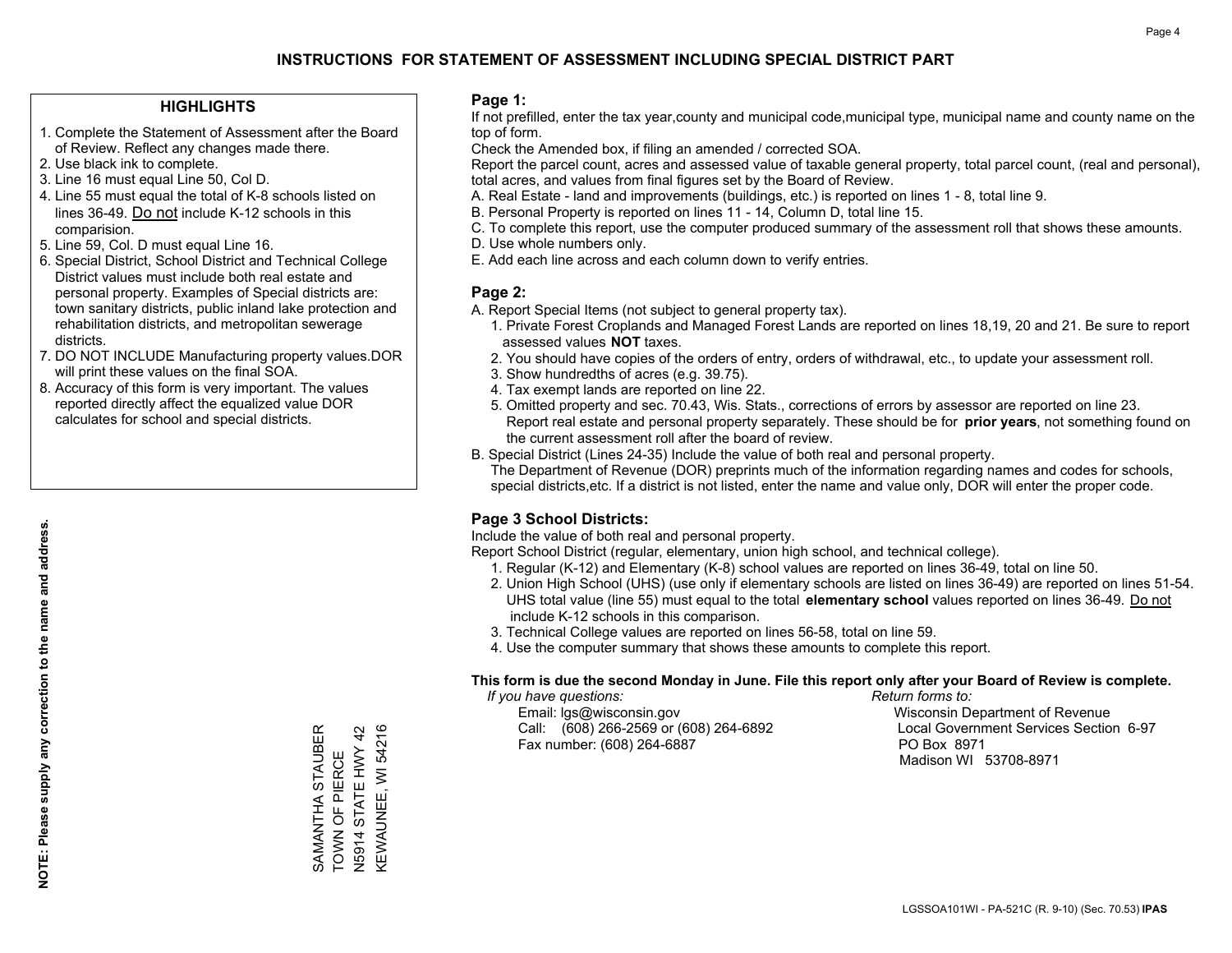# INSTRUCTIONS FOR STATEMENT OF ASSESSMENT INCLUDING SPECIAL DISTRICT PART

## HIGHLIGHTS

1. Complete the Statement of Assessment after the Board of Review. Reflect any changes made there.
2. Use black ink to complete.
3. Line 16 must equal Line 50, Col D.
4. Line 55 must equal the total of K-8 schools listed on lines 36-49. Do not include K-12 schools in this comparision.
5. Line 59, Col. D must equal Line 16.
6. Special District, School District and Technical College District values must include both real estate and personal property. Examples of Special districts are: town sanitary districts, public inland lake protection and rehabilitation districts, and metropolitan sewerage districts.
7. DO NOT INCLUDE Manufacturing property values.DOR will print these values on the final SOA.
8. Accuracy of this form is very important. The values reported directly affect the equalized value DOR calculates for school and special districts.

**NOTE: Please supply any correction to the name and address.**

SAMANTHA STAUBER
TOWN OF PIERCE
N5914 STATE HWY 42
KEWAUNEE, WI 54216

## Page 1:

If not prefilled, enter the tax year,county and municipal code,municipal type, municipal name and county name on the top of form.

Check the Amended box, if filing an amended / corrected SOA.

Report the parcel count, acres and assessed value of taxable general property, total parcel count, (real and personal), total acres, and values from final figures set by the Board of Review.

A. Real Estate - land and improvements (buildings, etc.) is reported on lines 1 - 8, total line 9.
B. Personal Property is reported on lines 11 - 14, Column D, total line 15.
C. To complete this report, use the computer produced summary of the assessment roll that shows these amounts.
D. Use whole numbers only.
E. Add each line across and each column down to verify entries.

## Page 2:

A. Report Special Items (not subject to general property tax).
   1. Private Forest Croplands and Managed Forest Lands are reported on lines 18,19, 20 and 21. Be sure to report assessed values **NOT** taxes.
   2. You should have copies of the orders of entry, orders of withdrawal, etc., to update your assessment roll.
   3. Show hundredths of acres (e.g. 39.75).
   4. Tax exempt lands are reported on line 22.
   5. Omitted property and sec. 70.43, Wis. Stats., corrections of errors by assessor are reported on line 23. Report real estate and personal property separately. These should be for **prior years**, not something found on the current assessment roll after the board of review.
B. Special District (Lines 24-35) Include the value of both real and personal property.
   The Department of Revenue (DOR) preprints much of the information regarding names and codes for schools, special districts,etc. If a district is not listed, enter the name and value only, DOR will enter the proper code.

## Page 3 School Districts:

Include the value of both real and personal property.

Report School District (regular, elementary, union high school, and technical college).

1. Regular (K-12) and Elementary (K-8) school values are reported on lines 36-49, total on line 50.
2. Union High School (UHS) (use only if elementary schools are listed on lines 36-49) are reported on lines 51-54. UHS total value (line 55) must equal to the total **elementary school** values reported on lines 36-49. Do not include K-12 schools in this comparison.
3. Technical College values are reported on lines 56-58, total on line 59.
4. Use the computer summary that shows these amounts to complete this report.

**This form is due the second Monday in June. File this report only after your Board of Review is complete.**

*If you have questions:*
Email: lgs@wisconsin.gov
Call: (608) 266-2569 or (608) 264-6892
Fax number: (608) 264-6887

*Return forms to:*
Wisconsin Department of Revenue
Local Government Services Section 6-97
PO Box 8971
Madison WI 53708-8971

LGSSOA101WI - PA-521C (R. 9-10) (Sec. 70.53) **IPAS**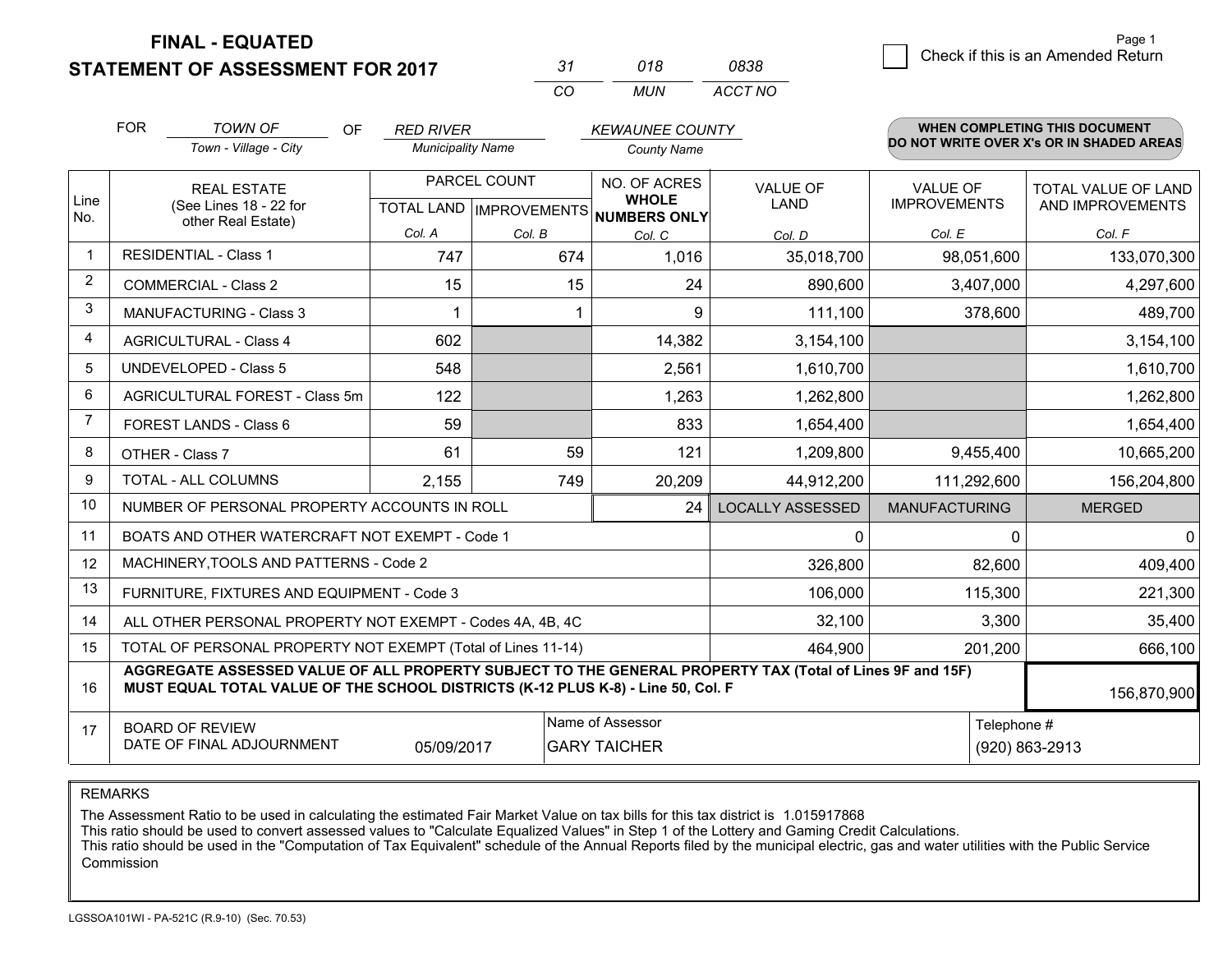**FINAL - EQUATED**
**STATEMENT OF ASSESSMENT FOR 2017**

| 31 | 018 | 0838 |
|---|---|---|
| CO | MUN | ACCT NO |

☐ Check if this is an Amended Return

Page 1

FOR *TOWN OF* (Town - Village - City) OF *RED RIVER* (Municipality Name) *KEWAUNEE COUNTY* (County Name)

**WHEN COMPLETING THIS DOCUMENT DO NOT WRITE OVER X's OR IN SHADED AREAS**

| Line No. | REAL ESTATE (See Lines 18 - 22 for other Real Estate) | PARCEL COUNT TOTAL LAND Col. A | PARCEL COUNT IMPROVEMENTS Col. B | NO. OF ACRES WHOLE NUMBERS ONLY Col. C | VALUE OF LAND Col. D | VALUE OF IMPROVEMENTS Col. E | TOTAL VALUE OF LAND AND IMPROVEMENTS Col. F |
|---|---|---|---|---|---|---|---|
| 1 | RESIDENTIAL - Class 1 | 747 | 674 | 1,016 | 35,018,700 | 98,051,600 | 133,070,300 |
| 2 | COMMERCIAL - Class 2 | 15 | 15 | 24 | 890,600 | 3,407,000 | 4,297,600 |
| 3 | MANUFACTURING - Class 3 | 1 | 1 | 9 | 111,100 | 378,600 | 489,700 |
| 4 | AGRICULTURAL - Class 4 | 602 | | 14,382 | 3,154,100 | | 3,154,100 |
| 5 | UNDEVELOPED - Class 5 | 548 | | 2,561 | 1,610,700 | | 1,610,700 |
| 6 | AGRICULTURAL FOREST - Class 5m | 122 | | 1,263 | 1,262,800 | | 1,262,800 |
| 7 | FOREST LANDS - Class 6 | 59 | | 833 | 1,654,400 | | 1,654,400 |
| 8 | OTHER - Class 7 | 61 | 59 | 121 | 1,209,800 | 9,455,400 | 10,665,200 |
| 9 | TOTAL - ALL COLUMNS | 2,155 | 749 | 20,209 | 44,912,200 | 111,292,600 | 156,204,800 |
| 10 | NUMBER OF PERSONAL PROPERTY ACCOUNTS IN ROLL | | | 24 | LOCALLY ASSESSED | MANUFACTURING | MERGED |
| 11 | BOATS AND OTHER WATERCRAFT NOT EXEMPT - Code 1 | | | | 0 | 0 | 0 |
| 12 | MACHINERY,TOOLS AND PATTERNS - Code 2 | | | | 326,800 | 82,600 | 409,400 |
| 13 | FURNITURE, FIXTURES AND EQUIPMENT - Code 3 | | | | 106,000 | 115,300 | 221,300 |
| 14 | ALL OTHER PERSONAL PROPERTY NOT EXEMPT - Codes 4A, 4B, 4C | | | | 32,100 | 3,300 | 35,400 |
| 15 | TOTAL OF PERSONAL PROPERTY NOT EXEMPT (Total of Lines 11-14) | | | | 464,900 | 201,200 | 666,100 |
| 16 | **AGGREGATE ASSESSED VALUE OF ALL PROPERTY SUBJECT TO THE GENERAL PROPERTY TAX (Total of Lines 9F and 15F) MUST EQUAL TOTAL VALUE OF THE SCHOOL DISTRICTS (K-12 PLUS K-8) - Line 50, Col. F** | | | | | | 156,870,900 |
| 17 | BOARD OF REVIEW DATE OF FINAL ADJOURNMENT | 05/09/2017 | | Name of Assessor: GARY TAICHER | | Telephone #: (920) 863-2913 | |

REMARKS

The Assessment Ratio to be used in calculating the estimated Fair Market Value on tax bills for this tax district is 1.015917868
This ratio should be used to convert assessed values to "Calculate Equalized Values" in Step 1 of the Lottery and Gaming Credit Calculations.
This ratio should be used in the "Computation of Tax Equivalent" schedule of the Annual Reports filed by the municipal electric, gas and water utilities with the Public Service Commission

LGSSOA101WI - PA-521C (R.9-10) (Sec. 70.53)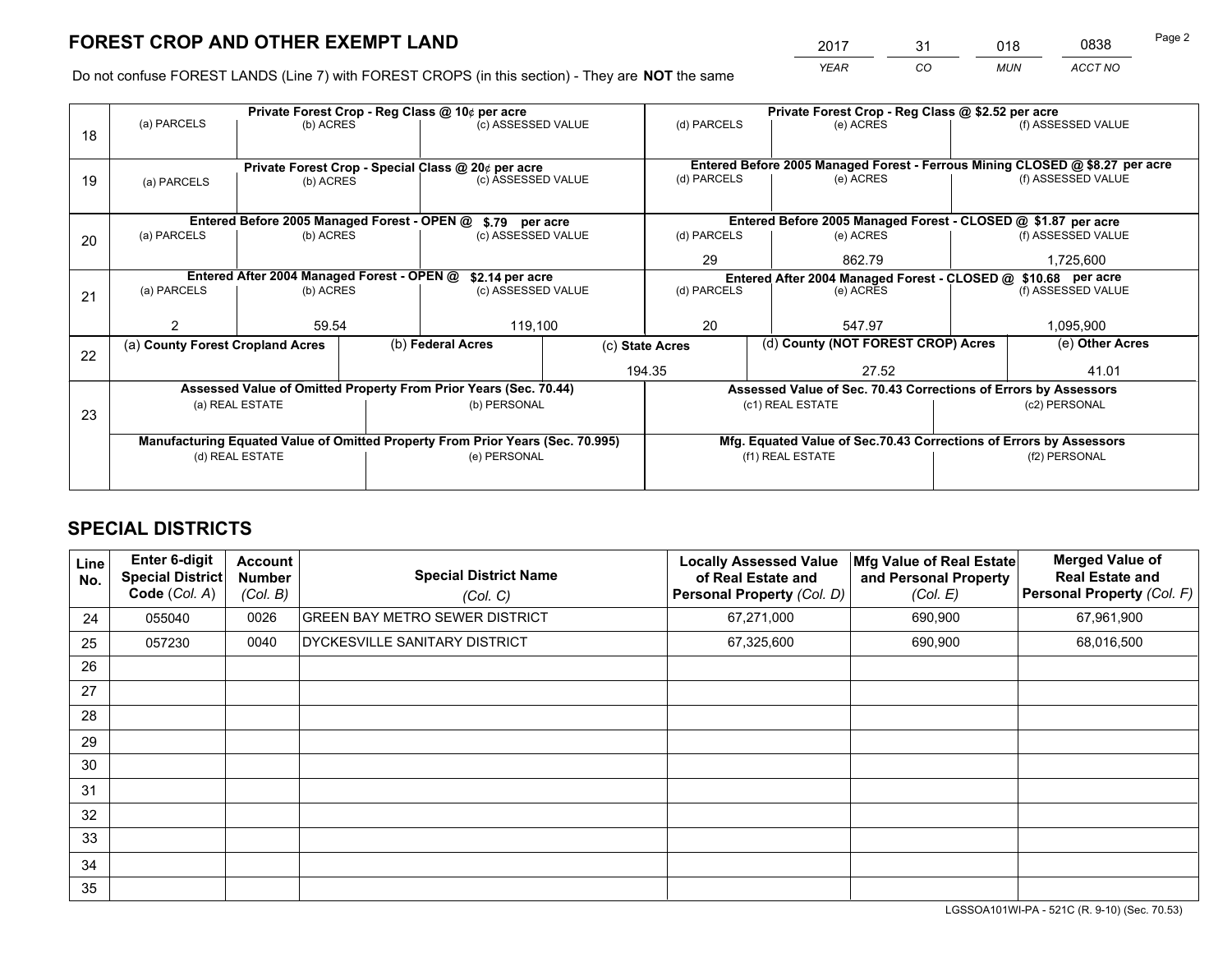# FOREST CROP AND OTHER EXEMPT LAND

| 2017 | 31 | 018 | 0838 |
|---|---|---|---|
| *YEAR* | *CO* | *MUN* | *ACCT NO* |

Do not confuse FOREST LANDS (Line 7) with FOREST CROPS (in this section) - They are **NOT** the same

| Line | (a) PARCELS | (b) ACRES | (c) ASSESSED VALUE | (d) PARCELS | (e) ACRES | (f) ASSESSED VALUE |
|---|---|---|---|---|---|---|
| 18 | Private Forest Crop - Reg Class @ 10¢ per acre | | | Private Forest Crop - Reg Class @ $2.52 per acre | | |
| 18 | | | | | | |
| 19 | Private Forest Crop - Special Class @ 20¢ per acre | | | Entered Before 2005 Managed Forest - Ferrous Mining CLOSED @ $8.27 per acre | | |
| 19 | | | | | | |
| 20 | Entered Before 2005 Managed Forest - OPEN @ $.79 per acre | | | Entered Before 2005 Managed Forest - CLOSED @ $1.87 per acre | | |
| 20 | | | | 29 | 862.79 | 1,725,600 |
| 21 | Entered After 2004 Managed Forest - OPEN @ $2.14 per acre | | | Entered After 2004 Managed Forest - CLOSED @ $10.68 per acre | | |
| 21 | 2 | 59.54 | 119,100 | 20 | 547.97 | 1,095,900 |

| Line | (a) County Forest Cropland Acres | (b) Federal Acres | (c) State Acres | (d) County (NOT FOREST CROP) Acres | (e) Other Acres |
|---|---|---|---|---|---|
| 22 | | | 194.35 | 27.52 | 41.01 |

| Line | Assessed Value of Omitted Property From Prior Years (Sec. 70.44) | | Assessed Value of Sec. 70.43 Corrections of Errors by Assessors | |
|---|---|---|---|---|
| 23 | (a) REAL ESTATE | (b) PERSONAL | (c1) REAL ESTATE | (c2) PERSONAL |
| 23 | | | | |
| | Manufacturing Equated Value of Omitted Property From Prior Years (Sec. 70.995) | | Mfg. Equated Value of Sec.70.43 Corrections of Errors by Assessors | |
| | (d) REAL ESTATE | (e) PERSONAL | (f1) REAL ESTATE | (f2) PERSONAL |
| | | | | |

# SPECIAL DISTRICTS

| Line No. | Enter 6-digit Special District Code (*Col. A*) | Account Number (*Col. B*) | Special District Name (*Col. C*) | Locally Assessed Value of Real Estate and Personal Property (*Col. D*) | Mfg Value of Real Estate and Personal Property (*Col. E*) | Merged Value of Real Estate and Personal Property (*Col. F*) |
|---|---|---|---|---|---|---|
| 24 | 055040 | 0026 | GREEN BAY METRO SEWER DISTRICT | 67,271,000 | 690,900 | 67,961,900 |
| 25 | 057230 | 0040 | DYCKESVILLE SANITARY DISTRICT | 67,325,600 | 690,900 | 68,016,500 |
| 26 | | | | | | |
| 27 | | | | | | |
| 28 | | | | | | |
| 29 | | | | | | |
| 30 | | | | | | |
| 31 | | | | | | |
| 32 | | | | | | |
| 33 | | | | | | |
| 34 | | | | | | |
| 35 | | | | | | |

LGSSOA101WI-PA - 521C (R. 9-10) (Sec. 70.53)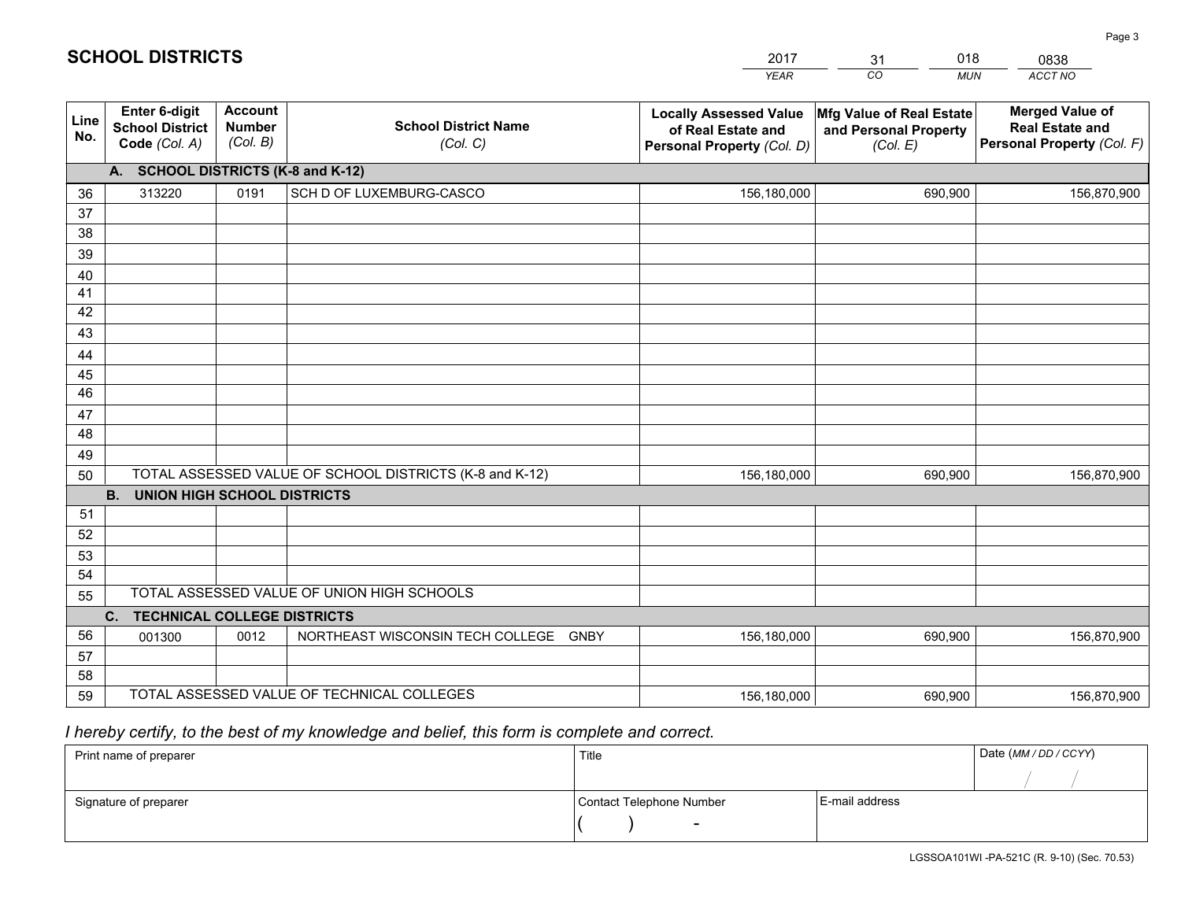# SCHOOL DISTRICTS

| 2017 | 31 | 018 | 0838 |
|---|---|---|---|
| *YEAR* | *CO* | *MUN* | *ACCT NO* |

| Line No. | Enter 6-digit School District Code *(Col. A)* | Account Number *(Col. B)* | School District Name *(Col. C)* | Locally Assessed Value of Real Estate and Personal Property *(Col. D)* | Mfg Value of Real Estate and Personal Property *(Col. E)* | Merged Value of Real Estate and Personal Property *(Col. F)* |
|---|---|---|---|---|---|---|
| | **A. SCHOOL DISTRICTS (K-8 and K-12)** | | | | | |
| 36 | 313220 | 0191 | SCH D OF LUXEMBURG-CASCO | 156,180,000 | 690,900 | 156,870,900 |
| 37 | | | | | | |
| 38 | | | | | | |
| 39 | | | | | | |
| 40 | | | | | | |
| 41 | | | | | | |
| 42 | | | | | | |
| 43 | | | | | | |
| 44 | | | | | | |
| 45 | | | | | | |
| 46 | | | | | | |
| 47 | | | | | | |
| 48 | | | | | | |
| 49 | | | | | | |
| 50 | TOTAL ASSESSED VALUE OF SCHOOL DISTRICTS (K-8 and K-12) | | | 156,180,000 | 690,900 | 156,870,900 |
| | **B. UNION HIGH SCHOOL DISTRICTS** | | | | | |
| 51 | | | | | | |
| 52 | | | | | | |
| 53 | | | | | | |
| 54 | | | | | | |
| 55 | TOTAL ASSESSED VALUE OF UNION HIGH SCHOOLS | | | | | |
| | **C. TECHNICAL COLLEGE DISTRICTS** | | | | | |
| 56 | 001300 | 0012 | NORTHEAST WISCONSIN TECH COLLEGE GNBY | 156,180,000 | 690,900 | 156,870,900 |
| 57 | | | | | | |
| 58 | | | | | | |
| 59 | TOTAL ASSESSED VALUE OF TECHNICAL COLLEGES | | | 156,180,000 | 690,900 | 156,870,900 |

*I hereby certify, to the best of my knowledge and belief, this form is complete and correct.*

| Print name of preparer | Title | | Date *(MM / DD / CCYY)* |
|---|---|---|---|
| | | | / / |
| Signature of preparer | Contact Telephone Number | E-mail address | |
| | ( ) - | | |

LGSSOA101WI -PA-521C (R. 9-10) (Sec. 70.53)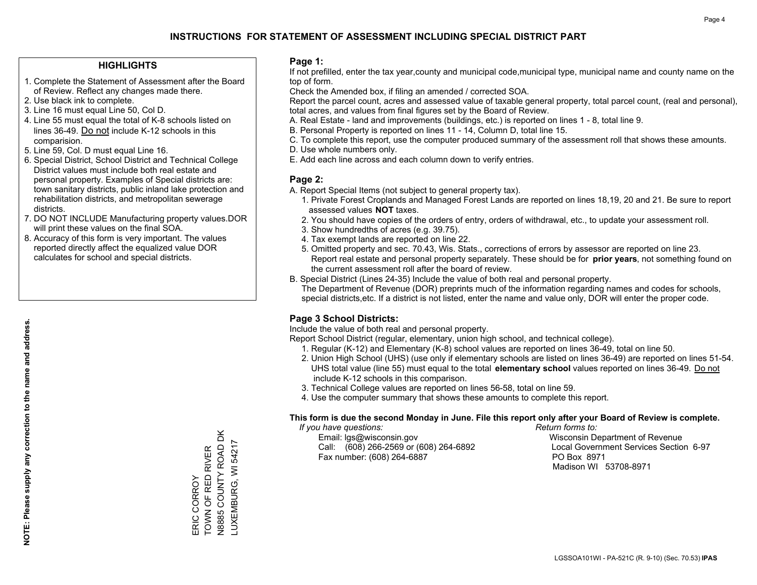# INSTRUCTIONS FOR STATEMENT OF ASSESSMENT INCLUDING SPECIAL DISTRICT PART

## HIGHLIGHTS

1. Complete the Statement of Assessment after the Board of Review. Reflect any changes made there.
2. Use black ink to complete.
3. Line 16 must equal Line 50, Col D.
4. Line 55 must equal the total of K-8 schools listed on lines 36-49. Do not include K-12 schools in this comparision.
5. Line 59, Col. D must equal Line 16.
6. Special District, School District and Technical College District values must include both real estate and personal property. Examples of Special districts are: town sanitary districts, public inland lake protection and rehabilitation districts, and metropolitan sewerage districts.
7. DO NOT INCLUDE Manufacturing property values.DOR will print these values on the final SOA.
8. Accuracy of this form is very important. The values reported directly affect the equalized value DOR calculates for school and special districts.

**NOTE: Please supply any correction to the name and address.**

ERIC CORROY
TOWN OF RED RIVER
N8885 COUNTY ROAD DK
LUXEMBURG, WI 54217

## Page 1:

If not prefilled, enter the tax year,county and municipal code,municipal type, municipal name and county name on the top of form.

Check the Amended box, if filing an amended / corrected SOA.

Report the parcel count, acres and assessed value of taxable general property, total parcel count, (real and personal), total acres, and values from final figures set by the Board of Review.

A. Real Estate - land and improvements (buildings, etc.) is reported on lines 1 - 8, total line 9.
B. Personal Property is reported on lines 11 - 14, Column D, total line 15.
C. To complete this report, use the computer produced summary of the assessment roll that shows these amounts.
D. Use whole numbers only.
E. Add each line across and each column down to verify entries.

## Page 2:

A. Report Special Items (not subject to general property tax).
   1. Private Forest Croplands and Managed Forest Lands are reported on lines 18,19, 20 and 21. Be sure to report assessed values **NOT** taxes.
   2. You should have copies of the orders of entry, orders of withdrawal, etc., to update your assessment roll.
   3. Show hundredths of acres (e.g. 39.75).
   4. Tax exempt lands are reported on line 22.
   5. Omitted property and sec. 70.43, Wis. Stats., corrections of errors by assessor are reported on line 23. Report real estate and personal property separately. These should be for **prior years**, not something found on the current assessment roll after the board of review.

B. Special District (Lines 24-35) Include the value of both real and personal property.
   The Department of Revenue (DOR) preprints much of the information regarding names and codes for schools, special districts,etc. If a district is not listed, enter the name and value only, DOR will enter the proper code.

## Page 3 School Districts:

Include the value of both real and personal property.

Report School District (regular, elementary, union high school, and technical college).

1. Regular (K-12) and Elementary (K-8) school values are reported on lines 36-49, total on line 50.
2. Union High School (UHS) (use only if elementary schools are listed on lines 36-49) are reported on lines 51-54. UHS total value (line 55) must equal to the total **elementary school** values reported on lines 36-49. Do not include K-12 schools in this comparison.
3. Technical College values are reported on lines 56-58, total on line 59.
4. Use the computer summary that shows these amounts to complete this report.

**This form is due the second Monday in June. File this report only after your Board of Review is complete.**

*If you have questions:*
Email: lgs@wisconsin.gov
Call: (608) 266-2569 or (608) 264-6892
Fax number: (608) 264-6887

*Return forms to:*
Wisconsin Department of Revenue
Local Government Services Section 6-97
PO Box 8971
Madison WI 53708-8971

LGSSOA101WI - PA-521C (R. 9-10) (Sec. 70.53) **IPAS**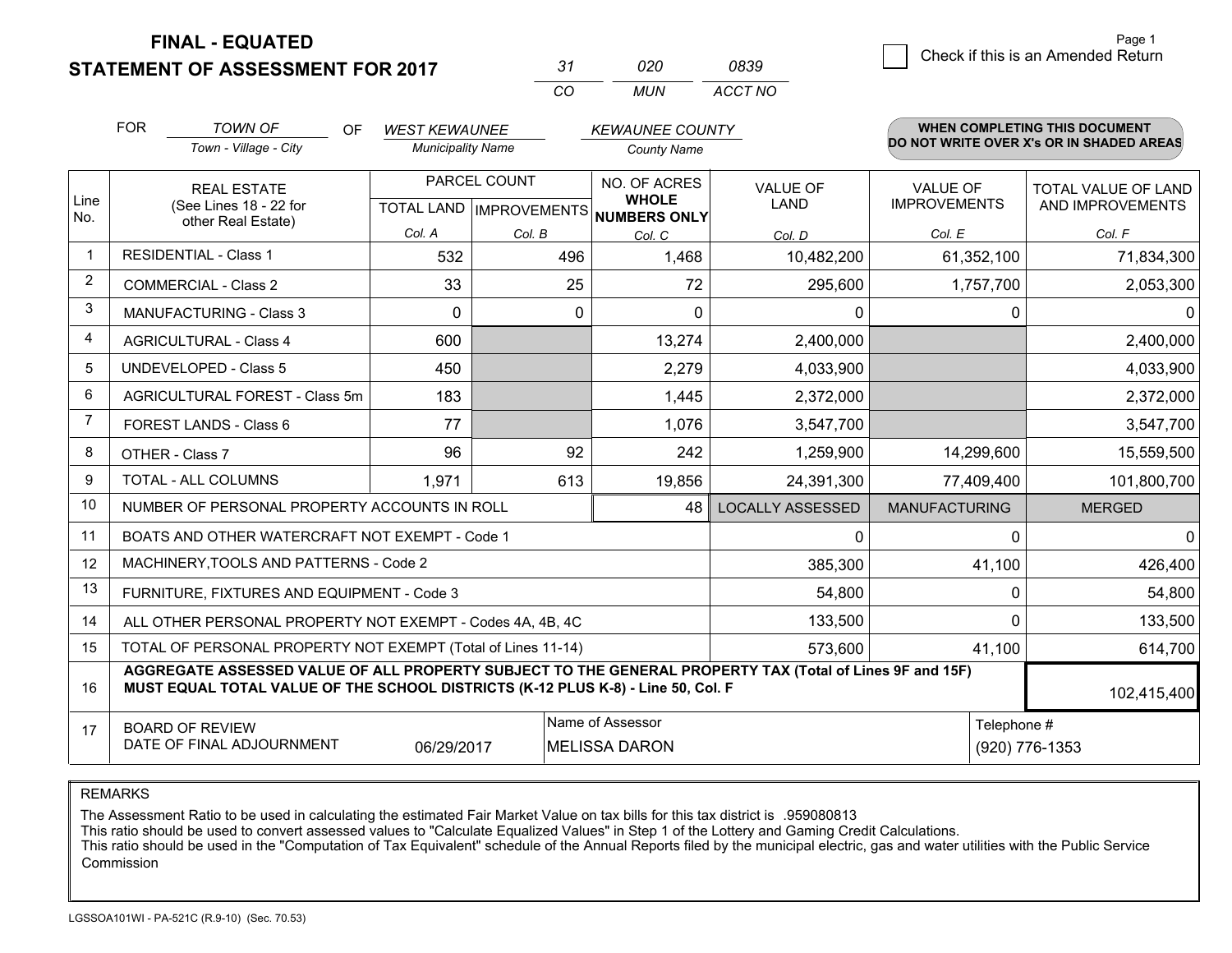**FINAL - EQUATED**

**STATEMENT OF ASSESSMENT FOR 2017**

| 31 | 020 | 0839 |
|---|---|---|
| CO | MUN | ACCT NO |

Check if this is an Amended Return

FOR *TOWN OF* (Town - Village - City) OF *WEST KEWAUNEE* (Municipality Name) *KEWAUNEE COUNTY* (County Name)

**WHEN COMPLETING THIS DOCUMENT DO NOT WRITE OVER X's OR IN SHADED AREAS**

| Line No. | REAL ESTATE (See Lines 18 - 22 for other Real Estate) | PARCEL COUNT TOTAL LAND Col. A | PARCEL COUNT IMPROVEMENTS Col. B | NO. OF ACRES WHOLE NUMBERS ONLY Col. C | VALUE OF LAND Col. D | VALUE OF IMPROVEMENTS Col. E | TOTAL VALUE OF LAND AND IMPROVEMENTS Col. F |
|---|---|---|---|---|---|---|---|
| 1 | RESIDENTIAL - Class 1 | 532 | 496 | 1,468 | 10,482,200 | 61,352,100 | 71,834,300 |
| 2 | COMMERCIAL - Class 2 | 33 | 25 | 72 | 295,600 | 1,757,700 | 2,053,300 |
| 3 | MANUFACTURING - Class 3 | 0 | 0 | 0 | 0 | 0 | 0 |
| 4 | AGRICULTURAL - Class 4 | 600 | | 13,274 | 2,400,000 | | 2,400,000 |
| 5 | UNDEVELOPED - Class 5 | 450 | | 2,279 | 4,033,900 | | 4,033,900 |
| 6 | AGRICULTURAL FOREST - Class 5m | 183 | | 1,445 | 2,372,000 | | 2,372,000 |
| 7 | FOREST LANDS - Class 6 | 77 | | 1,076 | 3,547,700 | | 3,547,700 |
| 8 | OTHER - Class 7 | 96 | 92 | 242 | 1,259,900 | 14,299,600 | 15,559,500 |
| 9 | TOTAL - ALL COLUMNS | 1,971 | 613 | 19,856 | 24,391,300 | 77,409,400 | 101,800,700 |
| 10 | NUMBER OF PERSONAL PROPERTY ACCOUNTS IN ROLL | | | 48 | LOCALLY ASSESSED | MANUFACTURING | MERGED |
| 11 | BOATS AND OTHER WATERCRAFT NOT EXEMPT - Code 1 | | | | 0 | 0 | 0 |
| 12 | MACHINERY,TOOLS AND PATTERNS - Code 2 | | | | 385,300 | 41,100 | 426,400 |
| 13 | FURNITURE, FIXTURES AND EQUIPMENT - Code 3 | | | | 54,800 | 0 | 54,800 |
| 14 | ALL OTHER PERSONAL PROPERTY NOT EXEMPT - Codes 4A, 4B, 4C | | | | 133,500 | 0 | 133,500 |
| 15 | TOTAL OF PERSONAL PROPERTY NOT EXEMPT (Total of Lines 11-14) | | | | 573,600 | 41,100 | 614,700 |
| 16 | **AGGREGATE ASSESSED VALUE OF ALL PROPERTY SUBJECT TO THE GENERAL PROPERTY TAX (Total of Lines 9F and 15F) MUST EQUAL TOTAL VALUE OF THE SCHOOL DISTRICTS (K-12 PLUS K-8) - Line 50, Col. F** | | | | | | 102,415,400 |
| 17 | BOARD OF REVIEW DATE OF FINAL ADJOURNMENT | 06/29/2017 | | Name of Assessor: MELISSA DARON | | Telephone #: (920) 776-1353 | |

REMARKS

The Assessment Ratio to be used in calculating the estimated Fair Market Value on tax bills for this tax district is .959080813
This ratio should be used to convert assessed values to "Calculate Equalized Values" in Step 1 of the Lottery and Gaming Credit Calculations.
This ratio should be used in the "Computation of Tax Equivalent" schedule of the Annual Reports filed by the municipal electric, gas and water utilities with the Public Service Commission

LGSSOA101WI - PA-521C (R.9-10) (Sec. 70.53)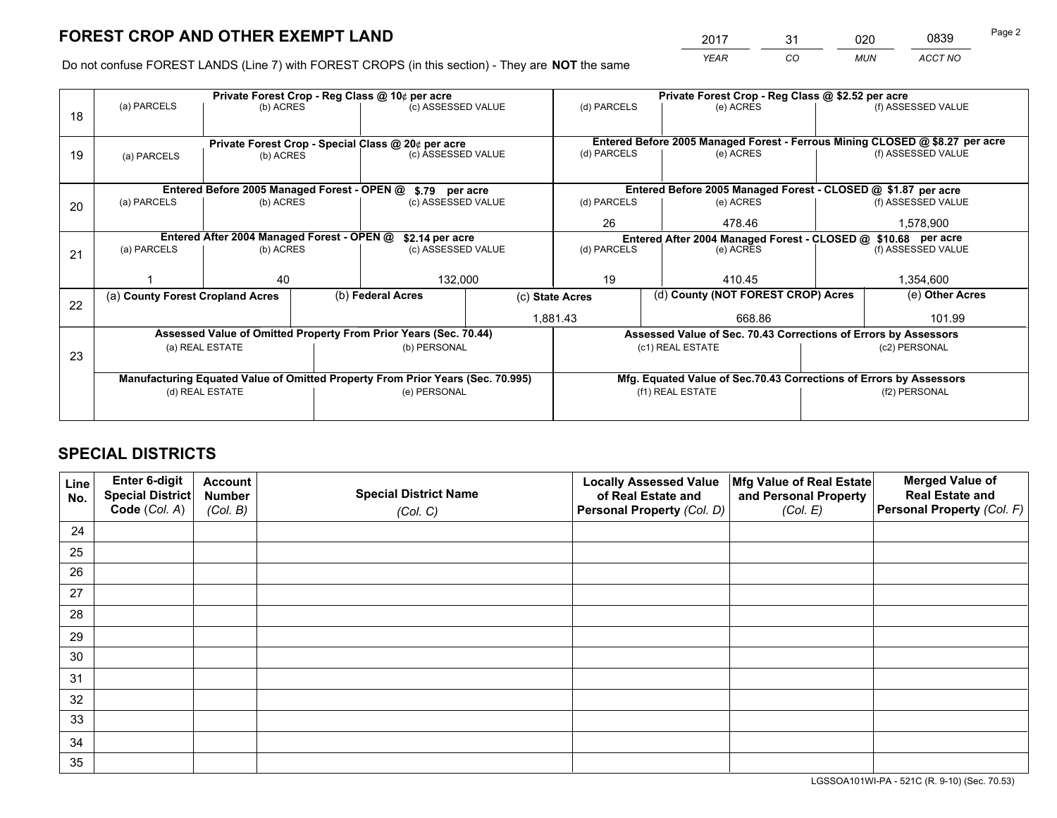# FOREST CROP AND OTHER EXEMPT LAND

| 2017 | 31 | 020 | 0839 |
|---|---|---|---|
| *YEAR* | *CO* | *MUN* | *ACCT NO* |

Do not confuse FOREST LANDS (Line 7) with FOREST CROPS (in this section) - They are **NOT** the same

| Line | | | | | | |
|---|---|---|---|---|---|---|
| 18 | Private Forest Crop - Reg Class @ 10¢ per acre | | | Private Forest Crop - Reg Class @ $2.52 per acre | | |
| | (a) PARCELS | (b) ACRES | (c) ASSESSED VALUE | (d) PARCELS | (e) ACRES | (f) ASSESSED VALUE |
| | | | | | | |
| 19 | Private Forest Crop - Special Class @ 20¢ per acre | | | Entered Before 2005 Managed Forest - Ferrous Mining CLOSED @ $8.27 per acre | | |
| | (a) PARCELS | (b) ACRES | (c) ASSESSED VALUE | (d) PARCELS | (e) ACRES | (f) ASSESSED VALUE |
| | | | | | | |
| 20 | Entered Before 2005 Managed Forest - OPEN @ $.79 per acre | | | Entered Before 2005 Managed Forest - CLOSED @ $1.87 per acre | | |
| | (a) PARCELS | (b) ACRES | (c) ASSESSED VALUE | (d) PARCELS | (e) ACRES | (f) ASSESSED VALUE |
| | | | | 26 | 478.46 | 1,578,900 |
| 21 | Entered After 2004 Managed Forest - OPEN @ $2.14 per acre | | | Entered After 2004 Managed Forest - CLOSED @ $10.68 per acre | | |
| | (a) PARCELS | (b) ACRES | (c) ASSESSED VALUE | (d) PARCELS | (e) ACRES | (f) ASSESSED VALUE |
| | 1 | 40 | 132,000 | 19 | 410.45 | 1,354,600 |

| Line | (a) County Forest Cropland Acres | (b) Federal Acres | (c) State Acres | (d) County (NOT FOREST CROP) Acres | (e) Other Acres |
|---|---|---|---|---|---|
| 22 | | | 1,881.43 | 668.86 | 101.99 |

| Line | | | | |
|---|---|---|---|---|
| 23 | Assessed Value of Omitted Property From Prior Years (Sec. 70.44) | | Assessed Value of Sec. 70.43 Corrections of Errors by Assessors | |
| | (a) REAL ESTATE | (b) PERSONAL | (c1) REAL ESTATE | (c2) PERSONAL |
| | | | | |
| | Manufacturing Equated Value of Omitted Property From Prior Years (Sec. 70.995) | | Mfg. Equated Value of Sec.70.43 Corrections of Errors by Assessors | |
| | (d) REAL ESTATE | (e) PERSONAL | (f1) REAL ESTATE | (f2) PERSONAL |
| | | | | |

# SPECIAL DISTRICTS

| Line No. | Enter 6-digit Special District Code (Col. A) | Account Number (Col. B) | Special District Name (Col. C) | Locally Assessed Value of Real Estate and Personal Property (Col. D) | Mfg Value of Real Estate and Personal Property (Col. E) | Merged Value of Real Estate and Personal Property (Col. F) |
|---|---|---|---|---|---|---|
| 24 | | | | | | |
| 25 | | | | | | |
| 26 | | | | | | |
| 27 | | | | | | |
| 28 | | | | | | |
| 29 | | | | | | |
| 30 | | | | | | |
| 31 | | | | | | |
| 32 | | | | | | |
| 33 | | | | | | |
| 34 | | | | | | |
| 35 | | | | | | |

LGSSOA101WI-PA - 521C (R. 9-10) (Sec. 70.53)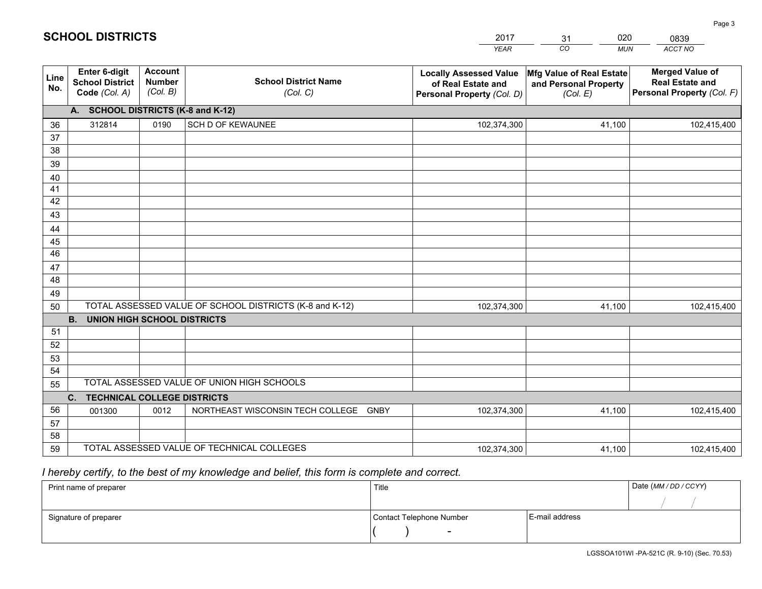## SCHOOL DISTRICTS

| 2017 | 31 | 020 | 0839 |
|---|---|---|---|
| *YEAR* | *CO* | *MUN* | *ACCT NO* |

| Line No. | Enter 6-digit School District Code *(Col. A)* | Account Number *(Col. B)* | School District Name *(Col. C)* | Locally Assessed Value of Real Estate and Personal Property *(Col. D)* | Mfg Value of Real Estate and Personal Property *(Col. E)* | Merged Value of Real Estate and Personal Property *(Col. F)* |
|---|---|---|---|---|---|---|
| | **A. SCHOOL DISTRICTS (K-8 and K-12)** | | | | | |
| 36 | 312814 | 0190 | SCH D OF KEWAUNEE | 102,374,300 | 41,100 | 102,415,400 |
| 37 | | | | | | |
| 38 | | | | | | |
| 39 | | | | | | |
| 40 | | | | | | |
| 41 | | | | | | |
| 42 | | | | | | |
| 43 | | | | | | |
| 44 | | | | | | |
| 45 | | | | | | |
| 46 | | | | | | |
| 47 | | | | | | |
| 48 | | | | | | |
| 49 | | | | | | |
| 50 | TOTAL ASSESSED VALUE OF SCHOOL DISTRICTS (K-8 and K-12) | | | 102,374,300 | 41,100 | 102,415,400 |
| | **B. UNION HIGH SCHOOL DISTRICTS** | | | | | |
| 51 | | | | | | |
| 52 | | | | | | |
| 53 | | | | | | |
| 54 | | | | | | |
| 55 | TOTAL ASSESSED VALUE OF UNION HIGH SCHOOLS | | | | | |
| | **C. TECHNICAL COLLEGE DISTRICTS** | | | | | |
| 56 | 001300 | 0012 | NORTHEAST WISCONSIN TECH COLLEGE GNBY | 102,374,300 | 41,100 | 102,415,400 |
| 57 | | | | | | |
| 58 | | | | | | |
| 59 | TOTAL ASSESSED VALUE OF TECHNICAL COLLEGES | | | 102,374,300 | 41,100 | 102,415,400 |

*I hereby certify, to the best of my knowledge and belief, this form is complete and correct.*

| Print name of preparer | Title | | Date *(MM / DD / CCYY)* |
|---|---|---|---|
| | | | / / |
| Signature of preparer | Contact Telephone Number | E-mail address | |
| | ( ) - | | |

LGSSOA101WI -PA-521C (R. 9-10) (Sec. 70.53)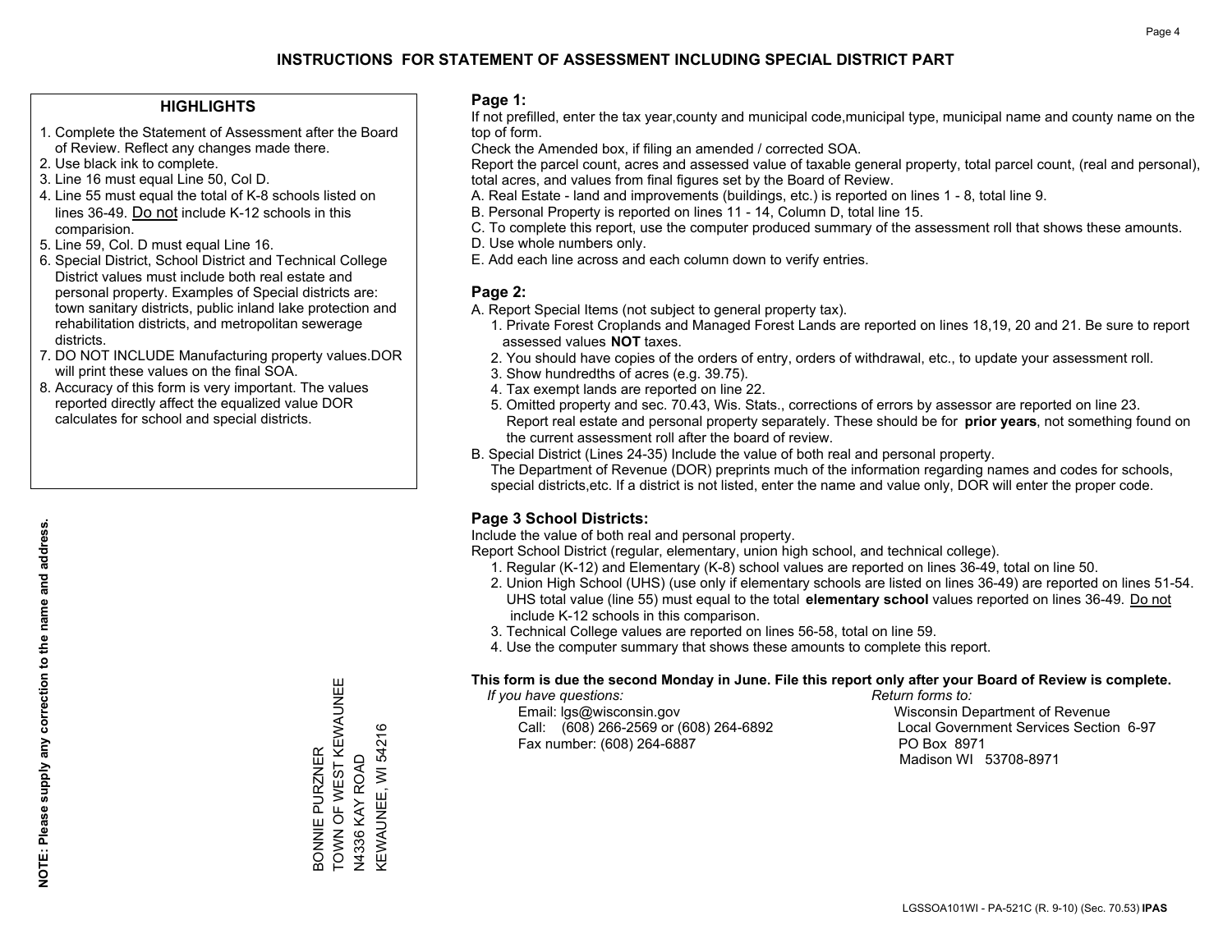# INSTRUCTIONS FOR STATEMENT OF ASSESSMENT INCLUDING SPECIAL DISTRICT PART

## HIGHLIGHTS

1. Complete the Statement of Assessment after the Board of Review. Reflect any changes made there.
2. Use black ink to complete.
3. Line 16 must equal Line 50, Col D.
4. Line 55 must equal the total of K-8 schools listed on lines 36-49. Do not include K-12 schools in this comparision.
5. Line 59, Col. D must equal Line 16.
6. Special District, School District and Technical College District values must include both real estate and personal property. Examples of Special districts are: town sanitary districts, public inland lake protection and rehabilitation districts, and metropolitan sewerage districts.
7. DO NOT INCLUDE Manufacturing property values.DOR will print these values on the final SOA.
8. Accuracy of this form is very important. The values reported directly affect the equalized value DOR calculates for school and special districts.

**NOTE: Please supply any correction to the name and address.**

BONNIE PURZNER
TOWN OF WEST KEWAUNEE
N4336 KAY ROAD
KEWAUNEE, WI 54216

## Page 1:

If not prefilled, enter the tax year,county and municipal code,municipal type, municipal name and county name on the top of form.

Check the Amended box, if filing an amended / corrected SOA.

Report the parcel count, acres and assessed value of taxable general property, total parcel count, (real and personal), total acres, and values from final figures set by the Board of Review.

A. Real Estate - land and improvements (buildings, etc.) is reported on lines 1 - 8, total line 9.
B. Personal Property is reported on lines 11 - 14, Column D, total line 15.
C. To complete this report, use the computer produced summary of the assessment roll that shows these amounts.
D. Use whole numbers only.
E. Add each line across and each column down to verify entries.

## Page 2:

A. Report Special Items (not subject to general property tax).
   1. Private Forest Croplands and Managed Forest Lands are reported on lines 18,19, 20 and 21. Be sure to report assessed values **NOT** taxes.
   2. You should have copies of the orders of entry, orders of withdrawal, etc., to update your assessment roll.
   3. Show hundredths of acres (e.g. 39.75).
   4. Tax exempt lands are reported on line 22.
   5. Omitted property and sec. 70.43, Wis. Stats., corrections of errors by assessor are reported on line 23. Report real estate and personal property separately. These should be for **prior years**, not something found on the current assessment roll after the board of review.
B. Special District (Lines 24-35) Include the value of both real and personal property.
   The Department of Revenue (DOR) preprints much of the information regarding names and codes for schools, special districts,etc. If a district is not listed, enter the name and value only, DOR will enter the proper code.

## Page 3 School Districts:

Include the value of both real and personal property.

Report School District (regular, elementary, union high school, and technical college).

1. Regular (K-12) and Elementary (K-8) school values are reported on lines 36-49, total on line 50.
2. Union High School (UHS) (use only if elementary schools are listed on lines 36-49) are reported on lines 51-54. UHS total value (line 55) must equal to the total **elementary school** values reported on lines 36-49. Do not include K-12 schools in this comparison.
3. Technical College values are reported on lines 56-58, total on line 59.
4. Use the computer summary that shows these amounts to complete this report.

**This form is due the second Monday in June. File this report only after your Board of Review is complete.**

*If you have questions:*
Email: lgs@wisconsin.gov
Call: (608) 266-2569 or (608) 264-6892
Fax number: (608) 264-6887

*Return forms to:*
Wisconsin Department of Revenue
Local Government Services Section 6-97
PO Box 8971
Madison WI 53708-8971

LGSSOA101WI - PA-521C (R. 9-10) (Sec. 70.53) **IPAS**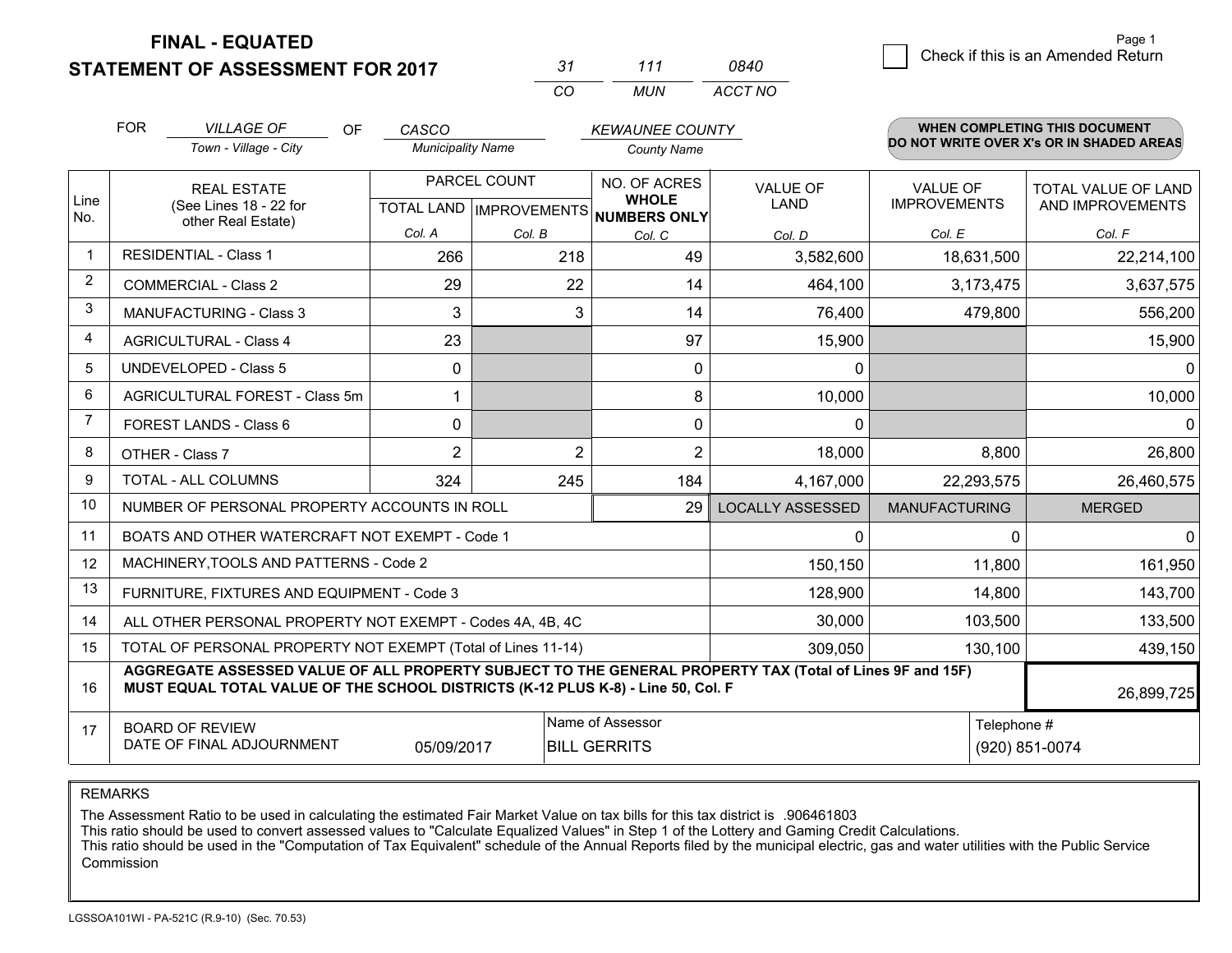# FINAL - EQUATED
## STATEMENT OF ASSESSMENT FOR 2017

| 31 | 111 | 0840 |
|---|---|---|
| CO | MUN | ACCT NO |

Page 1

☐ Check if this is an Amended Return

FOR *VILLAGE OF* (Town - Village - City) OF *CASCO* (Municipality Name) *KEWAUNEE COUNTY* (County Name)

**WHEN COMPLETING THIS DOCUMENT DO NOT WRITE OVER X's OR IN SHADED AREAS**

| Line No. | REAL ESTATE (See Lines 18 - 22 for other Real Estate) | PARCEL COUNT TOTAL LAND Col. A | PARCEL COUNT IMPROVEMENTS Col. B | NO. OF ACRES WHOLE NUMBERS ONLY Col. C | VALUE OF LAND Col. D | VALUE OF IMPROVEMENTS Col. E | TOTAL VALUE OF LAND AND IMPROVEMENTS Col. F |
|---|---|---|---|---|---|---|---|
| 1 | RESIDENTIAL - Class 1 | 266 | 218 | 49 | 3,582,600 | 18,631,500 | 22,214,100 |
| 2 | COMMERCIAL - Class 2 | 29 | 22 | 14 | 464,100 | 3,173,475 | 3,637,575 |
| 3 | MANUFACTURING - Class 3 | 3 | 3 | 14 | 76,400 | 479,800 | 556,200 |
| 4 | AGRICULTURAL - Class 4 | 23 | | 97 | 15,900 | | 15,900 |
| 5 | UNDEVELOPED - Class 5 | 0 | | 0 | 0 | | 0 |
| 6 | AGRICULTURAL FOREST - Class 5m | 1 | | 8 | 10,000 | | 10,000 |
| 7 | FOREST LANDS - Class 6 | 0 | | 0 | 0 | | 0 |
| 8 | OTHER - Class 7 | 2 | 2 | 2 | 18,000 | 8,800 | 26,800 |
| 9 | TOTAL - ALL COLUMNS | 324 | 245 | 184 | 4,167,000 | 22,293,575 | 26,460,575 |
| 10 | NUMBER OF PERSONAL PROPERTY ACCOUNTS IN ROLL | | | 29 | LOCALLY ASSESSED | MANUFACTURING | MERGED |
| 11 | BOATS AND OTHER WATERCRAFT NOT EXEMPT - Code 1 | | | | 0 | 0 | 0 |
| 12 | MACHINERY,TOOLS AND PATTERNS - Code 2 | | | | 150,150 | 11,800 | 161,950 |
| 13 | FURNITURE, FIXTURES AND EQUIPMENT - Code 3 | | | | 128,900 | 14,800 | 143,700 |
| 14 | ALL OTHER PERSONAL PROPERTY NOT EXEMPT - Codes 4A, 4B, 4C | | | | 30,000 | 103,500 | 133,500 |
| 15 | TOTAL OF PERSONAL PROPERTY NOT EXEMPT (Total of Lines 11-14) | | | | 309,050 | 130,100 | 439,150 |
| 16 | **AGGREGATE ASSESSED VALUE OF ALL PROPERTY SUBJECT TO THE GENERAL PROPERTY TAX (Total of Lines 9F and 15F) MUST EQUAL TOTAL VALUE OF THE SCHOOL DISTRICTS (K-12 PLUS K-8) - Line 50, Col. F** | | | | | | 26,899,725 |
| 17 | BOARD OF REVIEW DATE OF FINAL ADJOURNMENT | 05/09/2017 | Name of Assessor: BILL GERRITS | | | Telephone #: (920) 851-0074 | |

REMARKS

The Assessment Ratio to be used in calculating the estimated Fair Market Value on tax bills for this tax district is .906461803
This ratio should be used to convert assessed values to "Calculate Equalized Values" in Step 1 of the Lottery and Gaming Credit Calculations.
This ratio should be used in the "Computation of Tax Equivalent" schedule of the Annual Reports filed by the municipal electric, gas and water utilities with the Public Service Commission

LGSSOA101WI - PA-521C (R.9-10) (Sec. 70.53)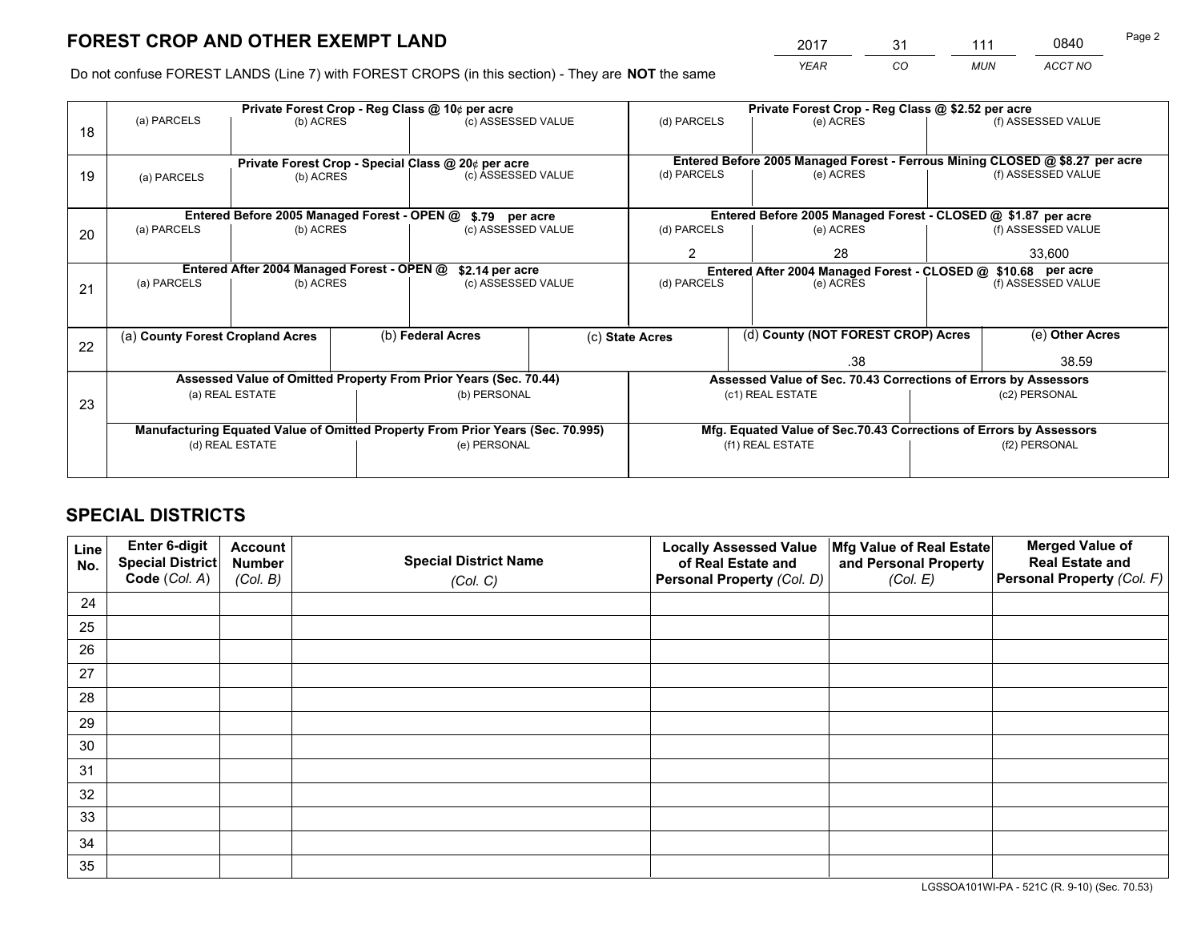# FOREST CROP AND OTHER EXEMPT LAND

| 2017 | 31 | 111 | 0840 |
|---|---|---|---|
| *YEAR* | *CO* | *MUN* | *ACCT NO* |

Do not confuse FOREST LANDS (Line 7) with FOREST CROPS (in this section) - They are **NOT** the same

| Line | Private Forest Crop - Reg Class @ 10¢ per acre | | | Private Forest Crop - Reg Class @ $2.52 per acre | | |
|---|---|---|---|---|---|---|
| 18 | (a) PARCELS | (b) ACRES | (c) ASSESSED VALUE | (d) PARCELS | (e) ACRES | (f) ASSESSED VALUE |
| | | | | | | |
| | **Private Forest Crop - Special Class @ 20¢ per acre** | | | **Entered Before 2005 Managed Forest - Ferrous Mining CLOSED @ $8.27 per acre** | | |
| 19 | (a) PARCELS | (b) ACRES | (c) ASSESSED VALUE | (d) PARCELS | (e) ACRES | (f) ASSESSED VALUE |
| | | | | | | |
| | **Entered Before 2005 Managed Forest - OPEN @ $.79 per acre** | | | **Entered Before 2005 Managed Forest - CLOSED @ $1.87 per acre** | | |
| 20 | (a) PARCELS | (b) ACRES | (c) ASSESSED VALUE | (d) PARCELS | (e) ACRES | (f) ASSESSED VALUE |
| | | | | 2 | 28 | 33,600 |
| | **Entered After 2004 Managed Forest - OPEN @ $2.14 per acre** | | | **Entered After 2004 Managed Forest - CLOSED @ $10.68 per acre** | | |
| 21 | (a) PARCELS | (b) ACRES | (c) ASSESSED VALUE | (d) PARCELS | (e) ACRES | (f) ASSESSED VALUE |
| | | | | | | |

| Line | (a) County Forest Cropland Acres | (b) Federal Acres | (c) State Acres | (d) County (NOT FOREST CROP) Acres | (e) Other Acres |
|---|---|---|---|---|---|
| 22 | | | | .38 | 38.59 |

| Line | Assessed Value of Omitted Property From Prior Years (Sec. 70.44) | | Assessed Value of Sec. 70.43 Corrections of Errors by Assessors | |
|---|---|---|---|---|
| 23 | (a) REAL ESTATE | (b) PERSONAL | (c1) REAL ESTATE | (c2) PERSONAL |
| | | | | |
| | **Manufacturing Equated Value of Omitted Property From Prior Years (Sec. 70.995)** | | **Mfg. Equated Value of Sec.70.43 Corrections of Errors by Assessors** | |
| | (d) REAL ESTATE | (e) PERSONAL | (f1) REAL ESTATE | (f2) PERSONAL |
| | | | | |

# SPECIAL DISTRICTS

| Line No. | Enter 6-digit Special District Code (Col. A) | Account Number (Col. B) | Special District Name (Col. C) | Locally Assessed Value of Real Estate and Personal Property (Col. D) | Mfg Value of Real Estate and Personal Property (Col. E) | Merged Value of Real Estate and Personal Property (Col. F) |
|---|---|---|---|---|---|---|
| 24 | | | | | | |
| 25 | | | | | | |
| 26 | | | | | | |
| 27 | | | | | | |
| 28 | | | | | | |
| 29 | | | | | | |
| 30 | | | | | | |
| 31 | | | | | | |
| 32 | | | | | | |
| 33 | | | | | | |
| 34 | | | | | | |
| 35 | | | | | | |

LGSSOA101WI-PA - 521C (R. 9-10) (Sec. 70.53)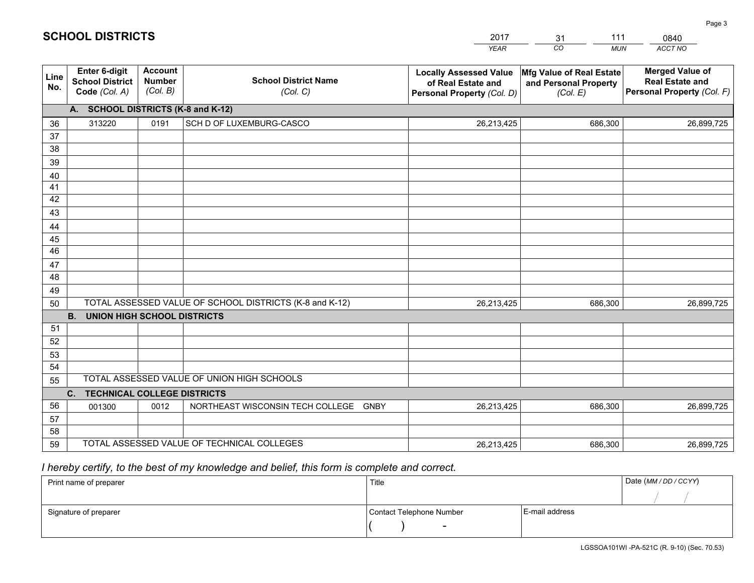# SCHOOL DISTRICTS

| 2017 | 31 | 111 | 0840 |
|---|---|---|---|
| YEAR | CO | MUN | ACCT NO |

| Line No. | Enter 6-digit School District Code (Col. A) | Account Number (Col. B) | School District Name (Col. C) | Locally Assessed Value of Real Estate and Personal Property (Col. D) | Mfg Value of Real Estate and Personal Property (Col. E) | Merged Value of Real Estate and Personal Property (Col. F) |
|---|---|---|---|---|---|---|
| | **A. SCHOOL DISTRICTS (K-8 and K-12)** | | | | | |
| 36 | 313220 | 0191 | SCH D OF LUXEMBURG-CASCO | 26,213,425 | 686,300 | 26,899,725 |
| 37 | | | | | | |
| 38 | | | | | | |
| 39 | | | | | | |
| 40 | | | | | | |
| 41 | | | | | | |
| 42 | | | | | | |
| 43 | | | | | | |
| 44 | | | | | | |
| 45 | | | | | | |
| 46 | | | | | | |
| 47 | | | | | | |
| 48 | | | | | | |
| 49 | | | | | | |
| 50 | TOTAL ASSESSED VALUE OF SCHOOL DISTRICTS (K-8 and K-12) | | | 26,213,425 | 686,300 | 26,899,725 |
| | **B. UNION HIGH SCHOOL DISTRICTS** | | | | | |
| 51 | | | | | | |
| 52 | | | | | | |
| 53 | | | | | | |
| 54 | | | | | | |
| 55 | TOTAL ASSESSED VALUE OF UNION HIGH SCHOOLS | | | | | |
| | **C. TECHNICAL COLLEGE DISTRICTS** | | | | | |
| 56 | 001300 | 0012 | NORTHEAST WISCONSIN TECH COLLEGE GNBY | 26,213,425 | 686,300 | 26,899,725 |
| 57 | | | | | | |
| 58 | | | | | | |
| 59 | TOTAL ASSESSED VALUE OF TECHNICAL COLLEGES | | | 26,213,425 | 686,300 | 26,899,725 |

*I hereby certify, to the best of my knowledge and belief, this form is complete and correct.*

| Print name of preparer | Title | | Date (MM / DD / CCYY) |
|---|---|---|---|
| | | | / / |
| Signature of preparer | Contact Telephone Number | E-mail address | |
| | ( ) - | | |

LGSSOA101WI -PA-521C (R. 9-10) (Sec. 70.53)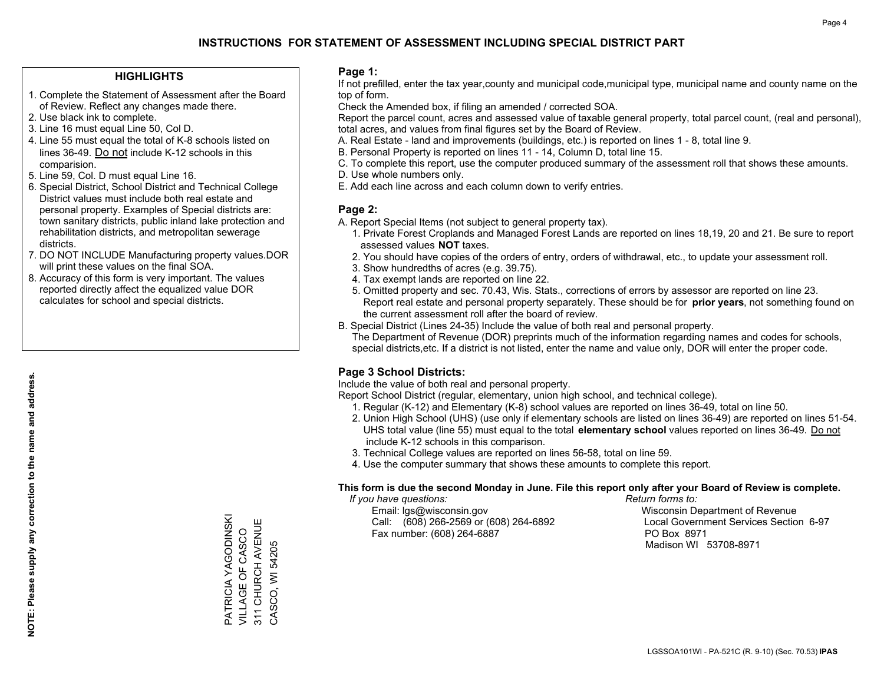# INSTRUCTIONS FOR STATEMENT OF ASSESSMENT INCLUDING SPECIAL DISTRICT PART

## HIGHLIGHTS

1. Complete the Statement of Assessment after the Board of Review. Reflect any changes made there.
2. Use black ink to complete.
3. Line 16 must equal Line 50, Col D.
4. Line 55 must equal the total of K-8 schools listed on lines 36-49. Do not include K-12 schools in this comparision.
5. Line 59, Col. D must equal Line 16.
6. Special District, School District and Technical College District values must include both real estate and personal property. Examples of Special districts are: town sanitary districts, public inland lake protection and rehabilitation districts, and metropolitan sewerage districts.
7. DO NOT INCLUDE Manufacturing property values.DOR will print these values on the final SOA.
8. Accuracy of this form is very important. The values reported directly affect the equalized value DOR calculates for school and special districts.

**NOTE: Please supply any correction to the name and address.**

PATRICIA YAGODINSKI
VILLAGE OF CASCO
311 CHURCH AVENUE
CASCO, WI 54205

## Page 1:

If not prefilled, enter the tax year,county and municipal code,municipal type, municipal name and county name on the top of form.

Check the Amended box, if filing an amended / corrected SOA.

Report the parcel count, acres and assessed value of taxable general property, total parcel count, (real and personal), total acres, and values from final figures set by the Board of Review.

A. Real Estate - land and improvements (buildings, etc.) is reported on lines 1 - 8, total line 9.
B. Personal Property is reported on lines 11 - 14, Column D, total line 15.
C. To complete this report, use the computer produced summary of the assessment roll that shows these amounts.
D. Use whole numbers only.
E. Add each line across and each column down to verify entries.

## Page 2:

A. Report Special Items (not subject to general property tax).
   1. Private Forest Croplands and Managed Forest Lands are reported on lines 18,19, 20 and 21. Be sure to report assessed values **NOT** taxes.
   2. You should have copies of the orders of entry, orders of withdrawal, etc., to update your assessment roll.
   3. Show hundredths of acres (e.g. 39.75).
   4. Tax exempt lands are reported on line 22.
   5. Omitted property and sec. 70.43, Wis. Stats., corrections of errors by assessor are reported on line 23. Report real estate and personal property separately. These should be for **prior years**, not something found on the current assessment roll after the board of review.
B. Special District (Lines 24-35) Include the value of both real and personal property.
   The Department of Revenue (DOR) preprints much of the information regarding names and codes for schools, special districts,etc. If a district is not listed, enter the name and value only, DOR will enter the proper code.

## Page 3 School Districts:

Include the value of both real and personal property.

Report School District (regular, elementary, union high school, and technical college).

1. Regular (K-12) and Elementary (K-8) school values are reported on lines 36-49, total on line 50.
2. Union High School (UHS) (use only if elementary schools are listed on lines 36-49) are reported on lines 51-54. UHS total value (line 55) must equal to the total **elementary school** values reported on lines 36-49. Do not include K-12 schools in this comparison.
3. Technical College values are reported on lines 56-58, total on line 59.
4. Use the computer summary that shows these amounts to complete this report.

**This form is due the second Monday in June. File this report only after your Board of Review is complete.**

*If you have questions:*
Email: lgs@wisconsin.gov
Call: (608) 266-2569 or (608) 264-6892
Fax number: (608) 264-6887

*Return forms to:*
Wisconsin Department of Revenue
Local Government Services Section 6-97
PO Box 8971
Madison WI 53708-8971

LGSSOA101WI - PA-521C (R. 9-10) (Sec. 70.53) **IPAS**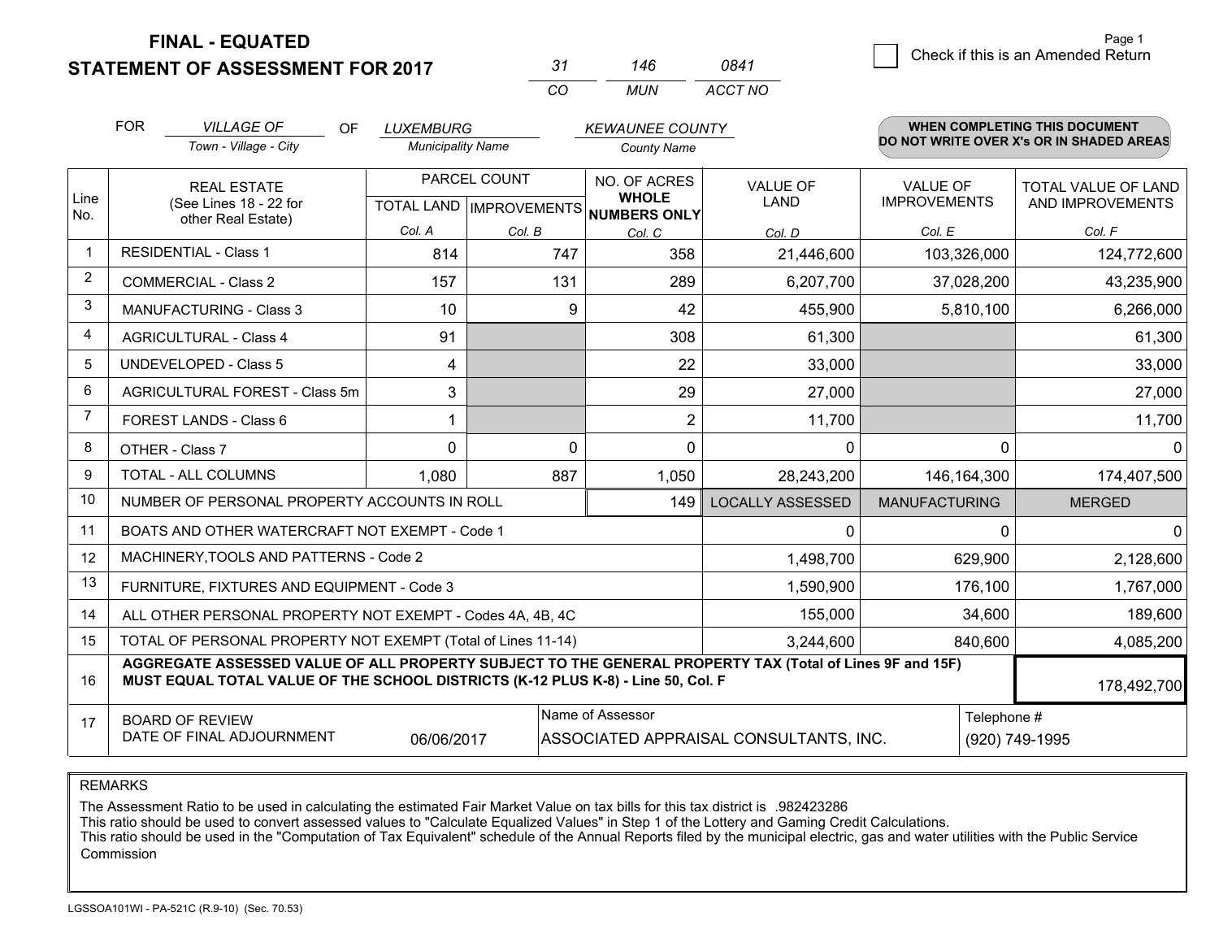# FINAL - EQUATED
# STATEMENT OF ASSESSMENT FOR 2017

| 31 | 146 | 0841 |
|---|---|---|
| CO | MUN | ACCT NO |

Check if this is an Amended Return

FOR *VILLAGE OF* (Town - Village - City) OF *LUXEMBURG* (Municipality Name) *KEWAUNEE COUNTY* (County Name)

**WHEN COMPLETING THIS DOCUMENT DO NOT WRITE OVER X's OR IN SHADED AREAS**

| Line No. | REAL ESTATE (See Lines 18 - 22 for other Real Estate) | PARCEL COUNT TOTAL LAND Col. A | PARCEL COUNT IMPROVEMENTS Col. B | NO. OF ACRES WHOLE NUMBERS ONLY Col. C | VALUE OF LAND Col. D | VALUE OF IMPROVEMENTS Col. E | TOTAL VALUE OF LAND AND IMPROVEMENTS Col. F |
|---|---|---|---|---|---|---|---|
| 1 | RESIDENTIAL - Class 1 | 814 | 747 | 358 | 21,446,600 | 103,326,000 | 124,772,600 |
| 2 | COMMERCIAL - Class 2 | 157 | 131 | 289 | 6,207,700 | 37,028,200 | 43,235,900 |
| 3 | MANUFACTURING - Class 3 | 10 | 9 | 42 | 455,900 | 5,810,100 | 6,266,000 |
| 4 | AGRICULTURAL - Class 4 | 91 | | 308 | 61,300 | | 61,300 |
| 5 | UNDEVELOPED - Class 5 | 4 | | 22 | 33,000 | | 33,000 |
| 6 | AGRICULTURAL FOREST - Class 5m | 3 | | 29 | 27,000 | | 27,000 |
| 7 | FOREST LANDS - Class 6 | 1 | | 2 | 11,700 | | 11,700 |
| 8 | OTHER - Class 7 | 0 | 0 | 0 | 0 | 0 | 0 |
| 9 | TOTAL - ALL COLUMNS | 1,080 | 887 | 1,050 | 28,243,200 | 146,164,300 | 174,407,500 |
| 10 | NUMBER OF PERSONAL PROPERTY ACCOUNTS IN ROLL | | | 149 | LOCALLY ASSESSED | MANUFACTURING | MERGED |
| 11 | BOATS AND OTHER WATERCRAFT NOT EXEMPT - Code 1 | | | | 0 | 0 | 0 |
| 12 | MACHINERY,TOOLS AND PATTERNS - Code 2 | | | | 1,498,700 | 629,900 | 2,128,600 |
| 13 | FURNITURE, FIXTURES AND EQUIPMENT - Code 3 | | | | 1,590,900 | 176,100 | 1,767,000 |
| 14 | ALL OTHER PERSONAL PROPERTY NOT EXEMPT - Codes 4A, 4B, 4C | | | | 155,000 | 34,600 | 189,600 |
| 15 | TOTAL OF PERSONAL PROPERTY NOT EXEMPT (Total of Lines 11-14) | | | | 3,244,600 | 840,600 | 4,085,200 |
| 16 | **AGGREGATE ASSESSED VALUE OF ALL PROPERTY SUBJECT TO THE GENERAL PROPERTY TAX (Total of Lines 9F and 15F) MUST EQUAL TOTAL VALUE OF THE SCHOOL DISTRICTS (K-12 PLUS K-8) - Line 50, Col. F** | | | | | | 178,492,700 |
| 17 | BOARD OF REVIEW DATE OF FINAL ADJOURNMENT | 06/06/2017 | | Name of Assessor: ASSOCIATED APPRAISAL CONSULTANTS, INC. | | | Telephone #: (920) 749-1995 |

REMARKS

The Assessment Ratio to be used in calculating the estimated Fair Market Value on tax bills for this tax district is .982423286
This ratio should be used to convert assessed values to "Calculate Equalized Values" in Step 1 of the Lottery and Gaming Credit Calculations.
This ratio should be used in the "Computation of Tax Equivalent" schedule of the Annual Reports filed by the municipal electric, gas and water utilities with the Public Service Commission

LGSSOA101WI - PA-521C (R.9-10) (Sec. 70.53)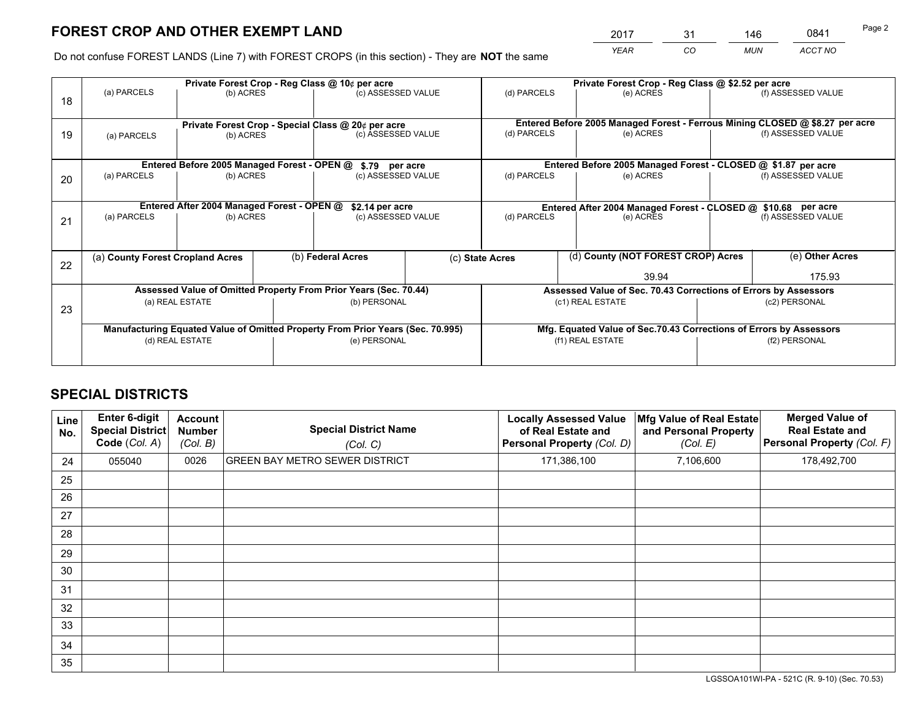# FOREST CROP AND OTHER EXEMPT LAND

| 2017 | 31 | 146 | 0841 |
|---|---|---|---|
| *YEAR* | *CO* | *MUN* | *ACCT NO* |

Do not confuse FOREST LANDS (Line 7) with FOREST CROPS (in this section) - They are **NOT** the same

| Line | Private Forest Crop - Reg Class @ 10¢ per acre | | | Private Forest Crop - Reg Class @ $2.52 per acre | | |
|---|---|---|---|---|---|---|
| 18 | (a) PARCELS | (b) ACRES | (c) ASSESSED VALUE | (d) PARCELS | (e) ACRES | (f) ASSESSED VALUE |
| | | | | | | |
| | **Private Forest Crop - Special Class @ 20¢ per acre** | | | **Entered Before 2005 Managed Forest - Ferrous Mining CLOSED @ $8.27 per acre** | | |
| 19 | (a) PARCELS | (b) ACRES | (c) ASSESSED VALUE | (d) PARCELS | (e) ACRES | (f) ASSESSED VALUE |
| | | | | | | |
| | **Entered Before 2005 Managed Forest - OPEN @ $.79 per acre** | | | **Entered Before 2005 Managed Forest - CLOSED @ $1.87 per acre** | | |
| 20 | (a) PARCELS | (b) ACRES | (c) ASSESSED VALUE | (d) PARCELS | (e) ACRES | (f) ASSESSED VALUE |
| | | | | | | |
| | **Entered After 2004 Managed Forest - OPEN @ $2.14 per acre** | | | **Entered After 2004 Managed Forest - CLOSED @ $10.68 per acre** | | |
| 21 | (a) PARCELS | (b) ACRES | (c) ASSESSED VALUE | (d) PARCELS | (e) ACRES | (f) ASSESSED VALUE |
| | | | | | | |

| Line | (a) **County Forest Cropland Acres** | (b) **Federal Acres** | (c) **State Acres** | (d) **County (NOT FOREST CROP) Acres** | (e) **Other Acres** |
|---|---|---|---|---|---|
| 22 | | | | 39.94 | 175.93 |

| Line | Assessed Value of Omitted Property From Prior Years (Sec. 70.44) | | Assessed Value of Sec. 70.43 Corrections of Errors by Assessors | |
|---|---|---|---|---|
| 23 | (a) REAL ESTATE | (b) PERSONAL | (c1) REAL ESTATE | (c2) PERSONAL |
| | | | | |
| | **Manufacturing Equated Value of Omitted Property From Prior Years (Sec. 70.995)** | | **Mfg. Equated Value of Sec.70.43 Corrections of Errors by Assessors** | |
| | (d) REAL ESTATE | (e) PERSONAL | (f1) REAL ESTATE | (f2) PERSONAL |
| | | | | |

# SPECIAL DISTRICTS

| Line No. | Enter 6-digit Special District Code (*Col. A*) | Account Number (*Col. B*) | Special District Name (*Col. C*) | Locally Assessed Value of Real Estate and Personal Property (*Col. D*) | Mfg Value of Real Estate and Personal Property (*Col. E*) | Merged Value of Real Estate and Personal Property (*Col. F*) |
|---|---|---|---|---|---|---|
| 24 | 055040 | 0026 | GREEN BAY METRO SEWER DISTRICT | 171,386,100 | 7,106,600 | 178,492,700 |
| 25 | | | | | | |
| 26 | | | | | | |
| 27 | | | | | | |
| 28 | | | | | | |
| 29 | | | | | | |
| 30 | | | | | | |
| 31 | | | | | | |
| 32 | | | | | | |
| 33 | | | | | | |
| 34 | | | | | | |
| 35 | | | | | | |

LGSSOA101WI-PA - 521C (R. 9-10) (Sec. 70.53)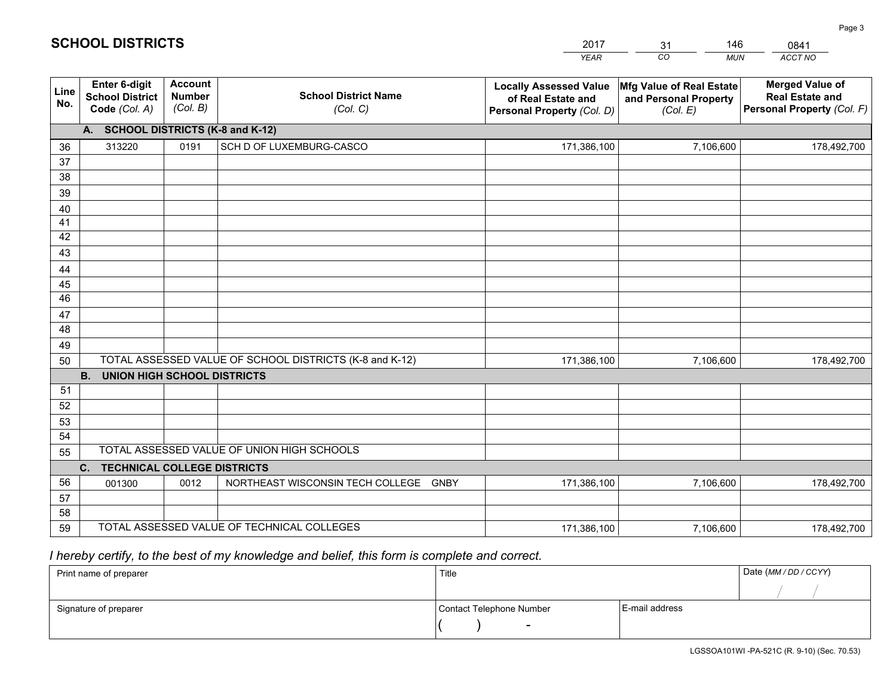# SCHOOL DISTRICTS

| 2017 | 31 | 146 | 0841 |
|---|---|---|---|
| *YEAR* | *CO* | *MUN* | *ACCT NO* |

| Line No. | Enter 6-digit School District Code *(Col. A)* | Account Number *(Col. B)* | School District Name *(Col. C)* | Locally Assessed Value of Real Estate and Personal Property *(Col. D)* | Mfg Value of Real Estate and Personal Property *(Col. E)* | Merged Value of Real Estate and Personal Property *(Col. F)* |
|---|---|---|---|---|---|---|
| | **A. SCHOOL DISTRICTS (K-8 and K-12)** | | | | | |
| 36 | 313220 | 0191 | SCH D OF LUXEMBURG-CASCO | 171,386,100 | 7,106,600 | 178,492,700 |
| 37 | | | | | | |
| 38 | | | | | | |
| 39 | | | | | | |
| 40 | | | | | | |
| 41 | | | | | | |
| 42 | | | | | | |
| 43 | | | | | | |
| 44 | | | | | | |
| 45 | | | | | | |
| 46 | | | | | | |
| 47 | | | | | | |
| 48 | | | | | | |
| 49 | | | | | | |
| 50 | TOTAL ASSESSED VALUE OF SCHOOL DISTRICTS (K-8 and K-12) | | | 171,386,100 | 7,106,600 | 178,492,700 |
| | **B. UNION HIGH SCHOOL DISTRICTS** | | | | | |
| 51 | | | | | | |
| 52 | | | | | | |
| 53 | | | | | | |
| 54 | | | | | | |
| 55 | TOTAL ASSESSED VALUE OF UNION HIGH SCHOOLS | | | | | |
| | **C. TECHNICAL COLLEGE DISTRICTS** | | | | | |
| 56 | 001300 | 0012 | NORTHEAST WISCONSIN TECH COLLEGE GNBY | 171,386,100 | 7,106,600 | 178,492,700 |
| 57 | | | | | | |
| 58 | | | | | | |
| 59 | TOTAL ASSESSED VALUE OF TECHNICAL COLLEGES | | | 171,386,100 | 7,106,600 | 178,492,700 |

*I hereby certify, to the best of my knowledge and belief, this form is complete and correct.*

| Print name of preparer | Title | | Date *(MM / DD / CCYY)* |
|---|---|---|---|
| | | | / / |
| Signature of preparer | Contact Telephone Number | E-mail address | |
| | ( ) - | | |

LGSSOA101WI -PA-521C (R. 9-10) (Sec. 70.53)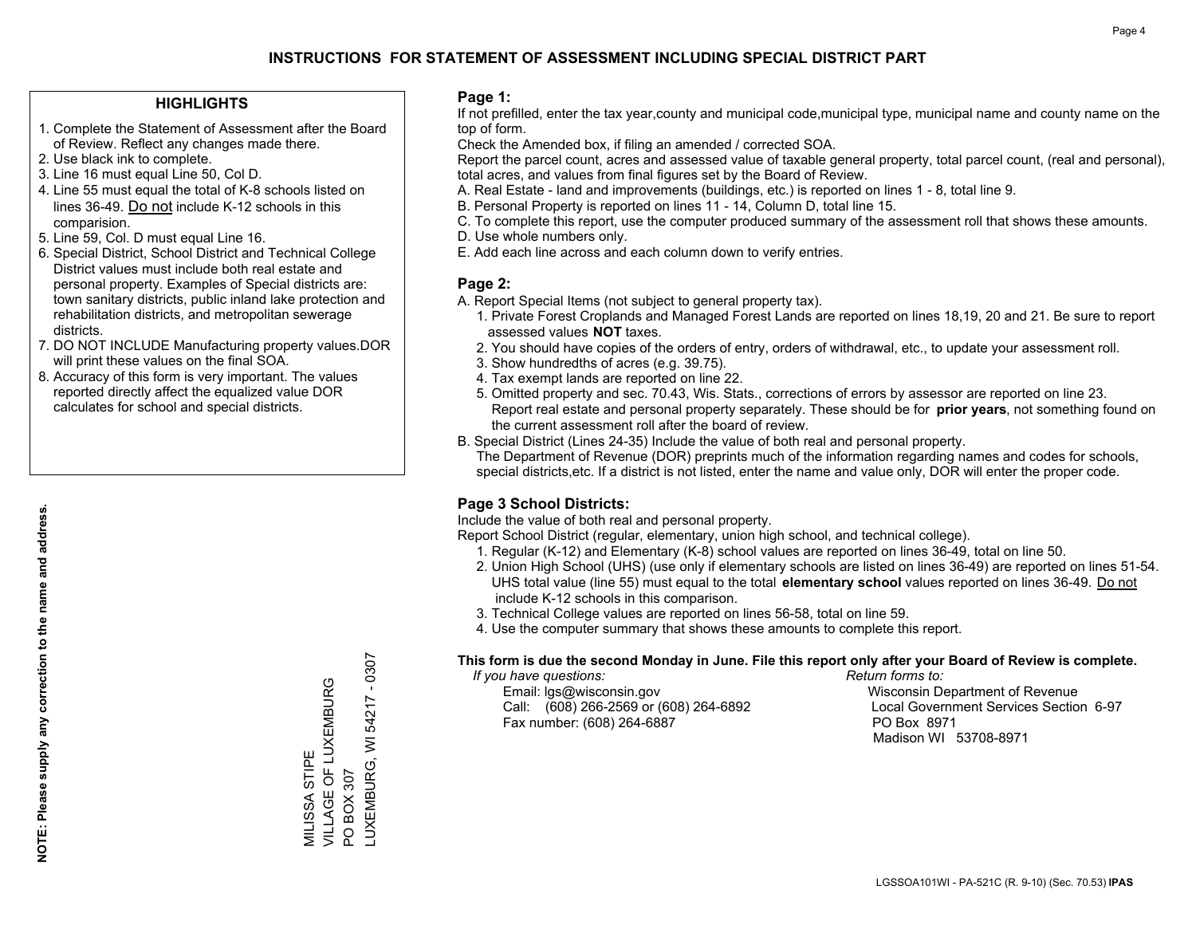# INSTRUCTIONS FOR STATEMENT OF ASSESSMENT INCLUDING SPECIAL DISTRICT PART

## HIGHLIGHTS

1. Complete the Statement of Assessment after the Board of Review. Reflect any changes made there.
2. Use black ink to complete.
3. Line 16 must equal Line 50, Col D.
4. Line 55 must equal the total of K-8 schools listed on lines 36-49. Do not include K-12 schools in this comparision.
5. Line 59, Col. D must equal Line 16.
6. Special District, School District and Technical College District values must include both real estate and personal property. Examples of Special districts are: town sanitary districts, public inland lake protection and rehabilitation districts, and metropolitan sewerage districts.
7. DO NOT INCLUDE Manufacturing property values.DOR will print these values on the final SOA.
8. Accuracy of this form is very important. The values reported directly affect the equalized value DOR calculates for school and special districts.

**NOTE: Please supply any correction to the name and address.**

MILISSA STIPE
VILLAGE OF LUXEMBURG
PO BOX 307
LUXEMBURG, WI 54217 - 0307

## Page 1:

If not prefilled, enter the tax year,county and municipal code,municipal type, municipal name and county name on the top of form.

Check the Amended box, if filing an amended / corrected SOA.

Report the parcel count, acres and assessed value of taxable general property, total parcel count, (real and personal), total acres, and values from final figures set by the Board of Review.

A. Real Estate - land and improvements (buildings, etc.) is reported on lines 1 - 8, total line 9.
B. Personal Property is reported on lines 11 - 14, Column D, total line 15.
C. To complete this report, use the computer produced summary of the assessment roll that shows these amounts.
D. Use whole numbers only.
E. Add each line across and each column down to verify entries.

## Page 2:

A. Report Special Items (not subject to general property tax).
   1. Private Forest Croplands and Managed Forest Lands are reported on lines 18,19, 20 and 21. Be sure to report assessed values **NOT** taxes.
   2. You should have copies of the orders of entry, orders of withdrawal, etc., to update your assessment roll.
   3. Show hundredths of acres (e.g. 39.75).
   4. Tax exempt lands are reported on line 22.
   5. Omitted property and sec. 70.43, Wis. Stats., corrections of errors by assessor are reported on line 23. Report real estate and personal property separately. These should be for **prior years**, not something found on the current assessment roll after the board of review.
B. Special District (Lines 24-35) Include the value of both real and personal property.
   The Department of Revenue (DOR) preprints much of the information regarding names and codes for schools, special districts,etc. If a district is not listed, enter the name and value only, DOR will enter the proper code.

## Page 3 School Districts:

Include the value of both real and personal property.

Report School District (regular, elementary, union high school, and technical college).

1. Regular (K-12) and Elementary (K-8) school values are reported on lines 36-49, total on line 50.
2. Union High School (UHS) (use only if elementary schools are listed on lines 36-49) are reported on lines 51-54. UHS total value (line 55) must equal to the total **elementary school** values reported on lines 36-49. Do not include K-12 schools in this comparison.
3. Technical College values are reported on lines 56-58, total on line 59.
4. Use the computer summary that shows these amounts to complete this report.

**This form is due the second Monday in June. File this report only after your Board of Review is complete.**

*If you have questions:*
Email: lgs@wisconsin.gov
Call: (608) 266-2569 or (608) 264-6892
Fax number: (608) 264-6887

*Return forms to:*
Wisconsin Department of Revenue
Local Government Services Section 6-97
PO Box 8971
Madison WI 53708-8971

LGSSOA101WI - PA-521C (R. 9-10) (Sec. 70.53) **IPAS**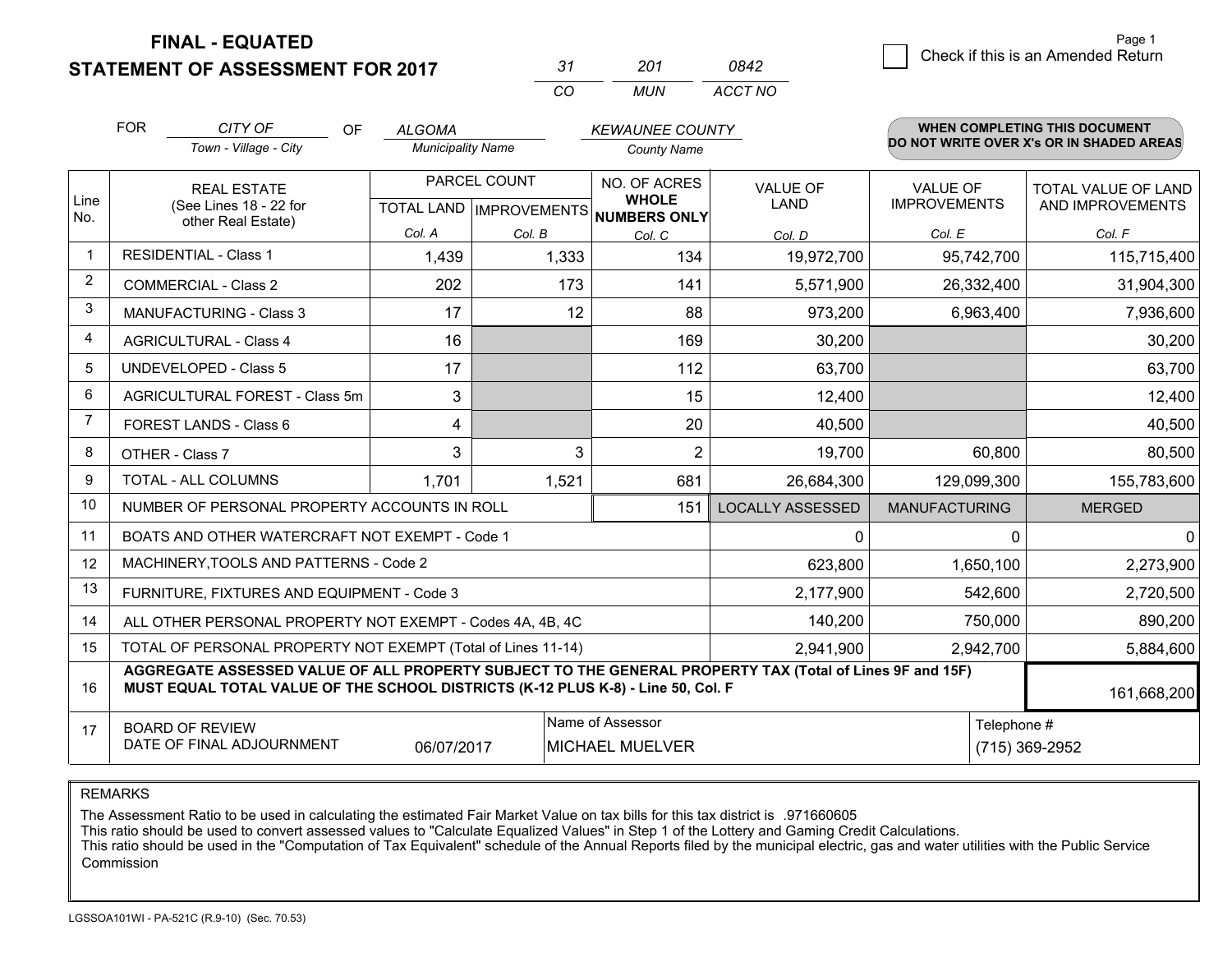# FINAL - EQUATED
# STATEMENT OF ASSESSMENT FOR 2017

| 31 | 201 | 0842 |
|---|---|---|
| CO | MUN | ACCT NO |

Check if this is an Amended Return

FOR *CITY OF* (Town - Village - City) OF *ALGOMA* (Municipality Name) *KEWAUNEE COUNTY* (County Name)

**WHEN COMPLETING THIS DOCUMENT DO NOT WRITE OVER X's OR IN SHADED AREAS**

| Line No. | REAL ESTATE (See Lines 18 - 22 for other Real Estate) | PARCEL COUNT TOTAL LAND Col. A | PARCEL COUNT IMPROVEMENTS Col. B | NO. OF ACRES WHOLE NUMBERS ONLY Col. C | VALUE OF LAND Col. D | VALUE OF IMPROVEMENTS Col. E | TOTAL VALUE OF LAND AND IMPROVEMENTS Col. F |
|---|---|---|---|---|---|---|---|
| 1 | RESIDENTIAL - Class 1 | 1,439 | 1,333 | 134 | 19,972,700 | 95,742,700 | 115,715,400 |
| 2 | COMMERCIAL - Class 2 | 202 | 173 | 141 | 5,571,900 | 26,332,400 | 31,904,300 |
| 3 | MANUFACTURING - Class 3 | 17 | 12 | 88 | 973,200 | 6,963,400 | 7,936,600 |
| 4 | AGRICULTURAL - Class 4 | 16 | | 169 | 30,200 | | 30,200 |
| 5 | UNDEVELOPED - Class 5 | 17 | | 112 | 63,700 | | 63,700 |
| 6 | AGRICULTURAL FOREST - Class 5m | 3 | | 15 | 12,400 | | 12,400 |
| 7 | FOREST LANDS - Class 6 | 4 | | 20 | 40,500 | | 40,500 |
| 8 | OTHER - Class 7 | 3 | 3 | 2 | 19,700 | 60,800 | 80,500 |
| 9 | TOTAL - ALL COLUMNS | 1,701 | 1,521 | 681 | 26,684,300 | 129,099,300 | 155,783,600 |
| 10 | NUMBER OF PERSONAL PROPERTY ACCOUNTS IN ROLL | | | 151 | LOCALLY ASSESSED | MANUFACTURING | MERGED |
| 11 | BOATS AND OTHER WATERCRAFT NOT EXEMPT - Code 1 | | | | 0 | 0 | 0 |
| 12 | MACHINERY,TOOLS AND PATTERNS - Code 2 | | | | 623,800 | 1,650,100 | 2,273,900 |
| 13 | FURNITURE, FIXTURES AND EQUIPMENT - Code 3 | | | | 2,177,900 | 542,600 | 2,720,500 |
| 14 | ALL OTHER PERSONAL PROPERTY NOT EXEMPT - Codes 4A, 4B, 4C | | | | 140,200 | 750,000 | 890,200 |
| 15 | TOTAL OF PERSONAL PROPERTY NOT EXEMPT (Total of Lines 11-14) | | | | 2,941,900 | 2,942,700 | 5,884,600 |
| 16 | **AGGREGATE ASSESSED VALUE OF ALL PROPERTY SUBJECT TO THE GENERAL PROPERTY TAX (Total of Lines 9F and 15F) MUST EQUAL TOTAL VALUE OF THE SCHOOL DISTRICTS (K-12 PLUS K-8) - Line 50, Col. F** | | | | | | 161,668,200 |
| 17 | BOARD OF REVIEW DATE OF FINAL ADJOURNMENT | 06/07/2017 | Name of Assessor | MICHAEL MUELVER | | Telephone # | (715) 369-2952 |

REMARKS

The Assessment Ratio to be used in calculating the estimated Fair Market Value on tax bills for this tax district is .971660605
This ratio should be used to convert assessed values to "Calculate Equalized Values" in Step 1 of the Lottery and Gaming Credit Calculations.
This ratio should be used in the "Computation of Tax Equivalent" schedule of the Annual Reports filed by the municipal electric, gas and water utilities with the Public Service Commission

LGSSOA101WI - PA-521C (R.9-10) (Sec. 70.53)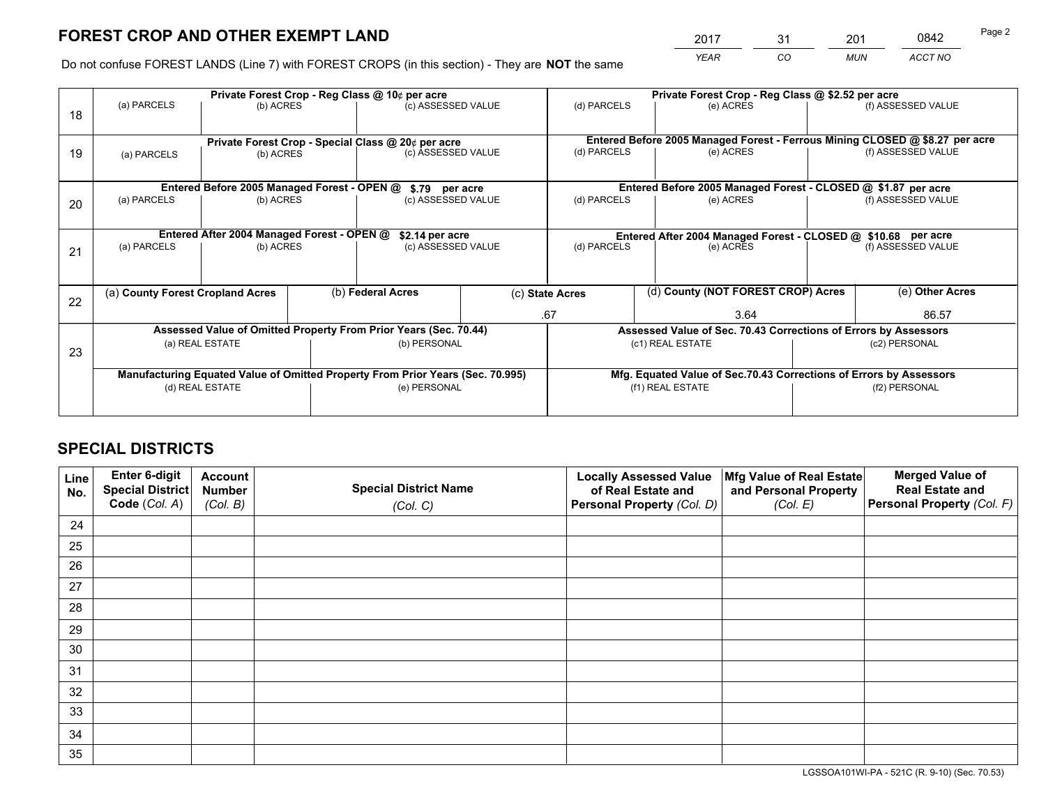# FOREST CROP AND OTHER EXEMPT LAND

| 2017 | 31 | 201 | 0842 |
|---|---|---|---|
| *YEAR* | *CO* | *MUN* | *ACCT NO* |

Page 2

Do not confuse FOREST LANDS (Line 7) with FOREST CROPS (in this section) - They are **NOT** the same

| Line | Private Forest Crop - Reg Class @ 10¢ per acre | | | Private Forest Crop - Reg Class @ $2.52 per acre | | |
|---|---|---|---|---|---|---|
| 18 | (a) PARCELS | (b) ACRES | (c) ASSESSED VALUE | (d) PARCELS | (e) ACRES | (f) ASSESSED VALUE |
| | **Private Forest Crop - Special Class @ 20¢ per acre** | | | **Entered Before 2005 Managed Forest - Ferrous Mining CLOSED @ $8.27 per acre** | | |
| 19 | (a) PARCELS | (b) ACRES | (c) ASSESSED VALUE | (d) PARCELS | (e) ACRES | (f) ASSESSED VALUE |
| | **Entered Before 2005 Managed Forest - OPEN @ $.79 per acre** | | | **Entered Before 2005 Managed Forest - CLOSED @ $1.87 per acre** | | |
| 20 | (a) PARCELS | (b) ACRES | (c) ASSESSED VALUE | (d) PARCELS | (e) ACRES | (f) ASSESSED VALUE |
| | **Entered After 2004 Managed Forest - OPEN @ $2.14 per acre** | | | **Entered After 2004 Managed Forest - CLOSED @ $10.68 per acre** | | |
| 21 | (a) PARCELS | (b) ACRES | (c) ASSESSED VALUE | (d) PARCELS | (e) ACRES | (f) ASSESSED VALUE |

| Line | (a) **County Forest Cropland Acres** | (b) **Federal Acres** | (c) **State Acres** | (d) **County (NOT FOREST CROP) Acres** | (e) **Other Acres** |
|---|---|---|---|---|---|
| 22 | | | .67 | 3.64 | 86.57 |

| Line | Assessed Value of Omitted Property From Prior Years (Sec. 70.44) | | Assessed Value of Sec. 70.43 Corrections of Errors by Assessors | |
|---|---|---|---|---|
| 23 | (a) REAL ESTATE | (b) PERSONAL | (c1) REAL ESTATE | (c2) PERSONAL |
| | **Manufacturing Equated Value of Omitted Property From Prior Years (Sec. 70.995)** | | **Mfg. Equated Value of Sec.70.43 Corrections of Errors by Assessors** | |
| | (d) REAL ESTATE | (e) PERSONAL | (f1) REAL ESTATE | (f2) PERSONAL |

# SPECIAL DISTRICTS

| Line No. | Enter 6-digit Special District Code (*Col. A*) | Account Number (*Col. B*) | Special District Name (*Col. C*) | Locally Assessed Value of Real Estate and Personal Property (*Col. D*) | Mfg Value of Real Estate and Personal Property (*Col. E*) | Merged Value of Real Estate and Personal Property (*Col. F*) |
|---|---|---|---|---|---|---|
| 24 | | | | | | |
| 25 | | | | | | |
| 26 | | | | | | |
| 27 | | | | | | |
| 28 | | | | | | |
| 29 | | | | | | |
| 30 | | | | | | |
| 31 | | | | | | |
| 32 | | | | | | |
| 33 | | | | | | |
| 34 | | | | | | |
| 35 | | | | | | |

LGSSOA101WI-PA - 521C (R. 9-10) (Sec. 70.53)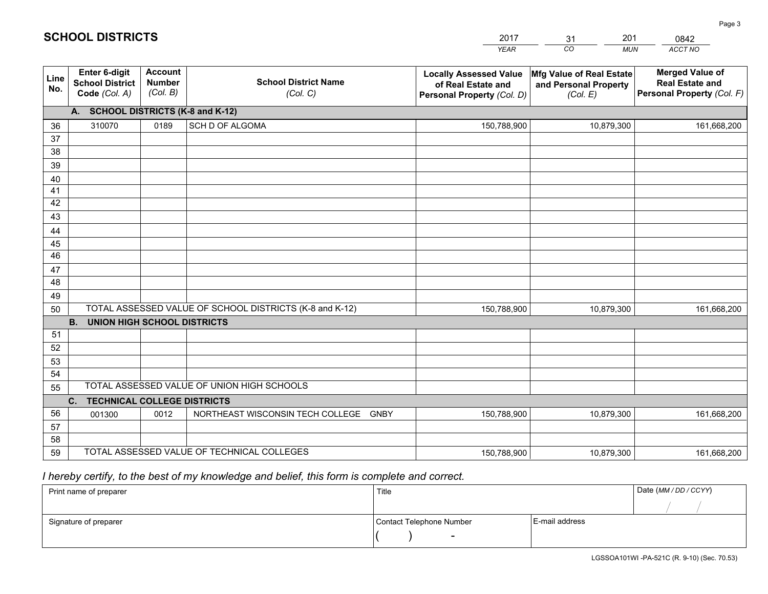# SCHOOL DISTRICTS

| 2017 | 31 | 201 | 0842 |
|---|---|---|---|
| *YEAR* | *CO* | *MUN* | *ACCT NO* |

| Line No. | Enter 6-digit School District Code *(Col. A)* | Account Number *(Col. B)* | School District Name *(Col. C)* | Locally Assessed Value of Real Estate and Personal Property *(Col. D)* | Mfg Value of Real Estate and Personal Property *(Col. E)* | Merged Value of Real Estate and Personal Property *(Col. F)* |
|---|---|---|---|---|---|---|
| | **A. SCHOOL DISTRICTS (K-8 and K-12)** | | | | | |
| 36 | 310070 | 0189 | SCH D OF ALGOMA | 150,788,900 | 10,879,300 | 161,668,200 |
| 37 | | | | | | |
| 38 | | | | | | |
| 39 | | | | | | |
| 40 | | | | | | |
| 41 | | | | | | |
| 42 | | | | | | |
| 43 | | | | | | |
| 44 | | | | | | |
| 45 | | | | | | |
| 46 | | | | | | |
| 47 | | | | | | |
| 48 | | | | | | |
| 49 | | | | | | |
| 50 | TOTAL ASSESSED VALUE OF SCHOOL DISTRICTS (K-8 and K-12) | | | 150,788,900 | 10,879,300 | 161,668,200 |
| | **B. UNION HIGH SCHOOL DISTRICTS** | | | | | |
| 51 | | | | | | |
| 52 | | | | | | |
| 53 | | | | | | |
| 54 | | | | | | |
| 55 | TOTAL ASSESSED VALUE OF UNION HIGH SCHOOLS | | | | | |
| | **C. TECHNICAL COLLEGE DISTRICTS** | | | | | |
| 56 | 001300 | 0012 | NORTHEAST WISCONSIN TECH COLLEGE GNBY | 150,788,900 | 10,879,300 | 161,668,200 |
| 57 | | | | | | |
| 58 | | | | | | |
| 59 | TOTAL ASSESSED VALUE OF TECHNICAL COLLEGES | | | 150,788,900 | 10,879,300 | 161,668,200 |

*I hereby certify, to the best of my knowledge and belief, this form is complete and correct.*

| Print name of preparer | Title | | Date *(MM / DD / CCYY)* |
|---|---|---|---|
| | | | / / |
| Signature of preparer | Contact Telephone Number | E-mail address | |
| | ( ) - | | |

LGSSOA101WI -PA-521C (R. 9-10) (Sec. 70.53)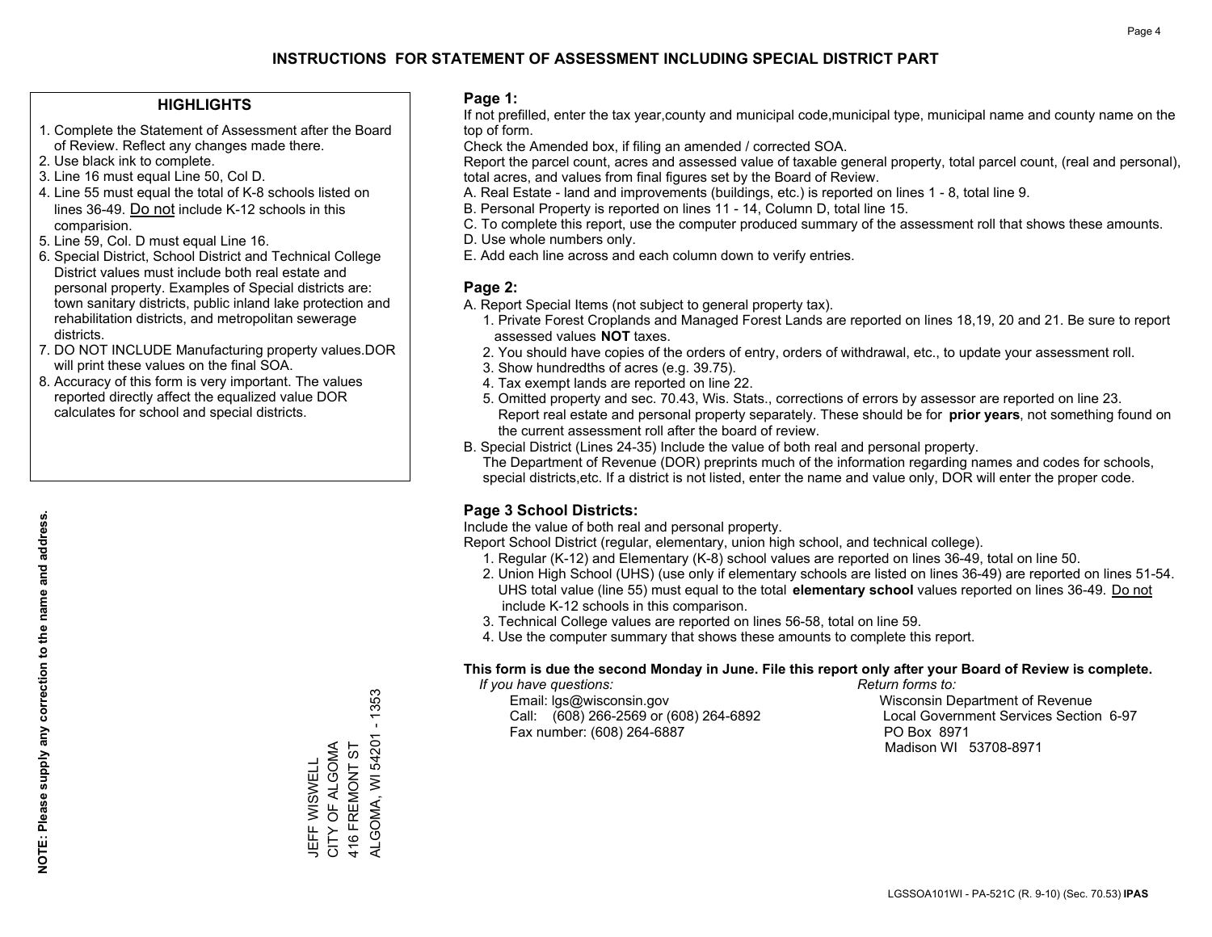# INSTRUCTIONS FOR STATEMENT OF ASSESSMENT INCLUDING SPECIAL DISTRICT PART

### HIGHLIGHTS

1. Complete the Statement of Assessment after the Board of Review. Reflect any changes made there.
2. Use black ink to complete.
3. Line 16 must equal Line 50, Col D.
4. Line 55 must equal the total of K-8 schools listed on lines 36-49. Do not include K-12 schools in this comparision.
5. Line 59, Col. D must equal Line 16.
6. Special District, School District and Technical College District values must include both real estate and personal property. Examples of Special districts are: town sanitary districts, public inland lake protection and rehabilitation districts, and metropolitan sewerage districts.
7. DO NOT INCLUDE Manufacturing property values.DOR will print these values on the final SOA.
8. Accuracy of this form is very important. The values reported directly affect the equalized value DOR calculates for school and special districts.

**NOTE: Please supply any correction to the name and address.**

JEFF WISWELL
CITY OF ALGOMA
416 FREMONT ST
ALGOMA, WI 54201 - 1353

### Page 1:

If not prefilled, enter the tax year,county and municipal code,municipal type, municipal name and county name on the top of form.

Check the Amended box, if filing an amended / corrected SOA.

Report the parcel count, acres and assessed value of taxable general property, total parcel count, (real and personal), total acres, and values from final figures set by the Board of Review.

A. Real Estate - land and improvements (buildings, etc.) is reported on lines 1 - 8, total line 9.
B. Personal Property is reported on lines 11 - 14, Column D, total line 15.
C. To complete this report, use the computer produced summary of the assessment roll that shows these amounts.
D. Use whole numbers only.
E. Add each line across and each column down to verify entries.

### Page 2:

A. Report Special Items (not subject to general property tax).
   1. Private Forest Croplands and Managed Forest Lands are reported on lines 18,19, 20 and 21. Be sure to report assessed values **NOT** taxes.
   2. You should have copies of the orders of entry, orders of withdrawal, etc., to update your assessment roll.
   3. Show hundredths of acres (e.g. 39.75).
   4. Tax exempt lands are reported on line 22.
   5. Omitted property and sec. 70.43, Wis. Stats., corrections of errors by assessor are reported on line 23. Report real estate and personal property separately. These should be for **prior years**, not something found on the current assessment roll after the board of review.
B. Special District (Lines 24-35) Include the value of both real and personal property.
   The Department of Revenue (DOR) preprints much of the information regarding names and codes for schools, special districts,etc. If a district is not listed, enter the name and value only, DOR will enter the proper code.

### Page 3 School Districts:

Include the value of both real and personal property.

Report School District (regular, elementary, union high school, and technical college).

1. Regular (K-12) and Elementary (K-8) school values are reported on lines 36-49, total on line 50.
2. Union High School (UHS) (use only if elementary schools are listed on lines 36-49) are reported on lines 51-54. UHS total value (line 55) must equal to the total **elementary school** values reported on lines 36-49. Do not include K-12 schools in this comparison.
3. Technical College values are reported on lines 56-58, total on line 59.
4. Use the computer summary that shows these amounts to complete this report.

**This form is due the second Monday in June. File this report only after your Board of Review is complete.**

*If you have questions:*
Email: lgs@wisconsin.gov
Call: (608) 266-2569 or (608) 264-6892
Fax number: (608) 264-6887

*Return forms to:*
Wisconsin Department of Revenue
Local Government Services Section 6-97
PO Box 8971
Madison WI 53708-8971

LGSSOA101WI - PA-521C (R. 9-10) (Sec. 70.53) **IPAS**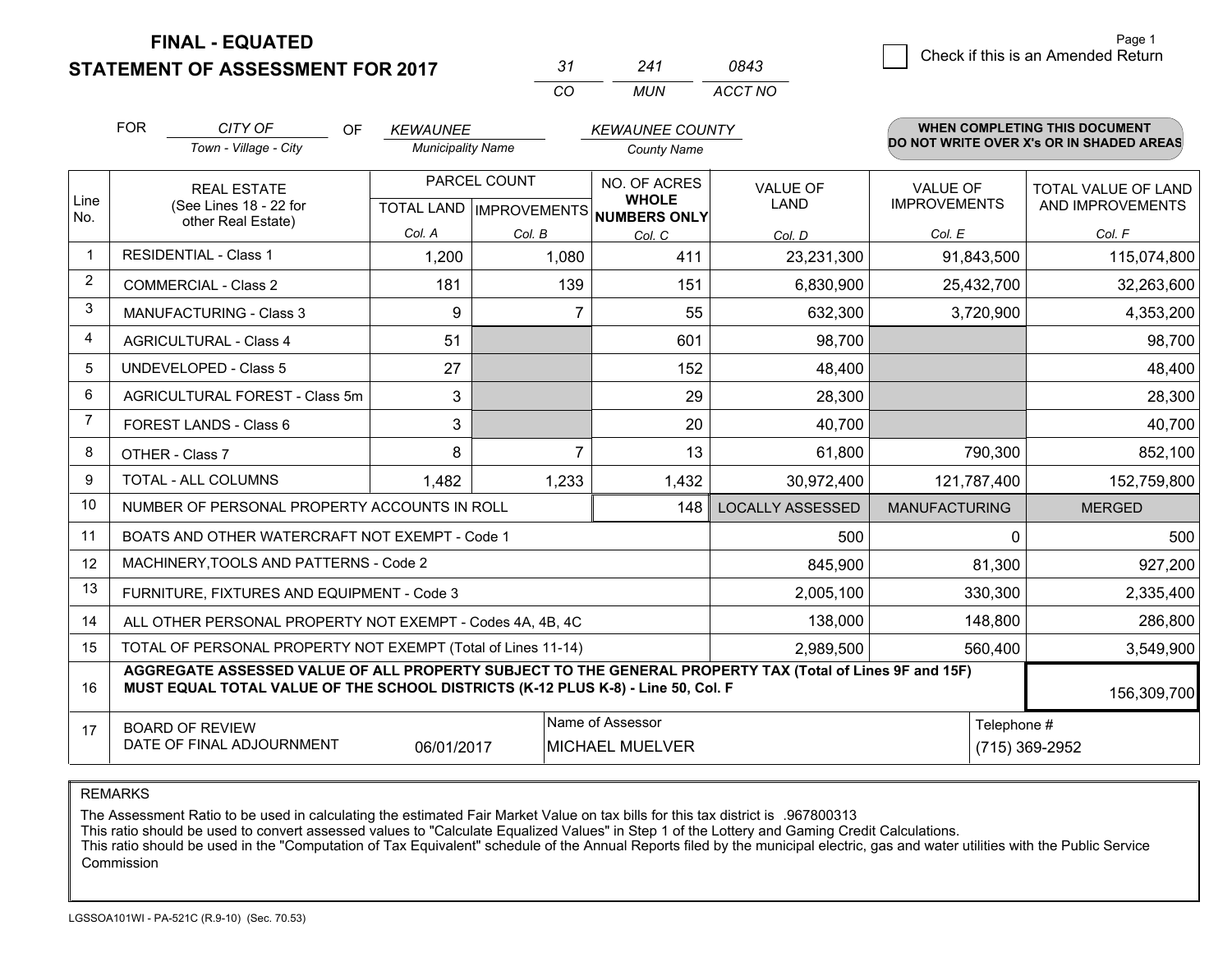**FINAL - EQUATED**
**STATEMENT OF ASSESSMENT FOR 2017**

| 31 | 241 | 0843 |
|---|---|---|
| CO | MUN | ACCT NO |

☐ Check if this is an Amended Return

FOR *CITY OF* (Town - Village - City) OF *KEWAUNEE* (Municipality Name) *KEWAUNEE COUNTY* (County Name)

**WHEN COMPLETING THIS DOCUMENT DO NOT WRITE OVER X's OR IN SHADED AREAS**

| Line No. | REAL ESTATE (See Lines 18 - 22 for other Real Estate) | PARCEL COUNT TOTAL LAND Col. A | PARCEL COUNT IMPROVEMENTS Col. B | NO. OF ACRES WHOLE NUMBERS ONLY Col. C | VALUE OF LAND Col. D | VALUE OF IMPROVEMENTS Col. E | TOTAL VALUE OF LAND AND IMPROVEMENTS Col. F |
|---|---|---|---|---|---|---|---|
| 1 | RESIDENTIAL - Class 1 | 1,200 | 1,080 | 411 | 23,231,300 | 91,843,500 | 115,074,800 |
| 2 | COMMERCIAL - Class 2 | 181 | 139 | 151 | 6,830,900 | 25,432,700 | 32,263,600 |
| 3 | MANUFACTURING - Class 3 | 9 | 7 | 55 | 632,300 | 3,720,900 | 4,353,200 |
| 4 | AGRICULTURAL - Class 4 | 51 | | 601 | 98,700 | | 98,700 |
| 5 | UNDEVELOPED - Class 5 | 27 | | 152 | 48,400 | | 48,400 |
| 6 | AGRICULTURAL FOREST - Class 5m | 3 | | 29 | 28,300 | | 28,300 |
| 7 | FOREST LANDS - Class 6 | 3 | | 20 | 40,700 | | 40,700 |
| 8 | OTHER - Class 7 | 8 | 7 | 13 | 61,800 | 790,300 | 852,100 |
| 9 | TOTAL - ALL COLUMNS | 1,482 | 1,233 | 1,432 | 30,972,400 | 121,787,400 | 152,759,800 |
| 10 | NUMBER OF PERSONAL PROPERTY ACCOUNTS IN ROLL | | | 148 | LOCALLY ASSESSED | MANUFACTURING | MERGED |
| 11 | BOATS AND OTHER WATERCRAFT NOT EXEMPT - Code 1 | | | | 500 | 0 | 500 |
| 12 | MACHINERY,TOOLS AND PATTERNS - Code 2 | | | | 845,900 | 81,300 | 927,200 |
| 13 | FURNITURE, FIXTURES AND EQUIPMENT - Code 3 | | | | 2,005,100 | 330,300 | 2,335,400 |
| 14 | ALL OTHER PERSONAL PROPERTY NOT EXEMPT - Codes 4A, 4B, 4C | | | | 138,000 | 148,800 | 286,800 |
| 15 | TOTAL OF PERSONAL PROPERTY NOT EXEMPT (Total of Lines 11-14) | | | | 2,989,500 | 560,400 | 3,549,900 |
| 16 | **AGGREGATE ASSESSED VALUE OF ALL PROPERTY SUBJECT TO THE GENERAL PROPERTY TAX (Total of Lines 9F and 15F) MUST EQUAL TOTAL VALUE OF THE SCHOOL DISTRICTS (K-12 PLUS K-8) - Line 50, Col. F** | | | | | | 156,309,700 |
| 17 | BOARD OF REVIEW DATE OF FINAL ADJOURNMENT | 06/01/2017 | Name of Assessor | MICHAEL MUELVER | | Telephone # | (715) 369-2952 |

REMARKS

The Assessment Ratio to be used in calculating the estimated Fair Market Value on tax bills for this tax district is .967800313
This ratio should be used to convert assessed values to "Calculate Equalized Values" in Step 1 of the Lottery and Gaming Credit Calculations.
This ratio should be used in the "Computation of Tax Equivalent" schedule of the Annual Reports filed by the municipal electric, gas and water utilities with the Public Service Commission

LGSSOA101WI - PA-521C (R.9-10) (Sec. 70.53)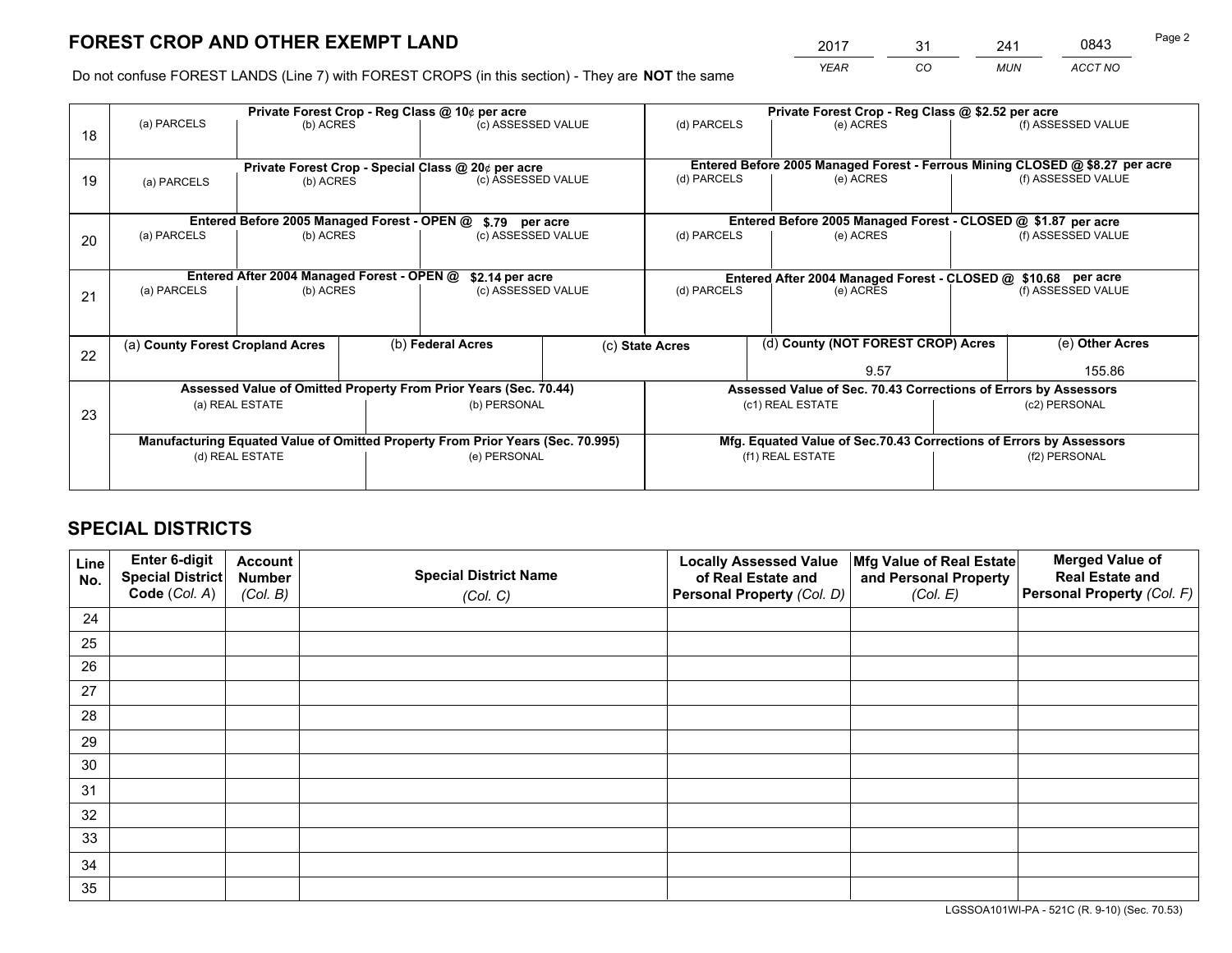# FOREST CROP AND OTHER EXEMPT LAND

| 2017 | 31 | 241 | 0843 |
|---|---|---|---|
| *YEAR* | *CO* | *MUN* | *ACCT NO* |

Do not confuse FOREST LANDS (Line 7) with FOREST CROPS (in this section) - They are **NOT** the same

| Line | Private Forest Crop - Reg Class @ 10¢ per acre | | | Private Forest Crop - Reg Class @ $2.52 per acre | | |
|---|---|---|---|---|---|---|
| | (a) PARCELS | (b) ACRES | (c) ASSESSED VALUE | (d) PARCELS | (e) ACRES | (f) ASSESSED VALUE |
| 18 | | | | | | |
| | **Private Forest Crop - Special Class @ 20¢ per acre** | | | **Entered Before 2005 Managed Forest - Ferrous Mining CLOSED @ $8.27 per acre** | | |
| 19 | (a) PARCELS | (b) ACRES | (c) ASSESSED VALUE | (d) PARCELS | (e) ACRES | (f) ASSESSED VALUE |
| | **Entered Before 2005 Managed Forest - OPEN @ $.79 per acre** | | | **Entered Before 2005 Managed Forest - CLOSED @ $1.87 per acre** | | |
| 20 | (a) PARCELS | (b) ACRES | (c) ASSESSED VALUE | (d) PARCELS | (e) ACRES | (f) ASSESSED VALUE |
| | **Entered After 2004 Managed Forest - OPEN @ $2.14 per acre** | | | **Entered After 2004 Managed Forest - CLOSED @ $10.68 per acre** | | |
| 21 | (a) PARCELS | (b) ACRES | (c) ASSESSED VALUE | (d) PARCELS | (e) ACRES | (f) ASSESSED VALUE |

| Line | (a) County Forest Cropland Acres | (b) Federal Acres | (c) State Acres | (d) County (NOT FOREST CROP) Acres | (e) Other Acres |
|---|---|---|---|---|---|
| 22 | | | | 9.57 | 155.86 |

| Line | Assessed Value of Omitted Property From Prior Years (Sec. 70.44) | | Assessed Value of Sec. 70.43 Corrections of Errors by Assessors | |
|---|---|---|---|---|
| 23 | (a) REAL ESTATE | (b) PERSONAL | (c1) REAL ESTATE | (c2) PERSONAL |
| | **Manufacturing Equated Value of Omitted Property From Prior Years (Sec. 70.995)** | | **Mfg. Equated Value of Sec.70.43 Corrections of Errors by Assessors** | |
| | (d) REAL ESTATE | (e) PERSONAL | (f1) REAL ESTATE | (f2) PERSONAL |

# SPECIAL DISTRICTS

| Line No. | Enter 6-digit Special District Code (Col. A) | Account Number (Col. B) | Special District Name (Col. C) | Locally Assessed Value of Real Estate and Personal Property (Col. D) | Mfg Value of Real Estate and Personal Property (Col. E) | Merged Value of Real Estate and Personal Property (Col. F) |
|---|---|---|---|---|---|---|
| 24 | | | | | | |
| 25 | | | | | | |
| 26 | | | | | | |
| 27 | | | | | | |
| 28 | | | | | | |
| 29 | | | | | | |
| 30 | | | | | | |
| 31 | | | | | | |
| 32 | | | | | | |
| 33 | | | | | | |
| 34 | | | | | | |
| 35 | | | | | | |

LGSSOA101WI-PA - 521C (R. 9-10) (Sec. 70.53)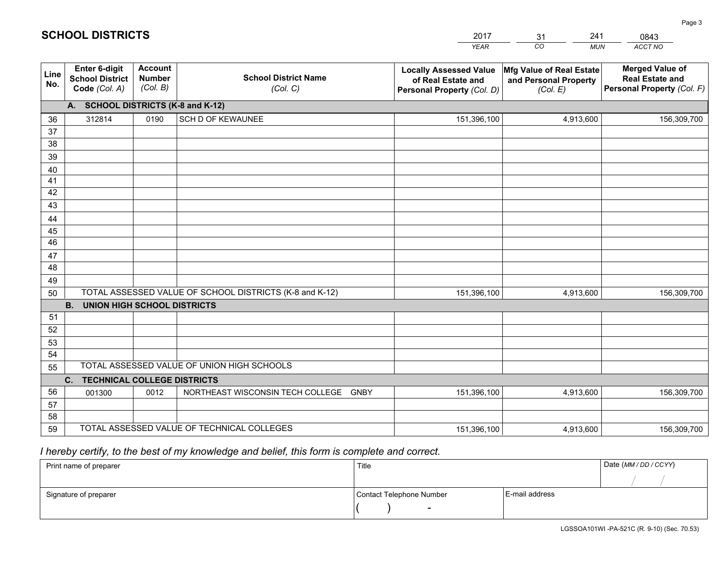## SCHOOL DISTRICTS

| 2017 | 31 | 241 | 0843 |
|---|---|---|---|
| *YEAR* | *CO* | *MUN* | *ACCT NO* |

| Line No. | Enter 6-digit School District Code *(Col. A)* | Account Number *(Col. B)* | School District Name *(Col. C)* | Locally Assessed Value of Real Estate and Personal Property *(Col. D)* | Mfg Value of Real Estate and Personal Property *(Col. E)* | Merged Value of Real Estate and Personal Property *(Col. F)* |
|---|---|---|---|---|---|---|
| **A. SCHOOL DISTRICTS (K-8 and K-12)** | | | | | | |
| 36 | 312814 | 0190 | SCH D OF KEWAUNEE | 151,396,100 | 4,913,600 | 156,309,700 |
| 37 | | | | | | |
| 38 | | | | | | |
| 39 | | | | | | |
| 40 | | | | | | |
| 41 | | | | | | |
| 42 | | | | | | |
| 43 | | | | | | |
| 44 | | | | | | |
| 45 | | | | | | |
| 46 | | | | | | |
| 47 | | | | | | |
| 48 | | | | | | |
| 49 | | | | | | |
| 50 | TOTAL ASSESSED VALUE OF SCHOOL DISTRICTS (K-8 and K-12) | | | 151,396,100 | 4,913,600 | 156,309,700 |
| **B. UNION HIGH SCHOOL DISTRICTS** | | | | | | |
| 51 | | | | | | |
| 52 | | | | | | |
| 53 | | | | | | |
| 54 | | | | | | |
| 55 | TOTAL ASSESSED VALUE OF UNION HIGH SCHOOLS | | | | | |
| **C. TECHNICAL COLLEGE DISTRICTS** | | | | | | |
| 56 | 001300 | 0012 | NORTHEAST WISCONSIN TECH COLLEGE GNBY | 151,396,100 | 4,913,600 | 156,309,700 |
| 57 | | | | | | |
| 58 | | | | | | |
| 59 | TOTAL ASSESSED VALUE OF TECHNICAL COLLEGES | | | 151,396,100 | 4,913,600 | 156,309,700 |

*I hereby certify, to the best of my knowledge and belief, this form is complete and correct.*

| Print name of preparer | Title | | Date *(MM / DD / CCYY)* |
|---|---|---|---|
| | | | / / |
| Signature of preparer | Contact Telephone Number | E-mail address | |
| | ( ) - | | |

LGSSOA101WI -PA-521C (R. 9-10) (Sec. 70.53)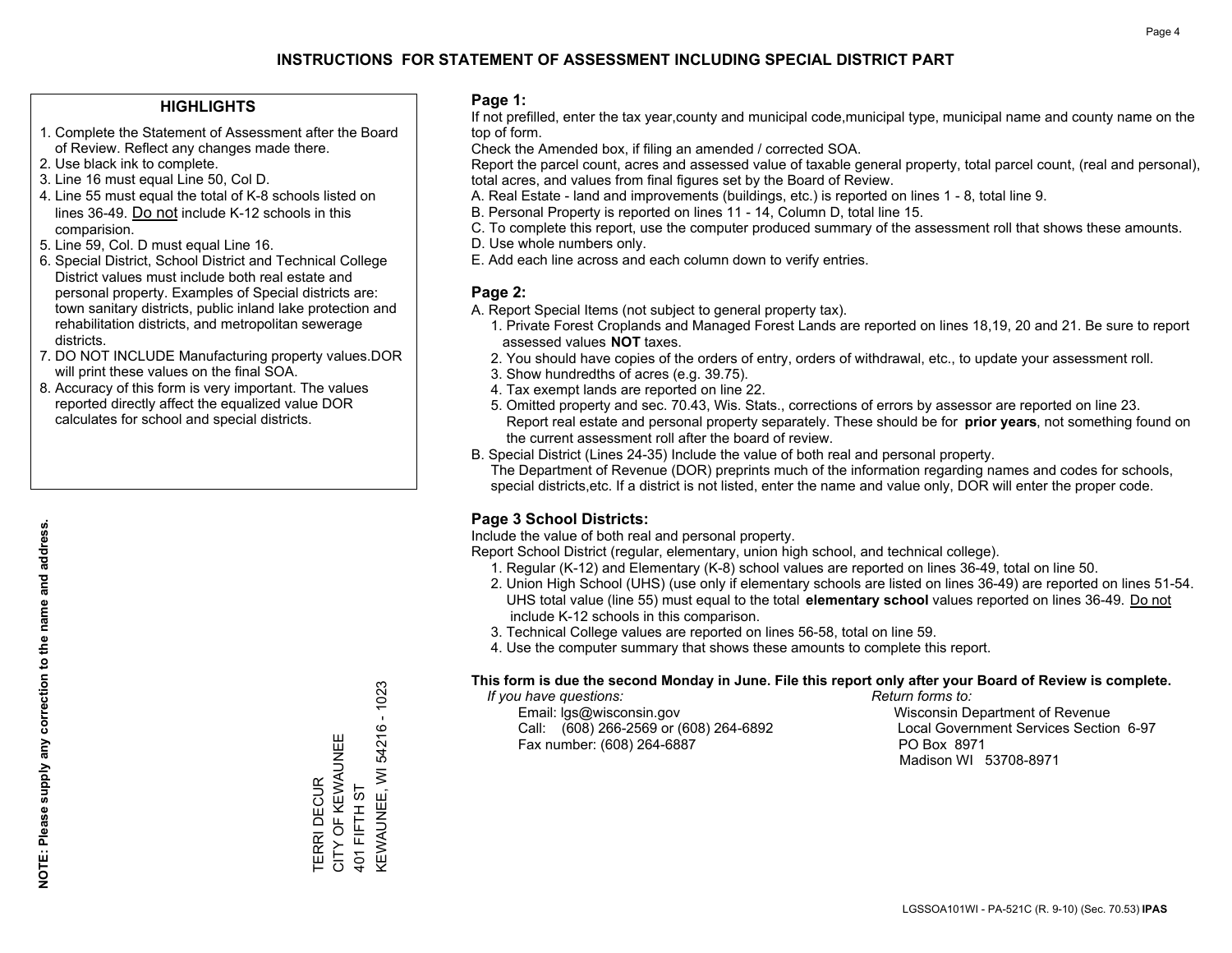## INSTRUCTIONS FOR STATEMENT OF ASSESSMENT INCLUDING SPECIAL DISTRICT PART

### HIGHLIGHTS

1. Complete the Statement of Assessment after the Board of Review. Reflect any changes made there.
2. Use black ink to complete.
3. Line 16 must equal Line 50, Col D.
4. Line 55 must equal the total of K-8 schools listed on lines 36-49. Do not include K-12 schools in this comparision.
5. Line 59, Col. D must equal Line 16.
6. Special District, School District and Technical College District values must include both real estate and personal property. Examples of Special districts are: town sanitary districts, public inland lake protection and rehabilitation districts, and metropolitan sewerage districts.
7. DO NOT INCLUDE Manufacturing property values.DOR will print these values on the final SOA.
8. Accuracy of this form is very important. The values reported directly affect the equalized value DOR calculates for school and special districts.

**NOTE: Please supply any correction to the name and address.**

TERRI DECUR
CITY OF KEWAUNEE
401 FIFTH ST
KEWAUNEE, WI 54216 - 1023

### Page 1:

If not prefilled, enter the tax year,county and municipal code,municipal type, municipal name and county name on the top of form.

Check the Amended box, if filing an amended / corrected SOA.

Report the parcel count, acres and assessed value of taxable general property, total parcel count, (real and personal), total acres, and values from final figures set by the Board of Review.

A. Real Estate - land and improvements (buildings, etc.) is reported on lines 1 - 8, total line 9.
B. Personal Property is reported on lines 11 - 14, Column D, total line 15.
C. To complete this report, use the computer produced summary of the assessment roll that shows these amounts.
D. Use whole numbers only.
E. Add each line across and each column down to verify entries.

### Page 2:

A. Report Special Items (not subject to general property tax).
   1. Private Forest Croplands and Managed Forest Lands are reported on lines 18,19, 20 and 21. Be sure to report assessed values **NOT** taxes.
   2. You should have copies of the orders of entry, orders of withdrawal, etc., to update your assessment roll.
   3. Show hundredths of acres (e.g. 39.75).
   4. Tax exempt lands are reported on line 22.
   5. Omitted property and sec. 70.43, Wis. Stats., corrections of errors by assessor are reported on line 23. Report real estate and personal property separately. These should be for **prior years**, not something found on the current assessment roll after the board of review.
B. Special District (Lines 24-35) Include the value of both real and personal property.
   The Department of Revenue (DOR) preprints much of the information regarding names and codes for schools, special districts,etc. If a district is not listed, enter the name and value only, DOR will enter the proper code.

### Page 3 School Districts:

Include the value of both real and personal property.

Report School District (regular, elementary, union high school, and technical college).

1. Regular (K-12) and Elementary (K-8) school values are reported on lines 36-49, total on line 50.
2. Union High School (UHS) (use only if elementary schools are listed on lines 36-49) are reported on lines 51-54. UHS total value (line 55) must equal to the total **elementary school** values reported on lines 36-49. Do not include K-12 schools in this comparison.
3. Technical College values are reported on lines 56-58, total on line 59.
4. Use the computer summary that shows these amounts to complete this report.

**This form is due the second Monday in June. File this report only after your Board of Review is complete.**

*If you have questions:*
Email: lgs@wisconsin.gov
Call: (608) 266-2569 or (608) 264-6892
Fax number: (608) 264-6887

*Return forms to:*
Wisconsin Department of Revenue
Local Government Services Section 6-97
PO Box 8971
Madison WI 53708-8971

LGSSOA101WI - PA-521C (R. 9-10) (Sec. 70.53) **IPAS**